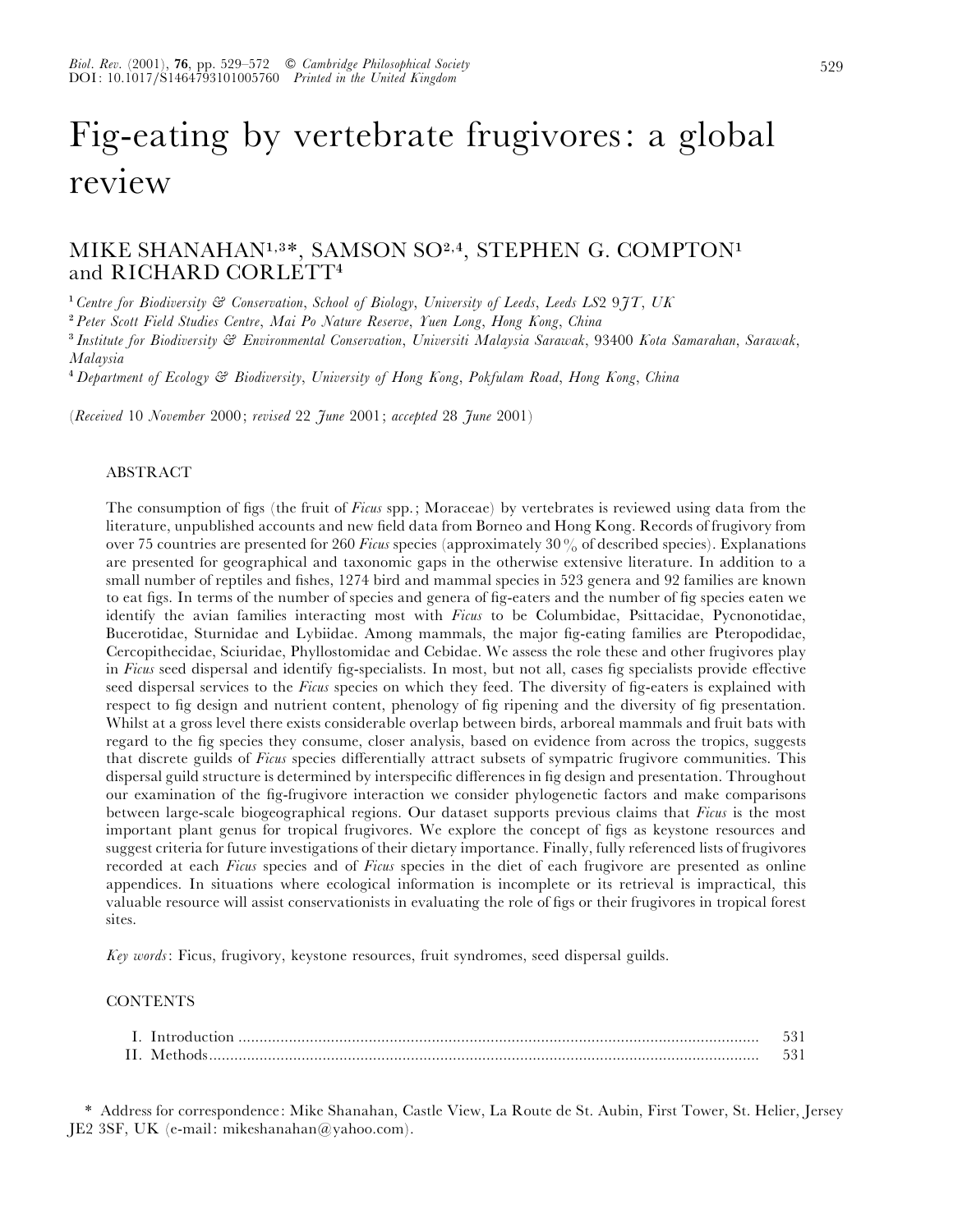# Fig-eating by vertebrate frugivores: a global review

MIKE SHANAHAN[1,3]*, SAMSON SO[2,4], STEPHEN G. COMPTON[1] and RICHARD CORLETT[4]

[1] *Centre for Biodiversity & Conservation, School of Biology, University of Leeds, Leeds LS2 9JT, UK*

[2] *Peter Scott Field Studies Centre, Mai Po Nature Reserve, Yuen Long, Hong Kong, China*

[3] *Institute for Biodiversity & Environmental Conservation, Universiti Malaysia Sarawak, 93400 Kota Samarahan, Sarawak, Malaysia*

[4] *Department of Ecology & Biodiversity, University of Hong Kong, Pokfulam Road, Hong Kong, China*

(*Received* 10 *November* 2000; *revised* 22 *June* 2001; *accepted* 28 *June* 2001)

## ABSTRACT

The consumption of figs (the fruit of *Ficus* spp.; Moraceae) by vertebrates is reviewed using data from the literature, unpublished accounts and new field data from Borneo and Hong Kong. Records of frugivory from over 75 countries are presented for 260 *Ficus* species (approximately 30% of described species). Explanations are presented for geographical and taxonomic gaps in the otherwise extensive literature. In addition to a small number of reptiles and fishes, 1274 bird and mammal species in 523 genera and 92 families are known to eat figs. In terms of the number of species and genera of fig-eaters and the number of fig species eaten we identify the avian families interacting most with *Ficus* to be Columbidae, Psittacidae, Pycnonotidae, Bucerotidae, Sturnidae and Lybiidae. Among mammals, the major fig-eating families are Pteropodidae, Cercopithecidae, Sciuridae, Phyllostomidae and Cebidae. We assess the role these and other frugivores play in *Ficus* seed dispersal and identify fig-specialists. In most, but not all, cases fig specialists provide effective seed dispersal services to the *Ficus* species on which they feed. The diversity of fig-eaters is explained with respect to fig design and nutrient content, phenology of fig ripening and the diversity of fig presentation. Whilst at a gross level there exists considerable overlap between birds, arboreal mammals and fruit bats with regard to the fig species they consume, closer analysis, based on evidence from across the tropics, suggests that discrete guilds of *Ficus* species differentially attract subsets of sympatric frugivore communities. This dispersal guild structure is determined by interspecific differences in fig design and presentation. Throughout our examination of the fig-frugivore interaction we consider phylogenetic factors and make comparisons between large-scale biogeographical regions. Our dataset supports previous claims that *Ficus* is the most important plant genus for tropical frugivores. We explore the concept of figs as keystone resources and suggest criteria for future investigations of their dietary importance. Finally, fully referenced lists of frugivores recorded at each *Ficus* species and of *Ficus* species in the diet of each frugivore are presented as online appendices. In situations where ecological information is incomplete or its retrieval is impractical, this valuable resource will assist conservationists in evaluating the role of figs or their frugivores in tropical forest sites.

*Key words*: Ficus, frugivory, keystone resources, fruit syndromes, seed dispersal guilds.

## CONTENTS

| | |
|---|---|
| I. Introduction | 531 |
| II. Methods | 531 |

\* Address for correspondence: Mike Shanahan, Castle View, La Route de St. Aubin, First Tower, St. Helier, Jersey JE2 3SF, UK (e-mail: mikeshanahan@yahoo.com).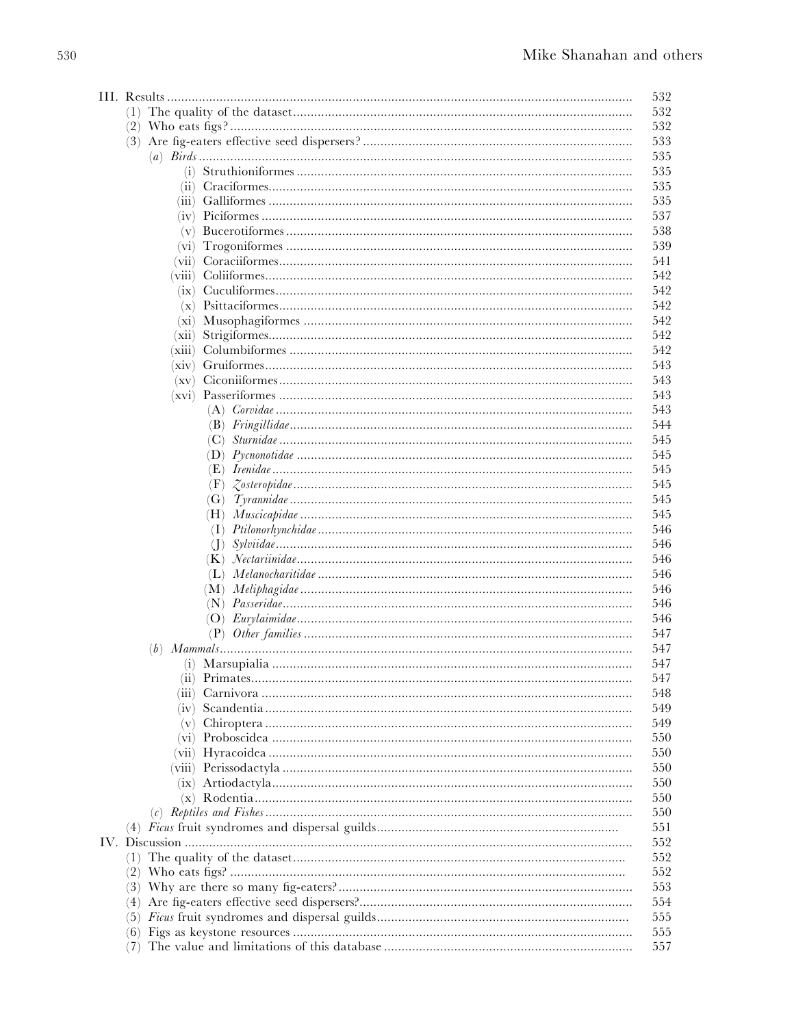- III. Results ..... 532
  - (1) The quality of the dataset ..... 532
  - (2) Who eats figs? ..... 532
  - (3) Are fig-eaters effective seed dispersers? ..... 533
    - (*a*) *Birds* ..... 535
      - (i) Struthioniformes ..... 535
      - (ii) Craciformes ..... 535
      - (iii) Galliformes ..... 535
      - (iv) Piciformes ..... 537
      - (v) Bucerotiformes ..... 538
      - (vi) Trogoniformes ..... 539
      - (vii) Coraciiformes ..... 541
      - (viii) Coliiformes ..... 542
      - (ix) Cuculiformes ..... 542
      - (x) Psittaciformes ..... 542
      - (xi) Musophagiformes ..... 542
      - (xii) Strigiformes ..... 542
      - (xiii) Columbiformes ..... 542
      - (xiv) Gruiformes ..... 543
      - (xv) Ciconiiformes ..... 543
      - (xvi) Passeriformes ..... 543
        - (A) *Corvidae* ..... 543
        - (B) *Fringillidae* ..... 544
        - (C) *Sturnidae* ..... 545
        - (D) *Pycnonotidae* ..... 545
        - (E) *Irenidae* ..... 545
        - (F) *Zosteropidae* ..... 545
        - (G) *Tyrannidae* ..... 545
        - (H) *Muscicapidae* ..... 545
        - (I) *Ptilonorhynchidae* ..... 546
        - (J) *Sylviidae* ..... 546
        - (K) *Nectariinidae* ..... 546
        - (L) *Melanocharitidae* ..... 546
        - (M) *Meliphagidae* ..... 546
        - (N) *Passeridae* ..... 546
        - (O) *Eurylaimidae* ..... 546
        - (P) *Other families* ..... 547
    - (*b*) *Mammals* ..... 547
      - (i) Marsupialia ..... 547
      - (ii) Primates ..... 547
      - (iii) Carnivora ..... 548
      - (iv) Scandentia ..... 549
      - (v) Chiroptera ..... 549
      - (vi) Proboscidea ..... 550
      - (vii) Hyracoidea ..... 550
      - (viii) Perissodactyla ..... 550
      - (ix) Artiodactyla ..... 550
      - (x) Rodentia ..... 550
    - (*c*) *Reptiles and Fishes* ..... 550
  - (4) *Ficus* fruit syndromes and dispersal guilds ..... 551
- IV. Discussion ..... 552
  - (1) The quality of the dataset ..... 552
  - (2) Who eats figs? ..... 552
  - (3) Why are there so many fig-eaters? ..... 553
  - (4) Are fig-eaters effective seed dispersers? ..... 554
  - (5) *Ficus* fruit syndromes and dispersal guilds ..... 555
  - (6) Figs as keystone resources ..... 555
  - (7) The value and limitations of this database ..... 557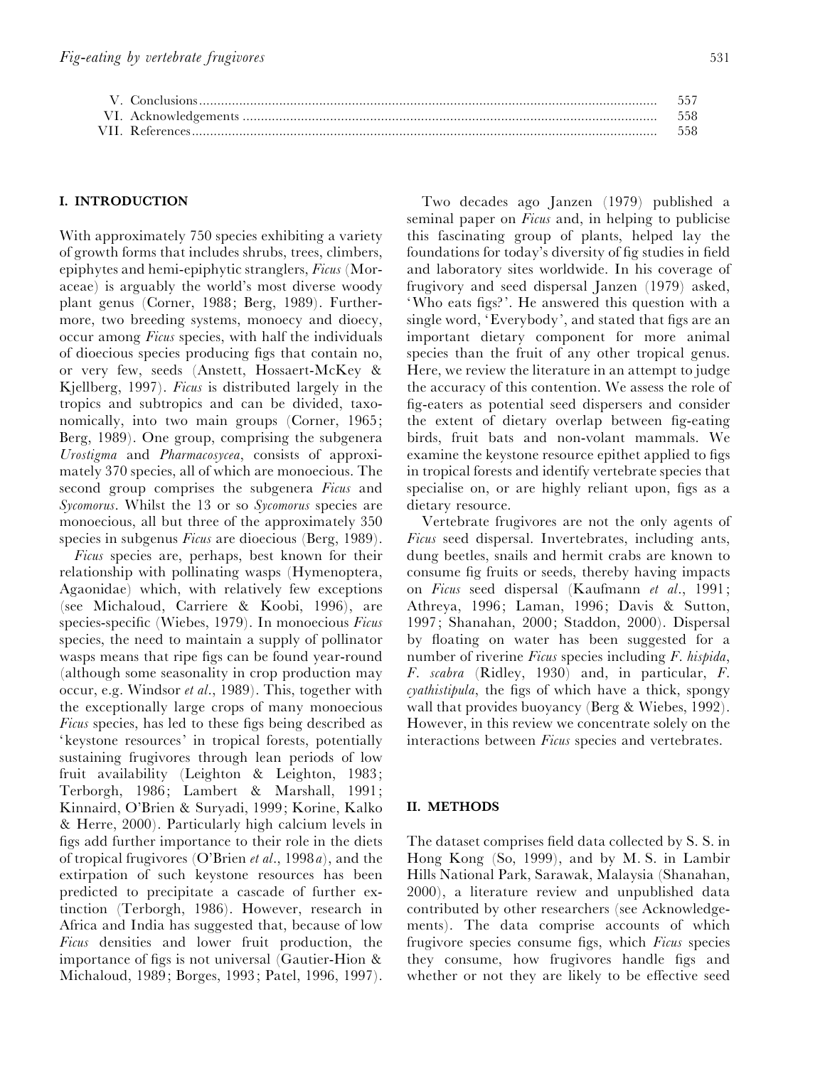| | |
|---|---|
| V. Conclusions | 557 |
| VI. Acknowledgements | 558 |
| VII. References | 558 |

## I. INTRODUCTION

With approximately 750 species exhibiting a variety of growth forms that includes shrubs, trees, climbers, epiphytes and hemi-epiphytic stranglers, *Ficus* (Moraceae) is arguably the world's most diverse woody plant genus (Corner, 1988; Berg, 1989). Furthermore, two breeding systems, monoecy and dioecy, occur among *Ficus* species, with half the individuals of dioecious species producing figs that contain no, or very few, seeds (Anstett, Hossaert-McKey & Kjellberg, 1997). *Ficus* is distributed largely in the tropics and subtropics and can be divided, taxonomically, into two main groups (Corner, 1965; Berg, 1989). One group, comprising the subgenera *Urostigma* and *Pharmacosycea*, consists of approximately 370 species, all of which are monoecious. The second group comprises the subgenera *Ficus* and *Sycomorus*. Whilst the 13 or so *Sycomorus* species are monoecious, all but three of the approximately 350 species in subgenus *Ficus* are dioecious (Berg, 1989).

*Ficus* species are, perhaps, best known for their relationship with pollinating wasps (Hymenoptera, Agaonidae) which, with relatively few exceptions (see Michaloud, Carriere & Koobi, 1996), are species-specific (Wiebes, 1979). In monoecious *Ficus* species, the need to maintain a supply of pollinator wasps means that ripe figs can be found year-round (although some seasonality in crop production may occur, e.g. Windsor *et al*., 1989). This, together with the exceptionally large crops of many monoecious *Ficus* species, has led to these figs being described as 'keystone resources' in tropical forests, potentially sustaining frugivores through lean periods of low fruit availability (Leighton & Leighton, 1983; Terborgh, 1986; Lambert & Marshall, 1991; Kinnaird, O'Brien & Suryadi, 1999; Korine, Kalko & Herre, 2000). Particularly high calcium levels in figs add further importance to their role in the diets of tropical frugivores (O'Brien *et al*., 1998*a*), and the extirpation of such keystone resources has been predicted to precipitate a cascade of further extinction (Terborgh, 1986). However, research in Africa and India has suggested that, because of low *Ficus* densities and lower fruit production, the importance of figs is not universal (Gautier-Hion & Michaloud, 1989; Borges, 1993; Patel, 1996, 1997).

Two decades ago Janzen (1979) published a seminal paper on *Ficus* and, in helping to publicise this fascinating group of plants, helped lay the foundations for today's diversity of fig studies in field and laboratory sites worldwide. In his coverage of frugivory and seed dispersal Janzen (1979) asked, 'Who eats figs?'. He answered this question with a single word, 'Everybody', and stated that figs are an important dietary component for more animal species than the fruit of any other tropical genus. Here, we review the literature in an attempt to judge the accuracy of this contention. We assess the role of fig-eaters as potential seed dispersers and consider the extent of dietary overlap between fig-eating birds, fruit bats and non-volant mammals. We examine the keystone resource epithet applied to figs in tropical forests and identify vertebrate species that specialise on, or are highly reliant upon, figs as a dietary resource.

Vertebrate frugivores are not the only agents of *Ficus* seed dispersal. Invertebrates, including ants, dung beetles, snails and hermit crabs are known to consume fig fruits or seeds, thereby having impacts on *Ficus* seed dispersal (Kaufmann *et al*., 1991; Athreya, 1996; Laman, 1996; Davis & Sutton, 1997; Shanahan, 2000; Staddon, 2000). Dispersal by floating on water has been suggested for a number of riverine *Ficus* species including *F. hispida*, *F. scabra* (Ridley, 1930) and, in particular, *F. cyathistipula*, the figs of which have a thick, spongy wall that provides buoyancy (Berg & Wiebes, 1992). However, in this review we concentrate solely on the interactions between *Ficus* species and vertebrates.

## II. METHODS

The dataset comprises field data collected by S. S. in Hong Kong (So, 1999), and by M. S. in Lambir Hills National Park, Sarawak, Malaysia (Shanahan, 2000), a literature review and unpublished data contributed by other researchers (see Acknowledgements). The data comprise accounts of which frugivore species consume figs, which *Ficus* species they consume, how frugivores handle figs and whether or not they are likely to be effective seed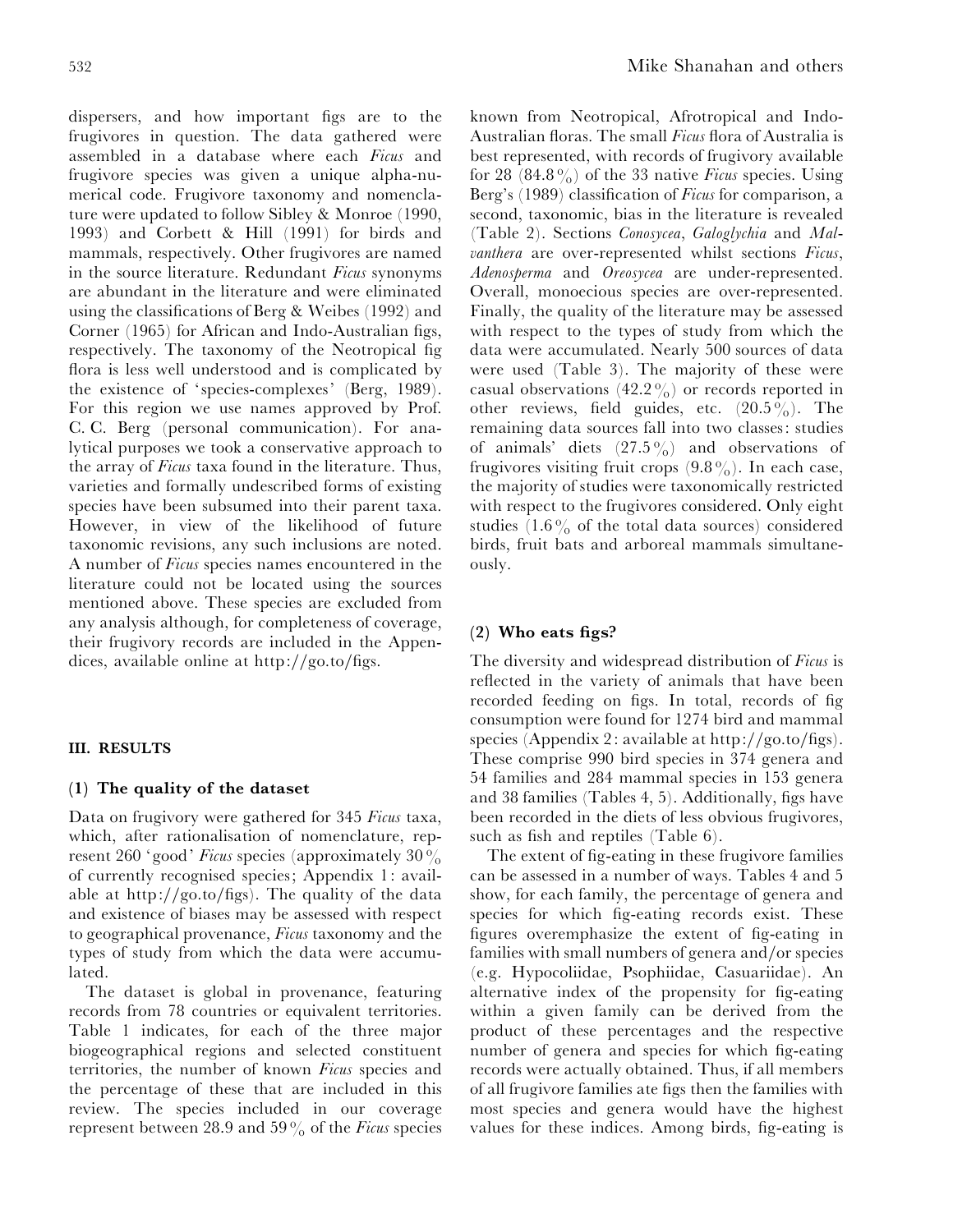dispersers, and how important figs are to the frugivores in question. The data gathered were assembled in a database where each *Ficus* and frugivore species was given a unique alpha-numerical code. Frugivore taxonomy and nomenclature were updated to follow Sibley & Monroe (1990, 1993) and Corbett & Hill (1991) for birds and mammals, respectively. Other frugivores are named in the source literature. Redundant *Ficus* synonyms are abundant in the literature and were eliminated using the classifications of Berg & Weibes (1992) and Corner (1965) for African and Indo-Australian figs, respectively. The taxonomy of the Neotropical fig flora is less well understood and is complicated by the existence of 'species-complexes' (Berg, 1989). For this region we use names approved by Prof. C. C. Berg (personal communication). For analytical purposes we took a conservative approach to the array of *Ficus* taxa found in the literature. Thus, varieties and formally undescribed forms of existing species have been subsumed into their parent taxa. However, in view of the likelihood of future taxonomic revisions, any such inclusions are noted. A number of *Ficus* species names encountered in the literature could not be located using the sources mentioned above. These species are excluded from any analysis although, for completeness of coverage, their frugivory records are included in the Appendices, available online at http://go.to/figs.

## III. RESULTS

### (1) The quality of the dataset

Data on frugivory were gathered for 345 *Ficus* taxa, which, after rationalisation of nomenclature, represent 260 'good' *Ficus* species (approximately 30% of currently recognised species; Appendix 1: available at http://go.to/figs). The quality of the data and existence of biases may be assessed with respect to geographical provenance, *Ficus* taxonomy and the types of study from which the data were accumulated.

The dataset is global in provenance, featuring records from 78 countries or equivalent territories. Table 1 indicates, for each of the three major biogeographical regions and selected constituent territories, the number of known *Ficus* species and the percentage of these that are included in this review. The species included in our coverage represent between 28.9 and 59% of the *Ficus* species known from Neotropical, Afrotropical and Indo-Australian floras. The small *Ficus* flora of Australia is best represented, with records of frugivory available for 28 (84.8%) of the 33 native *Ficus* species. Using Berg's (1989) classification of *Ficus* for comparison, a second, taxonomic, bias in the literature is revealed (Table 2). Sections *Conosycea*, *Galoglychia* and *Malvanthera* are over-represented whilst sections *Ficus*, *Adenosperma* and *Oreosycea* are under-represented. Overall, monoecious species are over-represented. Finally, the quality of the literature may be assessed with respect to the types of study from which the data were accumulated. Nearly 500 sources of data were used (Table 3). The majority of these were casual observations (42.2%) or records reported in other reviews, field guides, etc. (20.5%). The remaining data sources fall into two classes: studies of animals' diets (27.5%) and observations of frugivores visiting fruit crops (9.8%). In each case, the majority of studies were taxonomically restricted with respect to the frugivores considered. Only eight studies (1.6% of the total data sources) considered birds, fruit bats and arboreal mammals simultaneously.

### (2) Who eats figs?

The diversity and widespread distribution of *Ficus* is reflected in the variety of animals that have been recorded feeding on figs. In total, records of fig consumption were found for 1274 bird and mammal species (Appendix 2: available at http://go.to/figs). These comprise 990 bird species in 374 genera and 54 families and 284 mammal species in 153 genera and 38 families (Tables 4, 5). Additionally, figs have been recorded in the diets of less obvious frugivores, such as fish and reptiles (Table 6).

The extent of fig-eating in these frugivore families can be assessed in a number of ways. Tables 4 and 5 show, for each family, the percentage of genera and species for which fig-eating records exist. These figures overemphasize the extent of fig-eating in families with small numbers of genera and/or species (e.g. Hypocoliidae, Psophiidae, Casuariidae). An alternative index of the propensity for fig-eating within a given family can be derived from the product of these percentages and the respective number of genera and species for which fig-eating records were actually obtained. Thus, if all members of all frugivore families ate figs then the families with most species and genera would have the highest values for these indices. Among birds, fig-eating is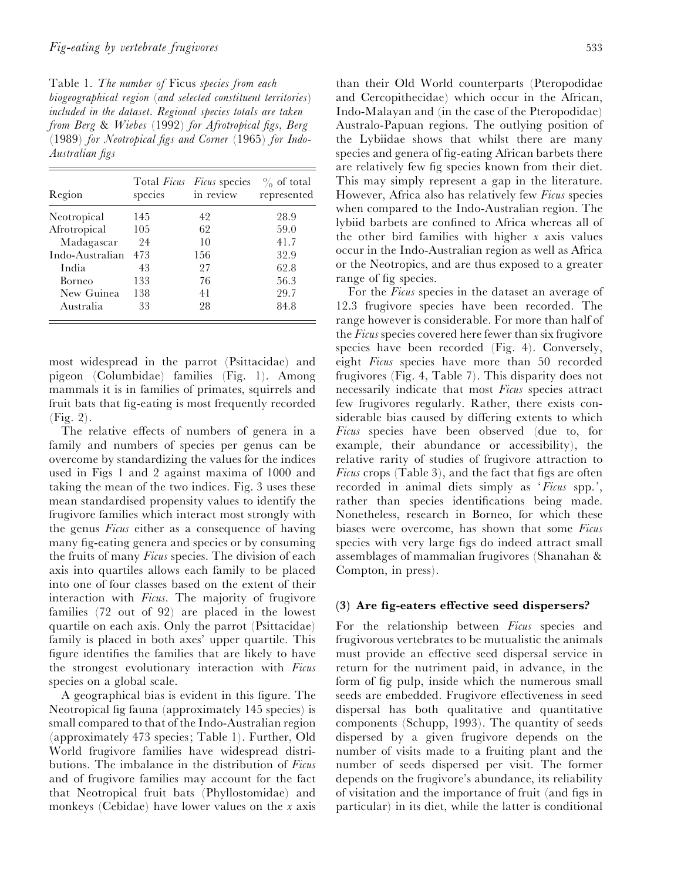Table 1. *The number of* Ficus *species from each biogeographical region (and selected constituent territories) included in the dataset. Regional species totals are taken from Berg & Wiebes (1992) for Afrotropical figs, Berg (1989) for Neotropical figs and Corner (1965) for Indo-Australian figs*

| Region | Total *Ficus* species | *Ficus* species in review | % of total represented |
|---|---|---|---|
| Neotropical | 145 | 42 | 28.9 |
| Afrotropical | 105 | 62 | 59.0 |
| Madagascar | 24 | 10 | 41.7 |
| Indo-Australian | 473 | 156 | 32.9 |
| India | 43 | 27 | 62.8 |
| Borneo | 133 | 76 | 56.3 |
| New Guinea | 138 | 41 | 29.7 |
| Australia | 33 | 28 | 84.8 |

most widespread in the parrot (Psittacidae) and pigeon (Columbidae) families (Fig. 1). Among mammals it is in families of primates, squirrels and fruit bats that fig-eating is most frequently recorded (Fig. 2).

The relative effects of numbers of genera in a family and numbers of species per genus can be overcome by standardizing the values for the indices used in Figs 1 and 2 against maxima of 1000 and taking the mean of the two indices. Fig. 3 uses these mean standardised propensity values to identify the frugivore families which interact most strongly with the genus *Ficus* either as a consequence of having many fig-eating genera and species or by consuming the fruits of many *Ficus* species. The division of each axis into quartiles allows each family to be placed into one of four classes based on the extent of their interaction with *Ficus*. The majority of frugivore families (72 out of 92) are placed in the lowest quartile on each axis. Only the parrot (Psittacidae) family is placed in both axes' upper quartile. This figure identifies the families that are likely to have the strongest evolutionary interaction with *Ficus* species on a global scale.

A geographical bias is evident in this figure. The Neotropical fig fauna (approximately 145 species) is small compared to that of the Indo-Australian region (approximately 473 species; Table 1). Further, Old World frugivore families have widespread distributions. The imbalance in the distribution of *Ficus* and of frugivore families may account for the fact that Neotropical fruit bats (Phyllostomidae) and monkeys (Cebidae) have lower values on the $x$ axis than their Old World counterparts (Pteropodidae and Cercopithecidae) which occur in the African, Indo-Malayan and (in the case of the Pteropodidae) Australo-Papuan regions. The outlying position of the Lybiidae shows that whilst there are many species and genera of fig-eating African barbets there are relatively few fig species known from their diet. This may simply represent a gap in the literature. However, Africa also has relatively few *Ficus* species when compared to the Indo-Australian region. The lybiid barbets are confined to Africa whereas all of the other bird families with higher $x$ axis values occur in the Indo-Australian region as well as Africa or the Neotropics, and are thus exposed to a greater range of fig species.

For the *Ficus* species in the dataset an average of 12.3 frugivore species have been recorded. The range however is considerable. For more than half of the *Ficus* species covered here fewer than six frugivore species have been recorded (Fig. 4). Conversely, eight *Ficus* species have more than 50 recorded frugivores (Fig. 4, Table 7). This disparity does not necessarily indicate that most *Ficus* species attract few frugivores regularly. Rather, there exists considerable bias caused by differing extents to which *Ficus* species have been observed (due to, for example, their abundance or accessibility), the relative rarity of studies of frugivore attraction to *Ficus* crops (Table 3), and the fact that figs are often recorded in animal diets simply as '*Ficus* spp.', rather than species identifications being made. Nonetheless, research in Borneo, for which these biases were overcome, has shown that some *Ficus* species with very large figs do indeed attract small assemblages of mammalian frugivores (Shanahan & Compton, in press).

### (3) Are fig-eaters effective seed dispersers?

For the relationship between *Ficus* species and frugivorous vertebrates to be mutualistic the animals must provide an effective seed dispersal service in return for the nutriment paid, in advance, in the form of fig pulp, inside which the numerous small seeds are embedded. Frugivore effectiveness in seed dispersal has both qualitative and quantitative components (Schupp, 1993). The quantity of seeds dispersed by a given frugivore depends on the number of visits made to a fruiting plant and the number of seeds dispersed per visit. The former depends on the frugivore's abundance, its reliability of visitation and the importance of fruit (and figs in particular) in its diet, while the latter is conditional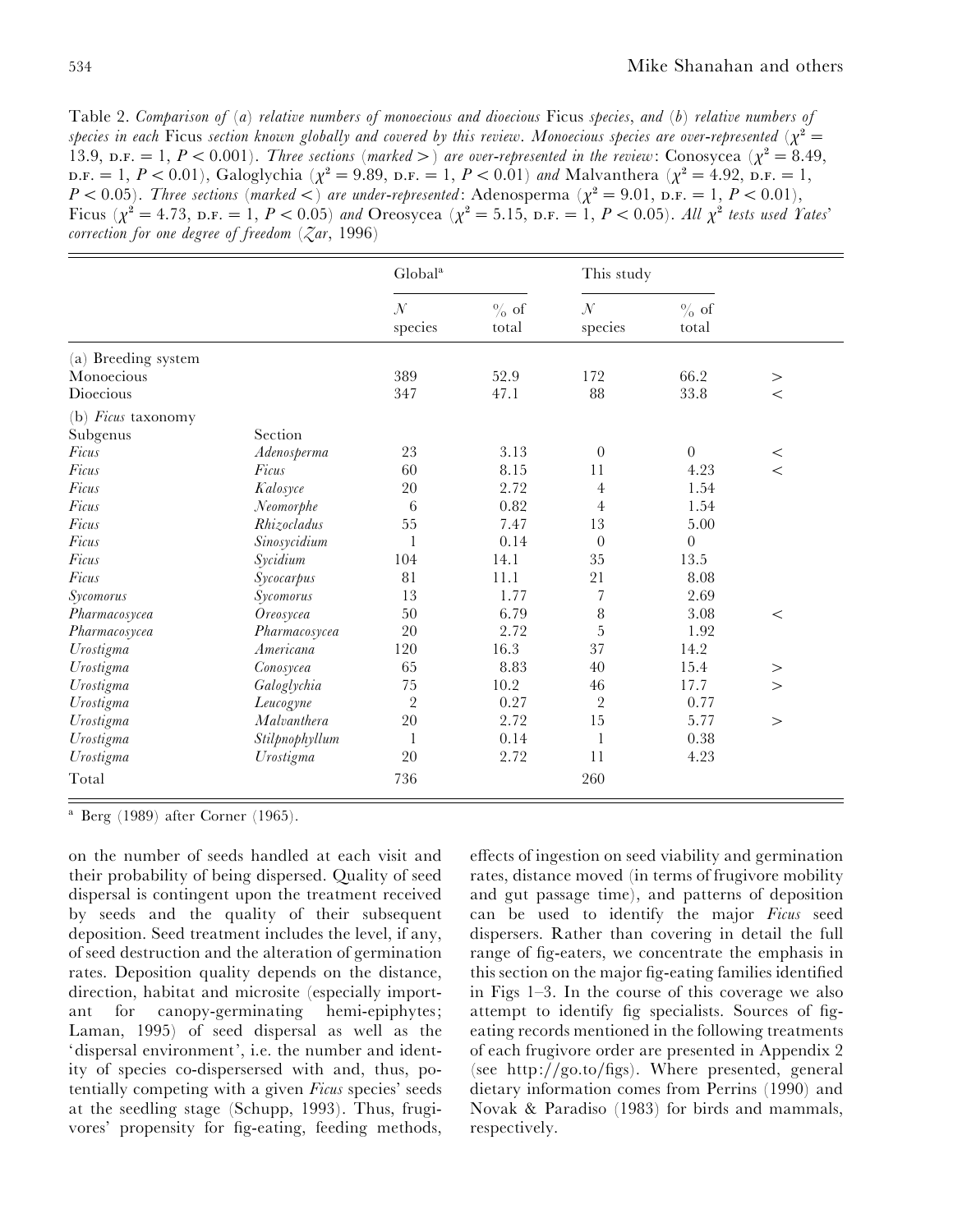Table 2. *Comparison of (a) relative numbers of monoecious and dioecious* Ficus *species, and (b) relative numbers of species in each* Ficus *section known globally and covered by this review. Monoecious species are over-represented ($\chi^2 = 13.9$, D.F. = 1, $P < 0.001$). Three sections (marked >) are over-represented in the review*: Conosycea ($\chi^2 = 8.49$, D.F. = 1, $P < 0.01$), Galoglychia ($\chi^2 = 9.89$, D.F. = 1, $P < 0.01$) *and* Malvanthera ($\chi^2 = 4.92$, D.F. = 1, $P < 0.05$). *Three sections (marked <) are under-represented*: Adenosperma ($\chi^2 = 9.01$, D.F. = 1, $P < 0.01$), Ficus ($\chi^2 = 4.73$, D.F. = 1, $P < 0.05$) *and* Oreosycea ($\chi^2 = 5.15$, D.F. = 1, $P < 0.05$). *All $\chi^2$ tests used Yates' correction for one degree of freedom (Zar, 1996)*

| | | Global[a] | | This study | | |
|---|---|---|---|---|---|---|
| | | *N* species | % of total | *N* species | % of total | |
| (a) Breeding system | | | | | | |
| Monoecious | | 389 | 52.9 | 172 | 66.2 | > |
| Dioecious | | 347 | 47.1 | 88 | 33.8 | < |
| (b) *Ficus* taxonomy | | | | | | |
| Subgenus | Section | | | | | |
| *Ficus* | *Adenosperma* | 23 | 3.13 | 0 | 0 | < |
| *Ficus* | *Ficus* | 60 | 8.15 | 11 | 4.23 | < |
| *Ficus* | *Kalosyce* | 20 | 2.72 | 4 | 1.54 | |
| *Ficus* | *Neomorphe* | 6 | 0.82 | 4 | 1.54 | |
| *Ficus* | *Rhizocladus* | 55 | 7.47 | 13 | 5.00 | |
| *Ficus* | *Sinosycidium* | 1 | 0.14 | 0 | 0 | |
| *Ficus* | *Sycidium* | 104 | 14.1 | 35 | 13.5 | |
| *Ficus* | *Sycocarpus* | 81 | 11.1 | 21 | 8.08 | |
| *Sycomorus* | *Sycomorus* | 13 | 1.77 | 7 | 2.69 | |
| *Pharmacosycea* | *Oreosycea* | 50 | 6.79 | 8 | 3.08 | < |
| *Pharmacosycea* | *Pharmacosycea* | 20 | 2.72 | 5 | 1.92 | |
| *Urostigma* | *Americana* | 120 | 16.3 | 37 | 14.2 | |
| *Urostigma* | *Conosycea* | 65 | 8.83 | 40 | 15.4 | > |
| *Urostigma* | *Galoglychia* | 75 | 10.2 | 46 | 17.7 | > |
| *Urostigma* | *Leucogyne* | 2 | 0.27 | 2 | 0.77 | |
| *Urostigma* | *Malvanthera* | 20 | 2.72 | 15 | 5.77 | > |
| *Urostigma* | *Stilpnophyllum* | 1 | 0.14 | 1 | 0.38 | |
| *Urostigma* | *Urostigma* | 20 | 2.72 | 11 | 4.23 | |
| Total | | 736 | | 260 | | |

[a] Berg (1989) after Corner (1965).

on the number of seeds handled at each visit and their probability of being dispersed. Quality of seed dispersal is contingent upon the treatment received by seeds and the quality of their subsequent deposition. Seed treatment includes the level, if any, of seed destruction and the alteration of germination rates. Deposition quality depends on the distance, direction, habitat and microsite (especially important for canopy-germinating hemi-epiphytes; Laman, 1995) of seed dispersal as well as the 'dispersal environment', i.e. the number and identity of species co-dispersersed with and, thus, potentially competing with a given *Ficus* species' seeds at the seedling stage (Schupp, 1993). Thus, frugivores' propensity for fig-eating, feeding methods, effects of ingestion on seed viability and germination rates, distance moved (in terms of frugivore mobility and gut passage time), and patterns of deposition can be used to identify the major *Ficus* seed dispersers. Rather than covering in detail the full range of fig-eaters, we concentrate the emphasis in this section on the major fig-eating families identified in Figs 1–3. In the course of this coverage we also attempt to identify fig specialists. Sources of fig-eating records mentioned in the following treatments of each frugivore order are presented in Appendix 2 (see http://go.to/figs). Where presented, general dietary information comes from Perrins (1990) and Novak & Paradiso (1983) for birds and mammals, respectively.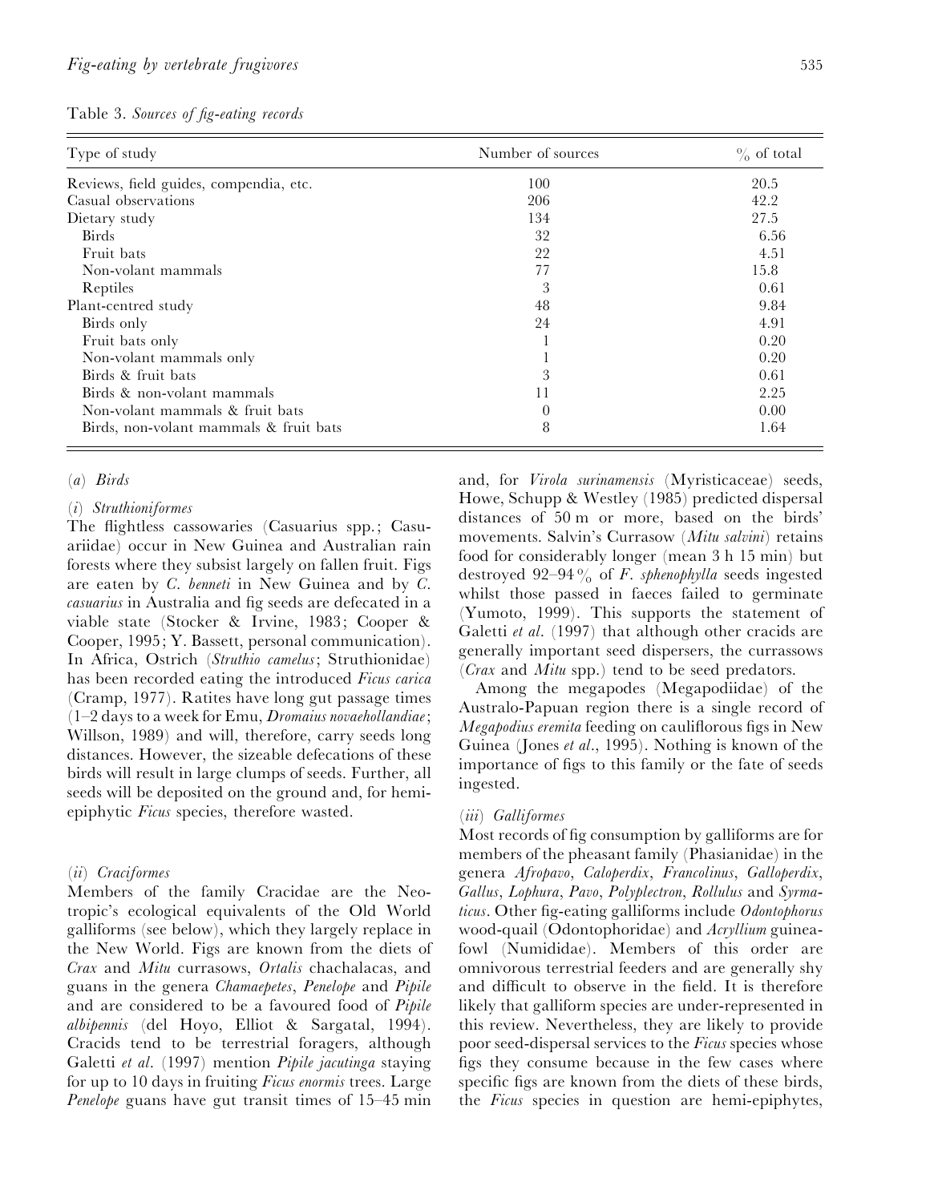Table 3. *Sources of fig-eating records*

| Type of study | Number of sources | % of total |
|---|---|---|
| Reviews, field guides, compendia, etc. | 100 | 20.5 |
| Casual observations | 206 | 42.2 |
| Dietary study | 134 | 27.5 |
| Birds | 32 | 6.56 |
| Fruit bats | 22 | 4.51 |
| Non-volant mammals | 77 | 15.8 |
| Reptiles | 3 | 0.61 |
| Plant-centred study | 48 | 9.84 |
| Birds only | 24 | 4.91 |
| Fruit bats only | 1 | 0.20 |
| Non-volant mammals only | 1 | 0.20 |
| Birds & fruit bats | 3 | 0.61 |
| Birds & non-volant mammals | 11 | 2.25 |
| Non-volant mammals & fruit bats | 0 | 0.00 |
| Birds, non-volant mammals & fruit bats | 8 | 1.64 |

### (*a*) *Birds*

#### (*i*) *Struthioniformes*

The flightless cassowaries (Casuarius spp.; Casuariidae) occur in New Guinea and Australian rain forests where they subsist largely on fallen fruit. Figs are eaten by *C. benneti* in New Guinea and by *C. casuarius* in Australia and fig seeds are defecated in a viable state (Stocker & Irvine, 1983; Cooper & Cooper, 1995; Y. Bassett, personal communication). In Africa, Ostrich (*Struthio camelus*; Struthionidae) has been recorded eating the introduced *Ficus carica* (Cramp, 1977). Ratites have long gut passage times (1–2 days to a week for Emu, *Dromaius novaehollandiae*; Willson, 1989) and will, therefore, carry seeds long distances. However, the sizeable defecations of these birds will result in large clumps of seeds. Further, all seeds will be deposited on the ground and, for hemi-epiphytic *Ficus* species, therefore wasted.

#### (*ii*) *Craciformes*

Members of the family Cracidae are the Neotropic's ecological equivalents of the Old World galliforms (see below), which they largely replace in the New World. Figs are known from the diets of *Crax* and *Mitu* currasows, *Ortalis* chachalacas, and guans in the genera *Chamaepetes*, *Penelope* and *Pipile* and are considered to be a favoured food of *Pipile albipennis* (del Hoyo, Elliot & Sargatal, 1994). Cracids tend to be terrestrial foragers, although Galetti *et al.* (1997) mention *Pipile jacutinga* staying for up to 10 days in fruiting *Ficus enormis* trees. Large *Penelope* guans have gut transit times of 15–45 min and, for *Virola surinamensis* (Myristicaceae) seeds, Howe, Schupp & Westley (1985) predicted dispersal distances of 50 m or more, based on the birds' movements. Salvin's Currasow (*Mitu salvini*) retains food for considerably longer (mean 3 h 15 min) but destroyed 92–94% of *F. sphenophylla* seeds ingested whilst those passed in faeces failed to germinate (Yumoto, 1999). This supports the statement of Galetti *et al.* (1997) that although other cracids are generally important seed dispersers, the currassows (*Crax* and *Mitu* spp.) tend to be seed predators.

Among the megapodes (Megapodiidae) of the Australo-Papuan region there is a single record of *Megapodius eremita* feeding on cauliflorous figs in New Guinea (Jones *et al.*, 1995). Nothing is known of the importance of figs to this family or the fate of seeds ingested.

#### (*iii*) *Galliformes*

Most records of fig consumption by galliforms are for members of the pheasant family (Phasianidae) in the genera *Afropavo*, *Caloperdix*, *Francolinus*, *Galloperdix*, *Gallus*, *Lophura*, *Pavo*, *Polyplectron*, *Rollulus* and *Syrmaticus*. Other fig-eating galliforms include *Odontophorus* wood-quail (Odontophoridae) and *Acryllium* guineafowl (Numididae). Members of this order are omnivorous terrestrial feeders and are generally shy and difficult to observe in the field. It is therefore likely that galliform species are under-represented in this review. Nevertheless, they are likely to provide poor seed-dispersal services to the *Ficus* species whose figs they consume because in the few cases where specific figs are known from the diets of these birds, the *Ficus* species in question are hemi-epiphytes,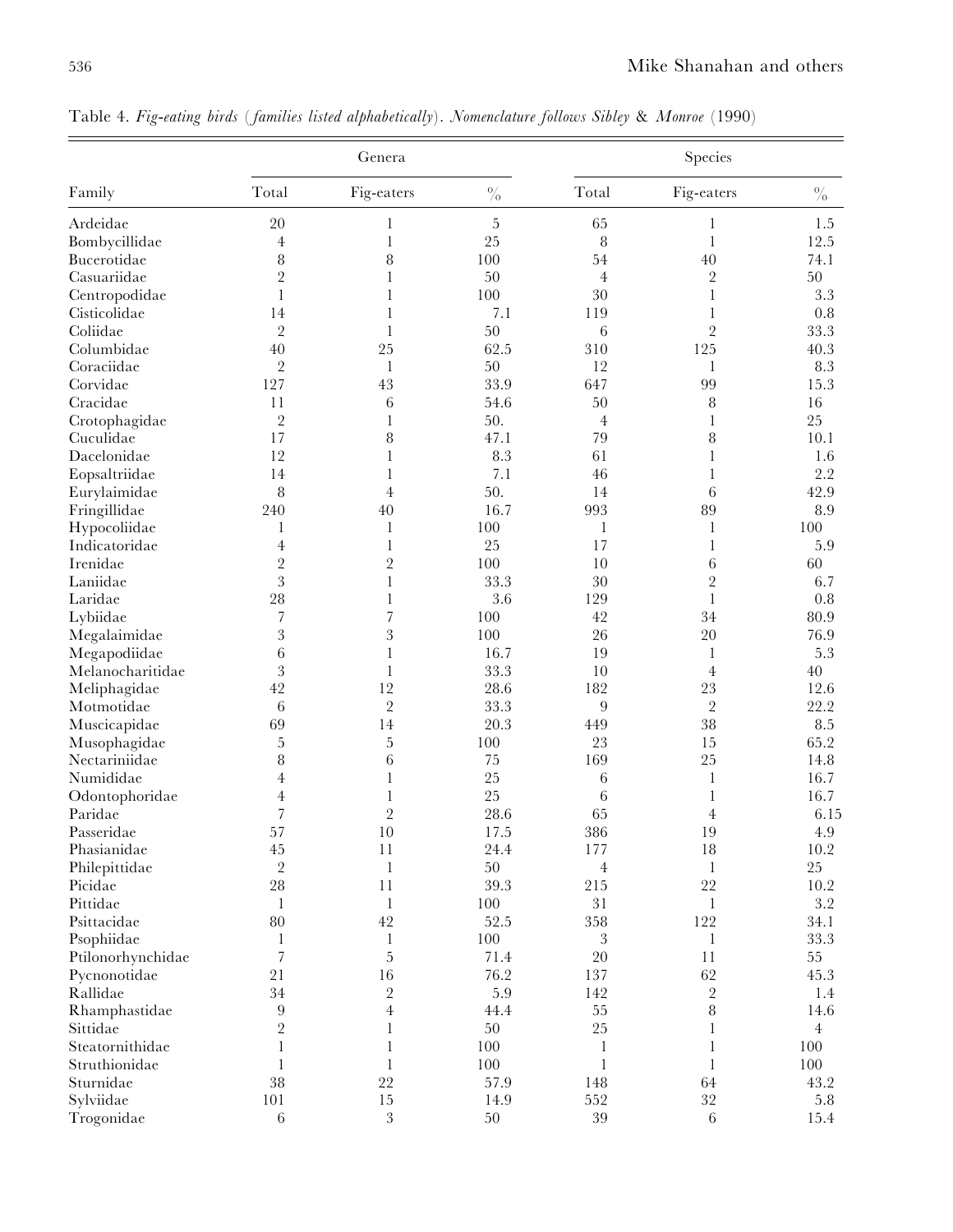Table 4. *Fig-eating birds* (*families listed alphabetically*). *Nomenclature follows Sibley* & *Monroe* (1990)

| Family | Genera | | | Species | | |
|---|---|---|---|---|---|---|
| | Total | Fig-eaters | % | Total | Fig-eaters | % |
| Ardeidae | 20 | 1 | 5 | 65 | 1 | 1.5 |
| Bombycillidae | 4 | 1 | 25 | 8 | 1 | 12.5 |
| Bucerotidae | 8 | 8 | 100 | 54 | 40 | 74.1 |
| Casuariidae | 2 | 1 | 50 | 4 | 2 | 50 |
| Centropodidae | 1 | 1 | 100 | 30 | 1 | 3.3 |
| Cisticolidae | 14 | 1 | 7.1 | 119 | 1 | 0.8 |
| Coliidae | 2 | 1 | 50 | 6 | 2 | 33.3 |
| Columbidae | 40 | 25 | 62.5 | 310 | 125 | 40.3 |
| Coraciidae | 2 | 1 | 50 | 12 | 1 | 8.3 |
| Corvidae | 127 | 43 | 33.9 | 647 | 99 | 15.3 |
| Cracidae | 11 | 6 | 54.6 | 50 | 8 | 16 |
| Crotophagidae | 2 | 1 | 50. | 4 | 1 | 25 |
| Cuculidae | 17 | 8 | 47.1 | 79 | 8 | 10.1 |
| Dacelonidae | 12 | 1 | 8.3 | 61 | 1 | 1.6 |
| Eopsaltriidae | 14 | 1 | 7.1 | 46 | 1 | 2.2 |
| Eurylaimidae | 8 | 4 | 50. | 14 | 6 | 42.9 |
| Fringillidae | 240 | 40 | 16.7 | 993 | 89 | 8.9 |
| Hypocoliidae | 1 | 1 | 100 | 1 | 1 | 100 |
| Indicatoridae | 4 | 1 | 25 | 17 | 1 | 5.9 |
| Irenidae | 2 | 2 | 100 | 10 | 6 | 60 |
| Laniidae | 3 | 1 | 33.3 | 30 | 2 | 6.7 |
| Laridae | 28 | 1 | 3.6 | 129 | 1 | 0.8 |
| Lybiidae | 7 | 7 | 100 | 42 | 34 | 80.9 |
| Megalaimidae | 3 | 3 | 100 | 26 | 20 | 76.9 |
| Megapodiidae | 6 | 1 | 16.7 | 19 | 1 | 5.3 |
| Melanocharitidae | 3 | 1 | 33.3 | 10 | 4 | 40 |
| Meliphagidae | 42 | 12 | 28.6 | 182 | 23 | 12.6 |
| Motmotidae | 6 | 2 | 33.3 | 9 | 2 | 22.2 |
| Muscicapidae | 69 | 14 | 20.3 | 449 | 38 | 8.5 |
| Musophagidae | 5 | 5 | 100 | 23 | 15 | 65.2 |
| Nectariniidae | 8 | 6 | 75 | 169 | 25 | 14.8 |
| Numididae | 4 | 1 | 25 | 6 | 1 | 16.7 |
| Odontophoridae | 4 | 1 | 25 | 6 | 1 | 16.7 |
| Paridae | 7 | 2 | 28.6 | 65 | 4 | 6.15 |
| Passeridae | 57 | 10 | 17.5 | 386 | 19 | 4.9 |
| Phasianidae | 45 | 11 | 24.4 | 177 | 18 | 10.2 |
| Philepittidae | 2 | 1 | 50 | 4 | 1 | 25 |
| Picidae | 28 | 11 | 39.3 | 215 | 22 | 10.2 |
| Pittidae | 1 | 1 | 100 | 31 | 1 | 3.2 |
| Psittacidae | 80 | 42 | 52.5 | 358 | 122 | 34.1 |
| Psophiidae | 1 | 1 | 100 | 3 | 1 | 33.3 |
| Ptilonorhynchidae | 7 | 5 | 71.4 | 20 | 11 | 55 |
| Pycnonotidae | 21 | 16 | 76.2 | 137 | 62 | 45.3 |
| Rallidae | 34 | 2 | 5.9 | 142 | 2 | 1.4 |
| Rhamphastidae | 9 | 4 | 44.4 | 55 | 8 | 14.6 |
| Sittidae | 2 | 1 | 50 | 25 | 1 | 4 |
| Steatornithidae | 1 | 1 | 100 | 1 | 1 | 100 |
| Struthionidae | 1 | 1 | 100 | 1 | 1 | 100 |
| Sturnidae | 38 | 22 | 57.9 | 148 | 64 | 43.2 |
| Sylviidae | 101 | 15 | 14.9 | 552 | 32 | 5.8 |
| Trogonidae | 6 | 3 | 50 | 39 | 6 | 15.4 |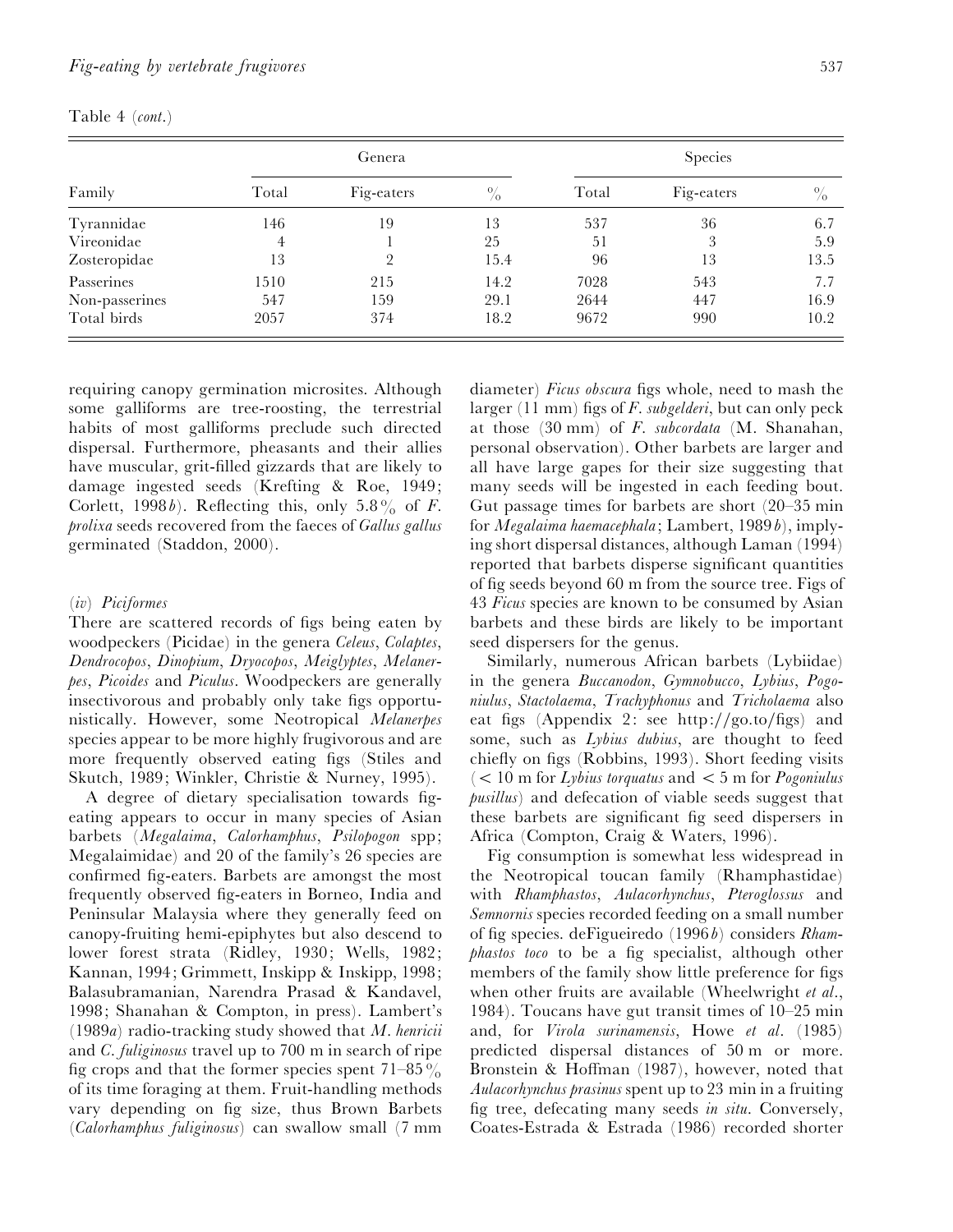Table 4 (*cont.*)

| Family | Genera | | | Species | | |
|---|---|---|---|---|---|---|
| | Total | Fig-eaters | % | Total | Fig-eaters | % |
| Tyrannidae | 146 | 19 | 13 | 537 | 36 | 6.7 |
| Vireonidae | 4 | 1 | 25 | 51 | 3 | 5.9 |
| Zosteropidae | 13 | 2 | 15.4 | 96 | 13 | 13.5 |
| Passerines | 1510 | 215 | 14.2 | 7028 | 543 | 7.7 |
| Non-passerines | 547 | 159 | 29.1 | 2644 | 447 | 16.9 |
| Total birds | 2057 | 374 | 18.2 | 9672 | 990 | 10.2 |

requiring canopy germination microsites. Although some galliforms are tree-roosting, the terrestrial habits of most galliforms preclude such directed dispersal. Furthermore, pheasants and their allies have muscular, grit-filled gizzards that are likely to damage ingested seeds (Krefting & Roe, 1949; Corlett, 1998*b*). Reflecting this, only 5.8% of *F. prolixa* seeds recovered from the faeces of *Gallus gallus* germinated (Staddon, 2000).

### (*iv*) *Piciformes*

There are scattered records of figs being eaten by woodpeckers (Picidae) in the genera *Celeus*, *Colaptes*, *Dendrocopos*, *Dinopium*, *Dryocopos*, *Meiglyptes*, *Melanerpes*, *Picoides* and *Piculus*. Woodpeckers are generally insectivorous and probably only take figs opportunistically. However, some Neotropical *Melanerpes* species appear to be more highly frugivorous and are more frequently observed eating figs (Stiles and Skutch, 1989; Winkler, Christie & Nurney, 1995).

A degree of dietary specialisation towards fig-eating appears to occur in many species of Asian barbets (*Megalaima*, *Calorhamphus*, *Psilopogon* spp; Megalaimidae) and 20 of the family's 26 species are confirmed fig-eaters. Barbets are amongst the most frequently observed fig-eaters in Borneo, India and Peninsular Malaysia where they generally feed on canopy-fruiting hemi-epiphytes but also descend to lower forest strata (Ridley, 1930; Wells, 1982; Kannan, 1994; Grimmett, Inskipp & Inskipp, 1998; Balasubramanian, Narendra Prasad & Kandavel, 1998; Shanahan & Compton, in press). Lambert's (1989*a*) radio-tracking study showed that *M. henricii* and *C. fuliginosus* travel up to 700 m in search of ripe fig crops and that the former species spent 71–85% of its time foraging at them. Fruit-handling methods vary depending on fig size, thus Brown Barbets (*Calorhamphus fuliginosus*) can swallow small (7 mm diameter) *Ficus obscura* figs whole, need to mash the larger (11 mm) figs of *F. subgelderi*, but can only peck at those (30 mm) of *F. subcordata* (M. Shanahan, personal observation). Other barbets are larger and all have large gapes for their size suggesting that many seeds will be ingested in each feeding bout. Gut passage times for barbets are short (20–35 min for *Megalaima haemacephala*; Lambert, 1989*b*), implying short dispersal distances, although Laman (1994) reported that barbets disperse significant quantities of fig seeds beyond 60 m from the source tree. Figs of 43 *Ficus* species are known to be consumed by Asian barbets and these birds are likely to be important seed dispersers for the genus.

Similarly, numerous African barbets (Lybiidae) in the genera *Buccanodon*, *Gymnobucco*, *Lybius*, *Pogoniulus*, *Stactolaema*, *Trachyphonus* and *Tricholaema* also eat figs (Appendix 2: see http://go.to/figs) and some, such as *Lybius dubius*, are thought to feed chiefly on figs (Robbins, 1993). Short feeding visits ($< 10$ m for *Lybius torquatus* and $< 5$ m for *Pogoniulus pusillus*) and defecation of viable seeds suggest that these barbets are significant fig seed dispersers in Africa (Compton, Craig & Waters, 1996).

Fig consumption is somewhat less widespread in the Neotropical toucan family (Rhamphastidae) with *Rhamphastos*, *Aulacorhynchus*, *Pteroglossus* and *Semnornis* species recorded feeding on a small number of fig species. deFigueiredo (1996*b*) considers *Rhamphastos toco* to be a fig specialist, although other members of the family show little preference for figs when other fruits are available (Wheelwright *et al*., 1984). Toucans have gut transit times of 10–25 min and, for *Virola surinamensis*, Howe *et al*. (1985) predicted dispersal distances of 50 m or more. Bronstein & Hoffman (1987), however, noted that *Aulacorhynchus prasinus* spent up to 23 min in a fruiting fig tree, defecating many seeds *in situ*. Conversely, Coates-Estrada & Estrada (1986) recorded shorter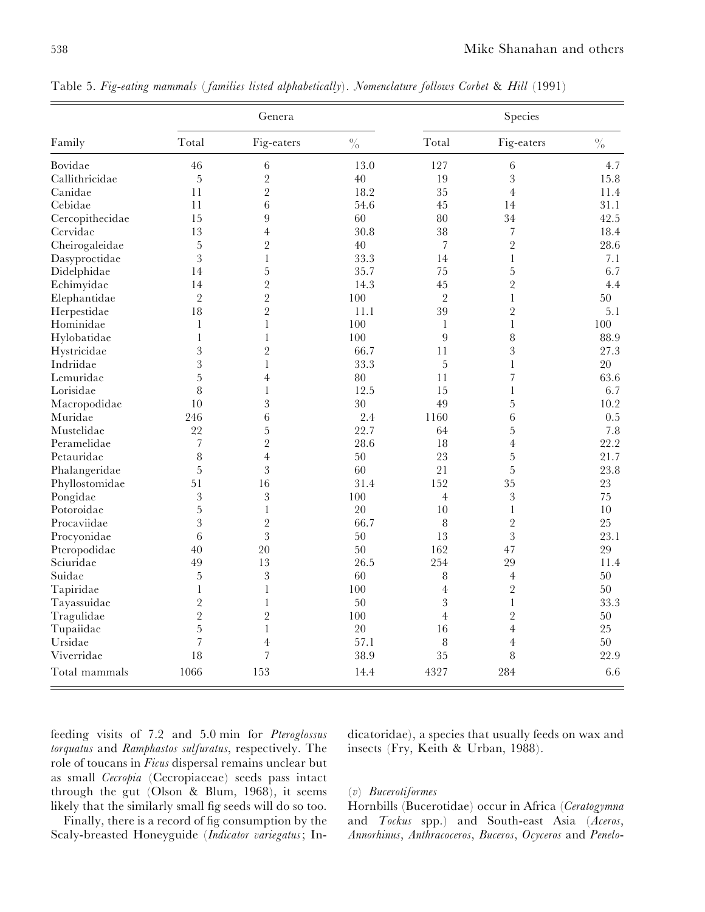Table 5. *Fig-eating mammals (families listed alphabetically). Nomenclature follows Corbet & Hill (1991)*

| Family | Genera | | | Species | | |
|---|---|---|---|---|---|---|
| | Total | Fig-eaters | % | Total | Fig-eaters | % |
| Bovidae | 46 | 6 | 13.0 | 127 | 6 | 4.7 |
| Callithricidae | 5 | 2 | 40 | 19 | 3 | 15.8 |
| Canidae | 11 | 2 | 18.2 | 35 | 4 | 11.4 |
| Cebidae | 11 | 6 | 54.6 | 45 | 14 | 31.1 |
| Cercopithecidae | 15 | 9 | 60 | 80 | 34 | 42.5 |
| Cervidae | 13 | 4 | 30.8 | 38 | 7 | 18.4 |
| Cheirogaleidae | 5 | 2 | 40 | 7 | 2 | 28.6 |
| Dasyproctidae | 3 | 1 | 33.3 | 14 | 1 | 7.1 |
| Didelphidae | 14 | 5 | 35.7 | 75 | 5 | 6.7 |
| Echimyidae | 14 | 2 | 14.3 | 45 | 2 | 4.4 |
| Elephantidae | 2 | 2 | 100 | 2 | 1 | 50 |
| Herpestidae | 18 | 2 | 11.1 | 39 | 2 | 5.1 |
| Hominidae | 1 | 1 | 100 | 1 | 1 | 100 |
| Hylobatidae | 1 | 1 | 100 | 9 | 8 | 88.9 |
| Hystricidae | 3 | 2 | 66.7 | 11 | 3 | 27.3 |
| Indriidae | 3 | 1 | 33.3 | 5 | 1 | 20 |
| Lemuridae | 5 | 4 | 80 | 11 | 7 | 63.6 |
| Lorisidae | 8 | 1 | 12.5 | 15 | 1 | 6.7 |
| Macropodidae | 10 | 3 | 30 | 49 | 5 | 10.2 |
| Muridae | 246 | 6 | 2.4 | 1160 | 6 | 0.5 |
| Mustelidae | 22 | 5 | 22.7 | 64 | 5 | 7.8 |
| Peramelidae | 7 | 2 | 28.6 | 18 | 4 | 22.2 |
| Petauridae | 8 | 4 | 50 | 23 | 5 | 21.7 |
| Phalangeridae | 5 | 3 | 60 | 21 | 5 | 23.8 |
| Phyllostomidae | 51 | 16 | 31.4 | 152 | 35 | 23 |
| Pongidae | 3 | 3 | 100 | 4 | 3 | 75 |
| Potoroidae | 5 | 1 | 20 | 10 | 1 | 10 |
| Procaviidae | 3 | 2 | 66.7 | 8 | 2 | 25 |
| Procyonidae | 6 | 3 | 50 | 13 | 3 | 23.1 |
| Pteropodidae | 40 | 20 | 50 | 162 | 47 | 29 |
| Sciuridae | 49 | 13 | 26.5 | 254 | 29 | 11.4 |
| Suidae | 5 | 3 | 60 | 8 | 4 | 50 |
| Tapiridae | 1 | 1 | 100 | 4 | 2 | 50 |
| Tayassuidae | 2 | 1 | 50 | 3 | 1 | 33.3 |
| Tragulidae | 2 | 2 | 100 | 4 | 2 | 50 |
| Tupaiidae | 5 | 1 | 20 | 16 | 4 | 25 |
| Ursidae | 7 | 4 | 57.1 | 8 | 4 | 50 |
| Viverridae | 18 | 7 | 38.9 | 35 | 8 | 22.9 |
| Total mammals | 1066 | 153 | 14.4 | 4327 | 284 | 6.6 |

feeding visits of 7.2 and 5.0 min for *Pteroglossus torquatus* and *Ramphastos sulfuratus*, respectively. The role of toucans in *Ficus* dispersal remains unclear but as small *Cecropia* (Cecropiaceae) seeds pass intact through the gut (Olson & Blum, 1968), it seems likely that the similarly small fig seeds will do so too.

Finally, there is a record of fig consumption by the Scaly-breasted Honeyguide (*Indicator variegatus*; Indicatoridae), a species that usually feeds on wax and insects (Fry, Keith & Urban, 1988).

### (v) *Bucerotiformes*

Hornbills (Bucerotidae) occur in Africa (*Ceratogymna* and *Tockus* spp.) and South-east Asia (*Aceros*, *Annorhinus*, *Anthracoceros*, *Buceros*, *Ocyceros* and *Penelo-*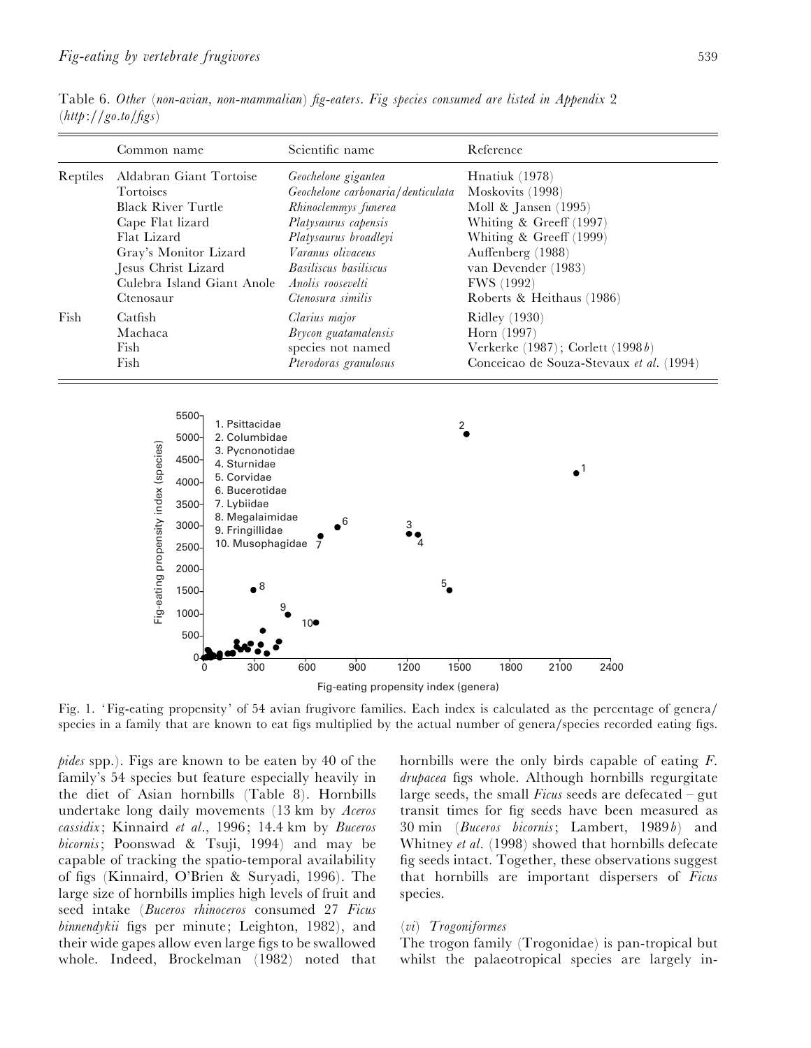Table 6. *Other (non-avian, non-mammalian) fig-eaters. Fig species consumed are listed in Appendix 2 (http://go.to/figs)*

| | Common name | Scientific name | Reference |
|---|---|---|---|
| Reptiles | Aldabran Giant Tortoise | *Geochelone gigantea* | Hnatiuk (1978) |
| | Tortoises | *Geochelone carbonaria/denticulata* | Moskovits (1998) |
| | Black River Turtle | *Rhinoclemmys funerea* | Moll & Jansen (1995) |
| | Cape Flat lizard | *Platysaurus capensis* | Whiting & Greeff (1997) |
| | Flat Lizard | *Platysaurus broadleyi* | Whiting & Greeff (1999) |
| | Gray's Monitor Lizard | *Varanus olivaceus* | Auffenberg (1988) |
| | Jesus Christ Lizard | *Basiliscus basiliscus* | van Devender (1983) |
| | Culebra Island Giant Anole | *Anolis roosevelti* | FWS (1992) |
| | Ctenosaur | *Ctenosura similis* | Roberts & Heithaus (1986) |
| Fish | Catfish | *Clarius major* | Ridley (1930) |
| | Machaca | *Brycon guatamalensis* | Horn (1997) |
| | Fish | species not named | Verkerke (1987); Corlett (1998*b*) |
| | Fish | *Pterodoras granulosus* | Conceicao de Souza-Stevaux *et al.* (1994) |

1. Psittacidae
2. Columbidae
3. Pycnonotidae
4. Sturnidae
5. Corvidae
6. Bucerotidae
7. Lybiidae
8. Megalaimidae
9. Fringillidae
10. Musophagidae

Fig-eating propensity index (species)

Fig-eating propensity index (genera)

Fig. 1. 'Fig-eating propensity' of 54 avian frugivore families. Each index is calculated as the percentage of genera/species in a family that are known to eat figs multiplied by the actual number of genera/species recorded eating figs.

*pides* spp.). Figs are known to be eaten by 40 of the family's 54 species but feature especially heavily in the diet of Asian hornbills (Table 8). Hornbills undertake long daily movements (13 km by *Aceros cassidix*; Kinnaird *et al*., 1996; 14.4 km by *Buceros bicornis*; Poonswad & Tsuji, 1994) and may be capable of tracking the spatio-temporal availability of figs (Kinnaird, O'Brien & Suryadi, 1996). The large size of hornbills implies high levels of fruit and seed intake (*Buceros rhinoceros* consumed 27 *Ficus binnendykii* figs per minute; Leighton, 1982), and their wide gapes allow even large figs to be swallowed whole. Indeed, Brockelman (1982) noted that hornbills were the only birds capable of eating *F. drupacea* figs whole. Although hornbills regurgitate large seeds, the small *Ficus* seeds are defecated – gut transit times for fig seeds have been measured as 30 min (*Buceros bicornis*; Lambert, 1989*b*) and Whitney *et al*. (1998) showed that hornbills defecate fig seeds intact. Together, these observations suggest that hornbills are important dispersers of *Ficus* species.

### (*vi*) *Trogoniformes*

The trogon family (Trogonidae) is pan-tropical but whilst the palaeotropical species are largely in-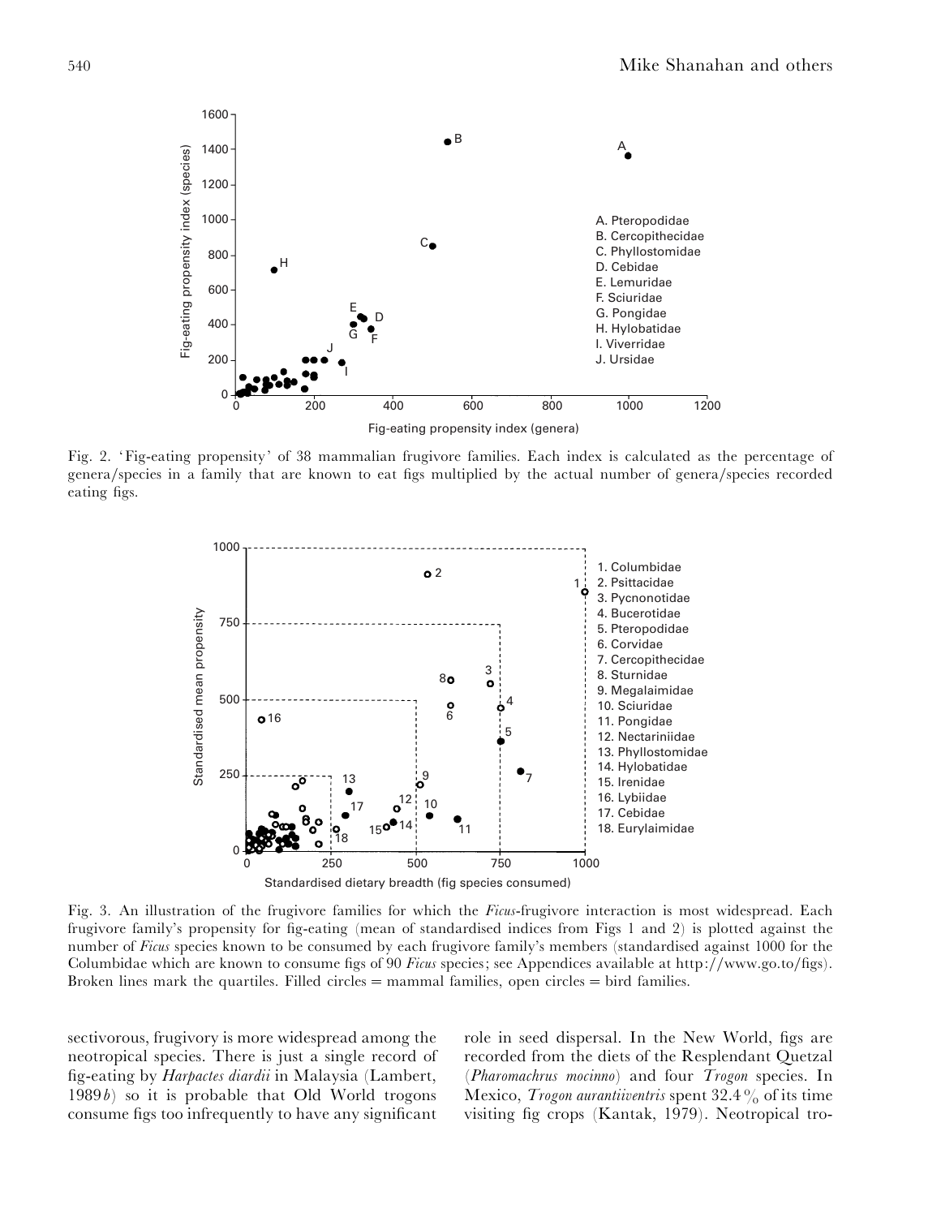1600

1400

1200

1000

800

600

400

200

0

Fig-eating propensity index (species)

0 200 400 600 800 1000 1200

Fig-eating propensity index (genera)

A. Pteropodidae
B. Cercopithecidae
C. Phyllostomidae
D. Cebidae
E. Lemuridae
F. Sciuridae
G. Pongidae
H. Hylobatidae
I. Viverridae
J. Ursidae

Fig. 2. 'Fig-eating propensity' of 38 mammalian frugivore families. Each index is calculated as the percentage of genera/species in a family that are known to eat figs multiplied by the actual number of genera/species recorded eating figs.

1000

750

500

250

0

Standardised mean propensity

0 250 500 750 1000

Standardised dietary breadth (fig species consumed)

1. Columbidae
2. Psittacidae
3. Pycnonotidae
4. Bucerotidae
5. Pteropodidae
6. Corvidae
7. Cercopithecidae
8. Sturnidae
9. Megalaimidae
10. Sciuridae
11. Pongidae
12. Nectariniidae
13. Phyllostomidae
14. Hylobatidae
15. Irenidae
16. Lybiidae
17. Cebidae
18. Eurylaimidae

Fig. 3. An illustration of the frugivore families for which the *Ficus*-frugivore interaction is most widespread. Each frugivore family's propensity for fig-eating (mean of standardised indices from Figs 1 and 2) is plotted against the number of *Ficus* species known to be consumed by each frugivore family's members (standardised against 1000 for the Columbidae which are known to consume figs of 90 *Ficus* species; see Appendices available at http://www.go.to/figs). Broken lines mark the quartiles. Filled circles = mammal families, open circles = bird families.

sectivorous, frugivory is more widespread among the neotropical species. There is just a single record of fig-eating by *Harpactes diardii* in Malaysia (Lambert, 1989*b*) so it is probable that Old World trogons consume figs too infrequently to have any significant role in seed dispersal. In the New World, figs are recorded from the diets of the Resplendant Quetzal (*Pharomachrus mocinno*) and four *Trogon* species. In Mexico, *Trogon aurantiiventris* spent 32.4% of its time visiting fig crops (Kantak, 1979). Neotropical tro-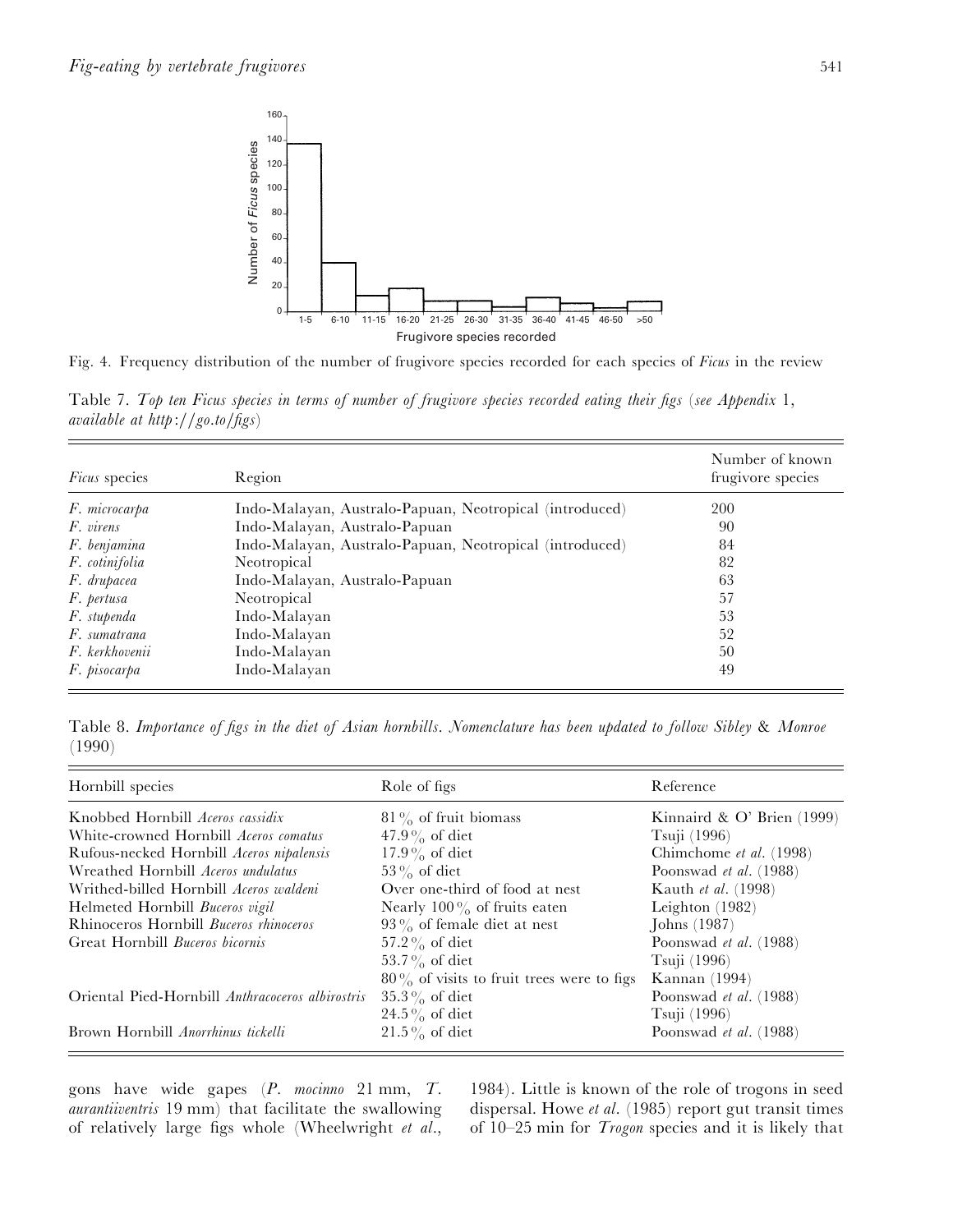Fig. 4. Frequency distribution of the number of frugivore species recorded for each species of *Ficus* in the review

Table 7. *Top ten Ficus species in terms of number of frugivore species recorded eating their figs (see Appendix* 1, *available at http://go.to/figs)*

| *Ficus* species | Region | Number of known frugivore species |
|---|---|---|
| *F. microcarpa* | Indo-Malayan, Australo-Papuan, Neotropical (introduced) | 200 |
| *F. virens* | Indo-Malayan, Australo-Papuan | 90 |
| *F. benjamina* | Indo-Malayan, Australo-Papuan, Neotropical (introduced) | 84 |
| *F. cotinifolia* | Neotropical | 82 |
| *F. drupacea* | Indo-Malayan, Australo-Papuan | 63 |
| *F. pertusa* | Neotropical | 57 |
| *F. stupenda* | Indo-Malayan | 53 |
| *F. sumatrana* | Indo-Malayan | 52 |
| *F. kerkhovenii* | Indo-Malayan | 50 |
| *F. pisocarpa* | Indo-Malayan | 49 |

Table 8. *Importance of figs in the diet of Asian hornbills. Nomenclature has been updated to follow Sibley* & *Monroe* (1990)

| Hornbill species | Role of figs | Reference |
|---|---|---|
| Knobbed Hornbill *Aceros cassidix* | 81% of fruit biomass | Kinnaird & O' Brien (1999) |
| White-crowned Hornbill *Aceros comatus* | 47.9% of diet | Tsuji (1996) |
| Rufous-necked Hornbill *Aceros nipalensis* | 17.9% of diet | Chimchome *et al.* (1998) |
| Wreathed Hornbill *Aceros undulatus* | 53% of diet | Poonswad *et al.* (1988) |
| Writhed-billed Hornbill *Aceros waldeni* | Over one-third of food at nest | Kauth *et al.* (1998) |
| Helmeted Hornbill *Buceros vigil* | Nearly 100% of fruits eaten | Leighton (1982) |
| Rhinoceros Hornbill *Buceros rhinoceros* | 93% of female diet at nest | Johns (1987) |
| Great Hornbill *Buceros bicornis* | 57.2% of diet | Poonswad *et al.* (1988) |
| | 53.7% of diet | Tsuji (1996) |
| | 80% of visits to fruit trees were to figs | Kannan (1994) |
| Oriental Pied-Hornbill *Anthracoceros albirostris* | 35.3% of diet | Poonswad *et al.* (1988) |
| | 24.5% of diet | Tsuji (1996) |
| Brown Hornbill *Anorrhinus tickelli* | 21.5% of diet | Poonswad *et al.* (1988) |

gons have wide gapes (*P. mocinno* 21 mm, *T. aurantiiventris* 19 mm) that facilitate the swallowing of relatively large figs whole (Wheelwright *et al.*, 1984). Little is known of the role of trogons in seed dispersal. Howe *et al.* (1985) report gut transit times of 10–25 min for *Trogon* species and it is likely that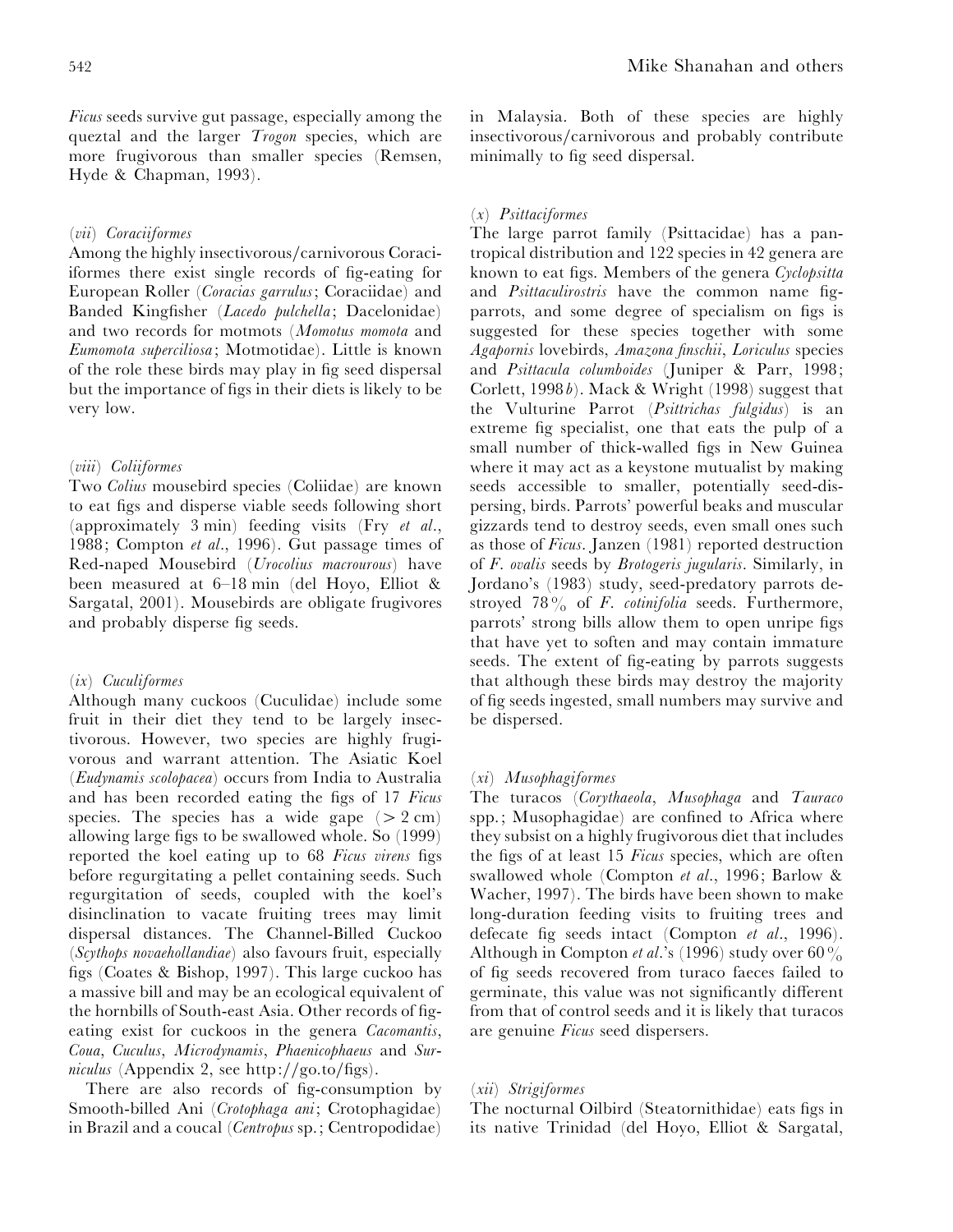*Ficus* seeds survive gut passage, especially among the queztal and the larger *Trogon* species, which are more frugivorous than smaller species (Remsen, Hyde & Chapman, 1993).

#### (*vii*) *Coraciiformes*

Among the highly insectivorous/carnivorous Coraciiformes there exist single records of fig-eating for European Roller (*Coracias garrulus*; Coraciidae) and Banded Kingfisher (*Lacedo pulchella*; Dacelonidae) and two records for motmots (*Momotus momota* and *Eumomota superciliosa*; Motmotidae). Little is known of the role these birds may play in fig seed dispersal but the importance of figs in their diets is likely to be very low.

#### (*viii*) *Coliiformes*

Two *Colius* mousebird species (Coliidae) are known to eat figs and disperse viable seeds following short (approximately 3 min) feeding visits (Fry *et al*., 1988; Compton *et al*., 1996). Gut passage times of Red-naped Mousebird (*Urocolius macrourous*) have been measured at 6–18 min (del Hoyo, Elliot & Sargatal, 2001). Mousebirds are obligate frugivores and probably disperse fig seeds.

#### (*ix*) *Cuculiformes*

Although many cuckoos (Cuculidae) include some fruit in their diet they tend to be largely insectivorous. However, two species are highly frugivorous and warrant attention. The Asiatic Koel (*Eudynamis scolopacea*) occurs from India to Australia and has been recorded eating the figs of 17 *Ficus* species. The species has a wide gape ($>2$ cm) allowing large figs to be swallowed whole. So (1999) reported the koel eating up to 68 *Ficus virens* figs before regurgitating a pellet containing seeds. Such regurgitation of seeds, coupled with the koel's disinclination to vacate fruiting trees may limit dispersal distances. The Channel-Billed Cuckoo (*Scythops novaehollandiae*) also favours fruit, especially figs (Coates & Bishop, 1997). This large cuckoo has a massive bill and may be an ecological equivalent of the hornbills of South-east Asia. Other records of fig-eating exist for cuckoos in the genera *Cacomantis*, *Coua*, *Cuculus*, *Microdynamis*, *Phaenicophaeus* and *Surniculus* (Appendix 2, see http://go.to/figs).

There are also records of fig-consumption by Smooth-billed Ani (*Crotophaga ani*; Crotophagidae) in Brazil and a coucal (*Centropus* sp.; Centropodidae) in Malaysia. Both of these species are highly insectivorous/carnivorous and probably contribute minimally to fig seed dispersal.

#### (*x*) *Psittaciformes*

The large parrot family (Psittacidae) has a pantropical distribution and 122 species in 42 genera are known to eat figs. Members of the genera *Cyclopsitta* and *Psittaculirostris* have the common name fig-parrots, and some degree of specialism on figs is suggested for these species together with some *Agapornis* lovebirds, *Amazona finschii*, *Loriculus* species and *Psittacula columboides* (Juniper & Parr, 1998; Corlett, 1998*b*). Mack & Wright (1998) suggest that the Vulturine Parrot (*Psittrichas fulgidus*) is an extreme fig specialist, one that eats the pulp of a small number of thick-walled figs in New Guinea where it may act as a keystone mutualist by making seeds accessible to smaller, potentially seed-dispersing, birds. Parrots' powerful beaks and muscular gizzards tend to destroy seeds, even small ones such as those of *Ficus*. Janzen (1981) reported destruction of *F. ovalis* seeds by *Brotogeris jugularis*. Similarly, in Jordano's (1983) study, seed-predatory parrots destroyed 78% of *F. cotinifolia* seeds. Furthermore, parrots' strong bills allow them to open unripe figs that have yet to soften and may contain immature seeds. The extent of fig-eating by parrots suggests that although these birds may destroy the majority of fig seeds ingested, small numbers may survive and be dispersed.

#### (*xi*) *Musophagiformes*

The turacos (*Corythaeola*, *Musophaga* and *Tauraco* spp.; Musophagidae) are confined to Africa where they subsist on a highly frugivorous diet that includes the figs of at least 15 *Ficus* species, which are often swallowed whole (Compton *et al*., 1996; Barlow & Wacher, 1997). The birds have been shown to make long-duration feeding visits to fruiting trees and defecate fig seeds intact (Compton *et al*., 1996). Although in Compton *et al*.'s (1996) study over 60% of fig seeds recovered from turaco faeces failed to germinate, this value was not significantly different from that of control seeds and it is likely that turacos are genuine *Ficus* seed dispersers.

#### (*xii*) *Strigiformes*

The nocturnal Oilbird (Steatornithidae) eats figs in its native Trinidad (del Hoyo, Elliot & Sargatal,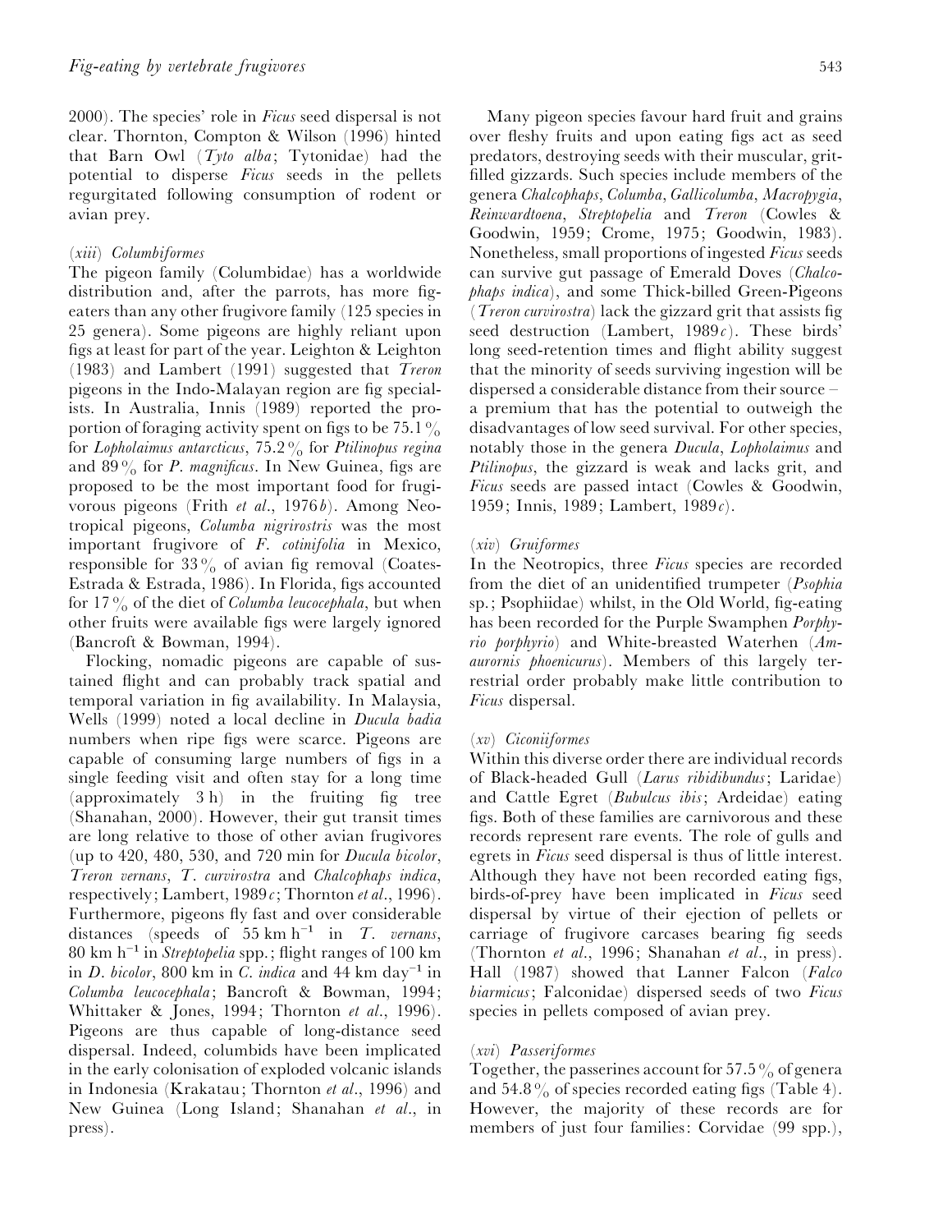2000). The species' role in *Ficus* seed dispersal is not clear. Thornton, Compton & Wilson (1996) hinted that Barn Owl (*Tyto alba*; Tytonidae) had the potential to disperse *Ficus* seeds in the pellets regurgitated following consumption of rodent or avian prey.

### (*xiii*) *Columbiformes*

The pigeon family (Columbidae) has a worldwide distribution and, after the parrots, has more fig-eaters than any other frugivore family (125 species in 25 genera). Some pigeons are highly reliant upon figs at least for part of the year. Leighton & Leighton (1983) and Lambert (1991) suggested that *Treron* pigeons in the Indo-Malayan region are fig specialists. In Australia, Innis (1989) reported the proportion of foraging activity spent on figs to be 75.1 % for *Lopholaimus antarcticus*, 75.2 % for *Ptilinopus regina* and 89 % for *P. magnificus*. In New Guinea, figs are proposed to be the most important food for frugivorous pigeons (Frith *et al.*, 1976*b*). Among Neotropical pigeons, *Columba nigrirostris* was the most important frugivore of *F. cotinifolia* in Mexico, responsible for 33 % of avian fig removal (Coates-Estrada & Estrada, 1986). In Florida, figs accounted for 17 % of the diet of *Columba leucocephala*, but when other fruits were available figs were largely ignored (Bancroft & Bowman, 1994).

Flocking, nomadic pigeons are capable of sustained flight and can probably track spatial and temporal variation in fig availability. In Malaysia, Wells (1999) noted a local decline in *Ducula badia* numbers when ripe figs were scarce. Pigeons are capable of consuming large numbers of figs in a single feeding visit and often stay for a long time (approximately 3 h) in the fruiting fig tree (Shanahan, 2000). However, their gut transit times are long relative to those of other avian frugivores (up to 420, 480, 530, and 720 min for *Ducula bicolor*, *Treron vernans*, *T. curvirostra* and *Chalcophaps indica*, respectively; Lambert, 1989*c*; Thornton *et al.*, 1996). Furthermore, pigeons fly fast and over considerable distances (speeds of 55 km $h^{-1}$ in *T. vernans*, 80 km $h^{-1}$ in *Streptopelia* spp.; flight ranges of 100 km in *D. bicolor*, 800 km in *C. indica* and 44 km $day^{-1}$ in *Columba leucocephala*; Bancroft & Bowman, 1994; Whittaker & Jones, 1994; Thornton *et al.*, 1996). Pigeons are thus capable of long-distance seed dispersal. Indeed, columbids have been implicated in the early colonisation of exploded volcanic islands in Indonesia (Krakatau; Thornton *et al.*, 1996) and New Guinea (Long Island; Shanahan *et al.*, in press).

Many pigeon species favour hard fruit and grains over fleshy fruits and upon eating figs act as seed predators, destroying seeds with their muscular, grit-filled gizzards. Such species include members of the genera *Chalcophaps*, *Columba*, *Gallicolumba*, *Macropygia*, *Reinwardtoena*, *Streptopelia* and *Treron* (Cowles & Goodwin, 1959; Crome, 1975; Goodwin, 1983). Nonetheless, small proportions of ingested *Ficus* seeds can survive gut passage of Emerald Doves (*Chalcophaps indica*), and some Thick-billed Green-Pigeons (*Treron curvirostra*) lack the gizzard grit that assists fig seed destruction (Lambert, 1989*c*). These birds' long seed-retention times and flight ability suggest that the minority of seeds surviving ingestion will be dispersed a considerable distance from their source – a premium that has the potential to outweigh the disadvantages of low seed survival. For other species, notably those in the genera *Ducula*, *Lopholaimus* and *Ptilinopus*, the gizzard is weak and lacks grit, and *Ficus* seeds are passed intact (Cowles & Goodwin, 1959; Innis, 1989; Lambert, 1989*c*).

### (*xiv*) *Gruiformes*

In the Neotropics, three *Ficus* species are recorded from the diet of an unidentified trumpeter (*Psophia* sp.; Psophiidae) whilst, in the Old World, fig-eating has been recorded for the Purple Swamphen *Porphyrio porphyrio*) and White-breasted Waterhen (*Amaurornis phoenicurus*). Members of this largely terrestrial order probably make little contribution to *Ficus* dispersal.

### (*xv*) *Ciconiiformes*

Within this diverse order there are individual records of Black-headed Gull (*Larus ribidibundus*; Laridae) and Cattle Egret (*Bubulcus ibis*; Ardeidae) eating figs. Both of these families are carnivorous and these records represent rare events. The role of gulls and egrets in *Ficus* seed dispersal is thus of little interest. Although they have not been recorded eating figs, birds-of-prey have been implicated in *Ficus* seed dispersal by virtue of their ejection of pellets or carriage of frugivore carcases bearing fig seeds (Thornton *et al.*, 1996; Shanahan *et al.*, in press). Hall (1987) showed that Lanner Falcon (*Falco biarmicus*; Falconidae) dispersed seeds of two *Ficus* species in pellets composed of avian prey.

### (*xvi*) *Passeriformes*

Together, the passerines account for 57.5 % of genera and 54.8 % of species recorded eating figs (Table 4). However, the majority of these records are for members of just four families: Corvidae (99 spp.),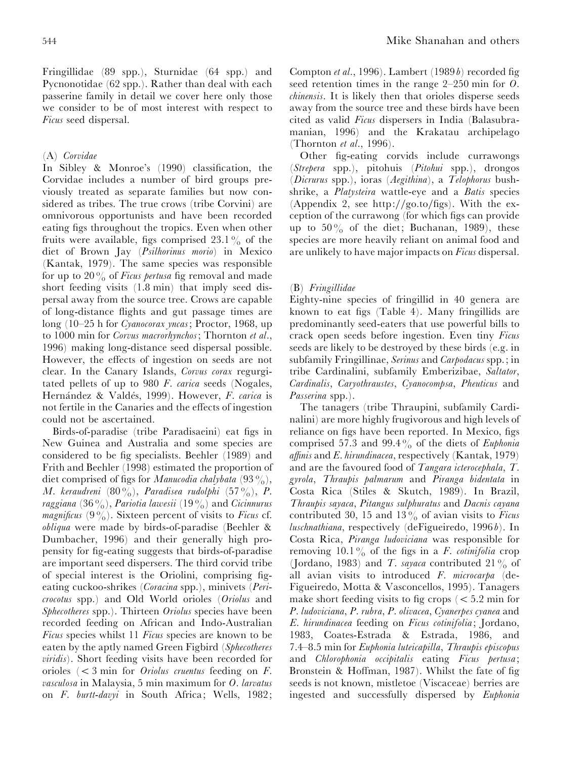Fringillidae (89 spp.), Sturnidae (64 spp.) and Pycnonotidae (62 spp.). Rather than deal with each passerine family in detail we cover here only those we consider to be of most interest with respect to *Ficus* seed dispersal.

### (A) *Corvidae*

In Sibley & Monroe's (1990) classification, the Corvidae includes a number of bird groups previously treated as separate families but now considered as tribes. The true crows (tribe Corvini) are omnivorous opportunists and have been recorded eating figs throughout the tropics. Even when other fruits were available, figs comprised 23.1 % of the diet of Brown Jay (*Psilhorinus morio*) in Mexico (Kantak, 1979). The same species was responsible for up to 20 % of *Ficus pertusa* fig removal and made short feeding visits (1.8 min) that imply seed dispersal away from the source tree. Crows are capable of long-distance flights and gut passage times are long (10–25 h for *Cyanocorax yncas*; Proctor, 1968, up to 1000 min for *Corvus macrorhynchos*; Thornton *et al*., 1996) making long-distance seed dispersal possible. However, the effects of ingestion on seeds are not clear. In the Canary Islands, *Corvus corax* regurgitated pellets of up to 980 *F. carica* seeds (Nogales, Hernández & Valdés, 1999). However, *F. carica* is not fertile in the Canaries and the effects of ingestion could not be ascertained.

Birds-of-paradise (tribe Paradisaeini) eat figs in New Guinea and Australia and some species are considered to be fig specialists. Beehler (1989) and Frith and Beehler (1998) estimated the proportion of diet comprised of figs for *Manucodia chalybata* (93 %), *M. keraudreni* (80 %), *Paradisea rudolphi* (57 %), *P. raggiana* (36 %), *Pariotia lawesii* (19 %) and *Cicinnurus magnificus* (9 %). Sixteen percent of visits to *Ficus* cf. *obliqua* were made by birds-of-paradise (Beehler & Dumbacher, 1996) and their generally high propensity for fig-eating suggests that birds-of-paradise are important seed dispersers. The third corvid tribe of special interest is the Oriolini, comprising fig-eating cuckoo-shrikes (*Coracina* spp.), minivets (*Pericrocotus* spp.) and Old World orioles (*Oriolus* and *Sphecotheres* spp.). Thirteen *Oriolus* species have been recorded feeding on African and Indo-Australian *Ficus* species whilst 11 *Ficus* species are known to be eaten by the aptly named Green Figbird (*Sphecotheres viridis*). Short feeding visits have been recorded for orioles (< 3 min for *Oriolus cruentus* feeding on *F. vasculosa* in Malaysia, 5 min maximum for *O. larvatus* on *F. burtt-davyi* in South Africa; Wells, 1982; Compton *et al*., 1996). Lambert (1989*b*) recorded fig seed retention times in the range 2–250 min for *O. chinensis*. It is likely then that orioles disperse seeds away from the source tree and these birds have been cited as valid *Ficus* dispersers in India (Balasubramanian, 1996) and the Krakatau archipelago (Thornton *et al*., 1996).

Other fig-eating corvids include currawongs (*Strepera* spp.), pitohuis (*Pitohui* spp.), drongos (*Dicrurus* spp.), ioras (*Aegithina*), a *Telophorus* bush-shrike, a *Platysteira* wattle-eye and a *Batis* species (Appendix 2, see http://go.to/figs). With the exception of the currawong (for which figs can provide up to 50 % of the diet; Buchanan, 1989), these species are more heavily reliant on animal food and are unlikely to have major impacts on *Ficus* dispersal.

### (B) *Fringillidae*

Eighty-nine species of fringillid in 40 genera are known to eat figs (Table 4). Many fringillids are predominantly seed-eaters that use powerful bills to crack open seeds before ingestion. Even tiny *Ficus* seeds are likely to be destroyed by these birds (e.g. in subfamily Fringillinae, *Serinus* and *Carpodacus* spp.; in tribe Cardinalini, subfamily Emberizibae, *Saltator*, *Cardinalis*, *Caryothraustes*, *Cyanocompsa*, *Pheuticus* and *Passerina* spp.).

The tanagers (tribe Thraupini, subfamily Cardinalini) are more highly frugivorous and high levels of reliance on figs have been reported. In Mexico, figs comprised 57.3 and 99.4 % of the diets of *Euphonia affinis* and *E. hirundinacea*, respectively (Kantak, 1979) and are the favoured food of *Tangara icterocephala*, *T. gyrola*, *Thraupis palmarum* and *Piranga bidentata* in Costa Rica (Stiles & Skutch, 1989). In Brazil, *Thraupis sayaca*, *Pitangus sulphuratus* and *Dacnis cayana* contributed 30, 15 and 13 % of avian visits to *Ficus luschnathiana*, respectively (deFigueiredo, 1996*b*). In Costa Rica, *Piranga ludoviciana* was responsible for removing 10.1 % of the figs in a *F. cotinifolia* crop (Jordano, 1983) and *T. sayaca* contributed 21 % of all avian visits to introduced *F. microcarpa* (deFigueiredo, Motta & Vasconcellos, 1995). Tanagers make short feeding visits to fig crops (< 5.2 min for *P. ludoviciana*, *P. rubra*, *P. olivacea*, *Cyanerpes cyanea* and *E. hirundinacea* feeding on *Ficus cotinifolia*; Jordano, 1983, Coates-Estrada & Estrada, 1986, and 7.4–8.5 min for *Euphonia luteicapilla*, *Thraupis episcopus* and *Chlorophonia occipitalis* eating *Ficus pertusa*; Bronstein & Hoffman, 1987). Whilst the fate of fig seeds is not known, mistletoe (Viscaceae) berries are ingested and successfully dispersed by *Euphonia*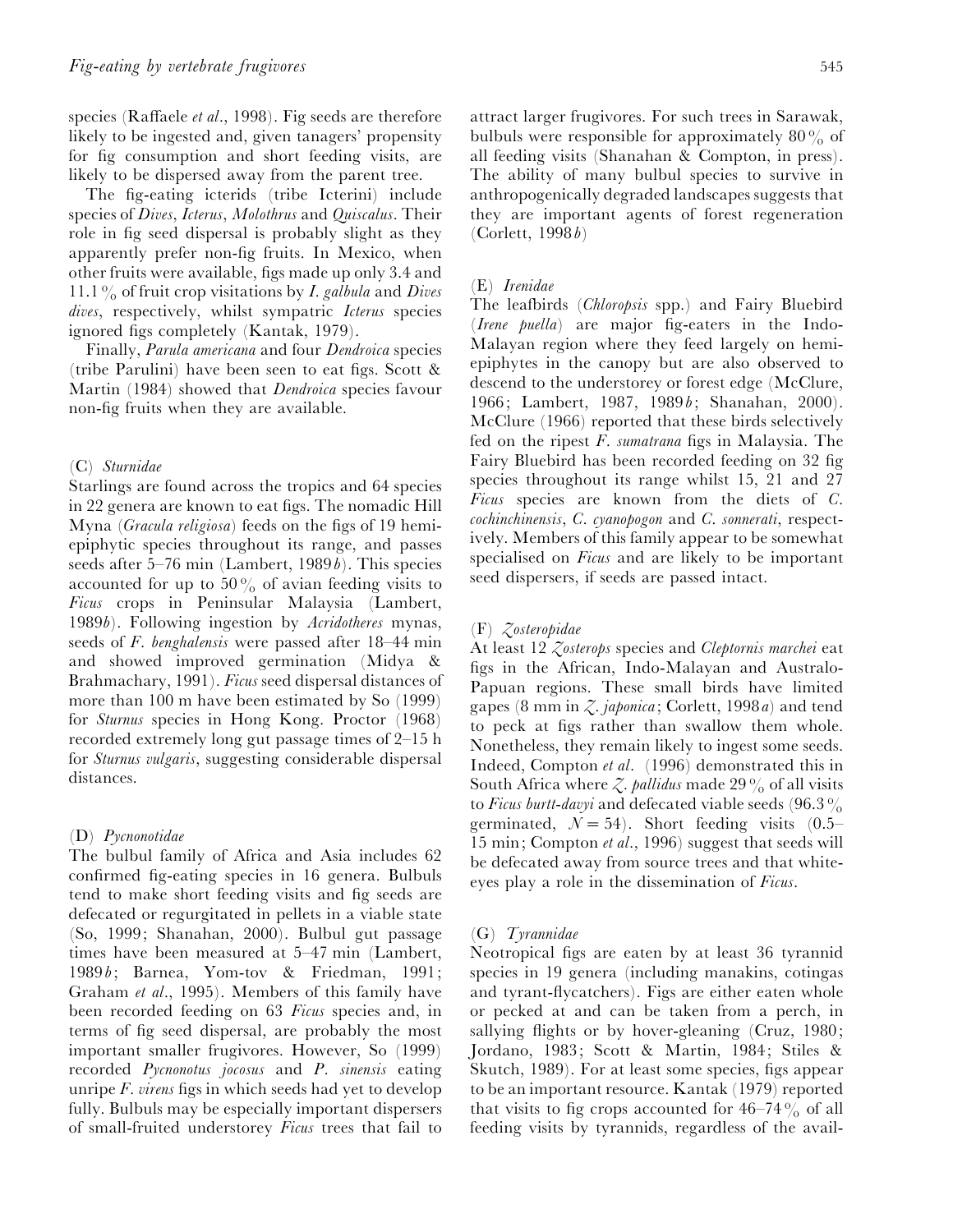species (Raffaele *et al*., 1998). Fig seeds are therefore likely to be ingested and, given tanagers' propensity for fig consumption and short feeding visits, are likely to be dispersed away from the parent tree.

The fig-eating icterids (tribe Icterini) include species of *Dives*, *Icterus*, *Molothrus* and *Quiscalus*. Their role in fig seed dispersal is probably slight as they apparently prefer non-fig fruits. In Mexico, when other fruits were available, figs made up only 3.4 and 11.1% of fruit crop visitations by *I. galbula* and *Dives dives*, respectively, whilst sympatric *Icterus* species ignored figs completely (Kantak, 1979).

Finally, *Parula americana* and four *Dendroica* species (tribe Parulini) have been seen to eat figs. Scott & Martin (1984) showed that *Dendroica* species favour non-fig fruits when they are available.

### (C) *Sturnidae*

Starlings are found across the tropics and 64 species in 22 genera are known to eat figs. The nomadic Hill Myna (*Gracula religiosa*) feeds on the figs of 19 hemiepiphytic species throughout its range, and passes seeds after 5–76 min (Lambert, 1989*b*). This species accounted for up to 50% of avian feeding visits to *Ficus* crops in Peninsular Malaysia (Lambert, 1989*b*). Following ingestion by *Acridotheres* mynas, seeds of *F. benghalensis* were passed after 18–44 min and showed improved germination (Midya & Brahmachary, 1991). *Ficus* seed dispersal distances of more than 100 m have been estimated by So (1999) for *Sturnus* species in Hong Kong. Proctor (1968) recorded extremely long gut passage times of 2–15 h for *Sturnus vulgaris*, suggesting considerable dispersal distances.

### (D) *Pycnonotidae*

The bulbul family of Africa and Asia includes 62 confirmed fig-eating species in 16 genera. Bulbuls tend to make short feeding visits and fig seeds are defecated or regurgitated in pellets in a viable state (So, 1999; Shanahan, 2000). Bulbul gut passage times have been measured at 5–47 min (Lambert, 1989*b*; Barnea, Yom-tov & Friedman, 1991; Graham *et al*., 1995). Members of this family have been recorded feeding on 63 *Ficus* species and, in terms of fig seed dispersal, are probably the most important smaller frugivores. However, So (1999) recorded *Pycnonotus jocosus* and *P. sinensis* eating unripe *F. virens* figs in which seeds had yet to develop fully. Bulbuls may be especially important dispersers of small-fruited understorey *Ficus* trees that fail to attract larger frugivores. For such trees in Sarawak, bulbuls were responsible for approximately 80% of all feeding visits (Shanahan & Compton, in press). The ability of many bulbul species to survive in anthropogenically degraded landscapes suggests that they are important agents of forest regeneration (Corlett, 1998*b*)

### (E) *Irenidae*

The leafbirds (*Chloropsis* spp.) and Fairy Bluebird (*Irene puella*) are major fig-eaters in the Indo-Malayan region where they feed largely on hemiepiphytes in the canopy but are also observed to descend to the understorey or forest edge (McClure, 1966; Lambert, 1987, 1989*b*; Shanahan, 2000). McClure (1966) reported that these birds selectively fed on the ripest *F. sumatrana* figs in Malaysia. The Fairy Bluebird has been recorded feeding on 32 fig species throughout its range whilst 15, 21 and 27 *Ficus* species are known from the diets of *C. cochinchinensis*, *C. cyanopogon* and *C. sonnerati*, respectively. Members of this family appear to be somewhat specialised on *Ficus* and are likely to be important seed dispersers, if seeds are passed intact.

### (F) *Zosteropidae*

At least 12 *Zosterops* species and *Cleptornis marchei* eat figs in the African, Indo-Malayan and Australo-Papuan regions. These small birds have limited gapes (8 mm in *Z. japonica*; Corlett, 1998*a*) and tend to peck at figs rather than swallow them whole. Nonetheless, they remain likely to ingest some seeds. Indeed, Compton *et al*. (1996) demonstrated this in South Africa where *Z. pallidus* made 29% of all visits to *Ficus burtt-davyi* and defecated viable seeds (96.3% germinated, $N = 54$). Short feeding visits (0.5–15 min; Compton *et al*., 1996) suggest that seeds will be defecated away from source trees and that white-eyes play a role in the dissemination of *Ficus*.

### (G) *Tyrannidae*

Neotropical figs are eaten by at least 36 tyrannid species in 19 genera (including manakins, cotingas and tyrant-flycatchers). Figs are either eaten whole or pecked at and can be taken from a perch, in sallying flights or by hover-gleaning (Cruz, 1980; Jordano, 1983; Scott & Martin, 1984; Stiles & Skutch, 1989). For at least some species, figs appear to be an important resource. Kantak (1979) reported that visits to fig crops accounted for 46–74% of all feeding visits by tyrannids, regardless of the avail-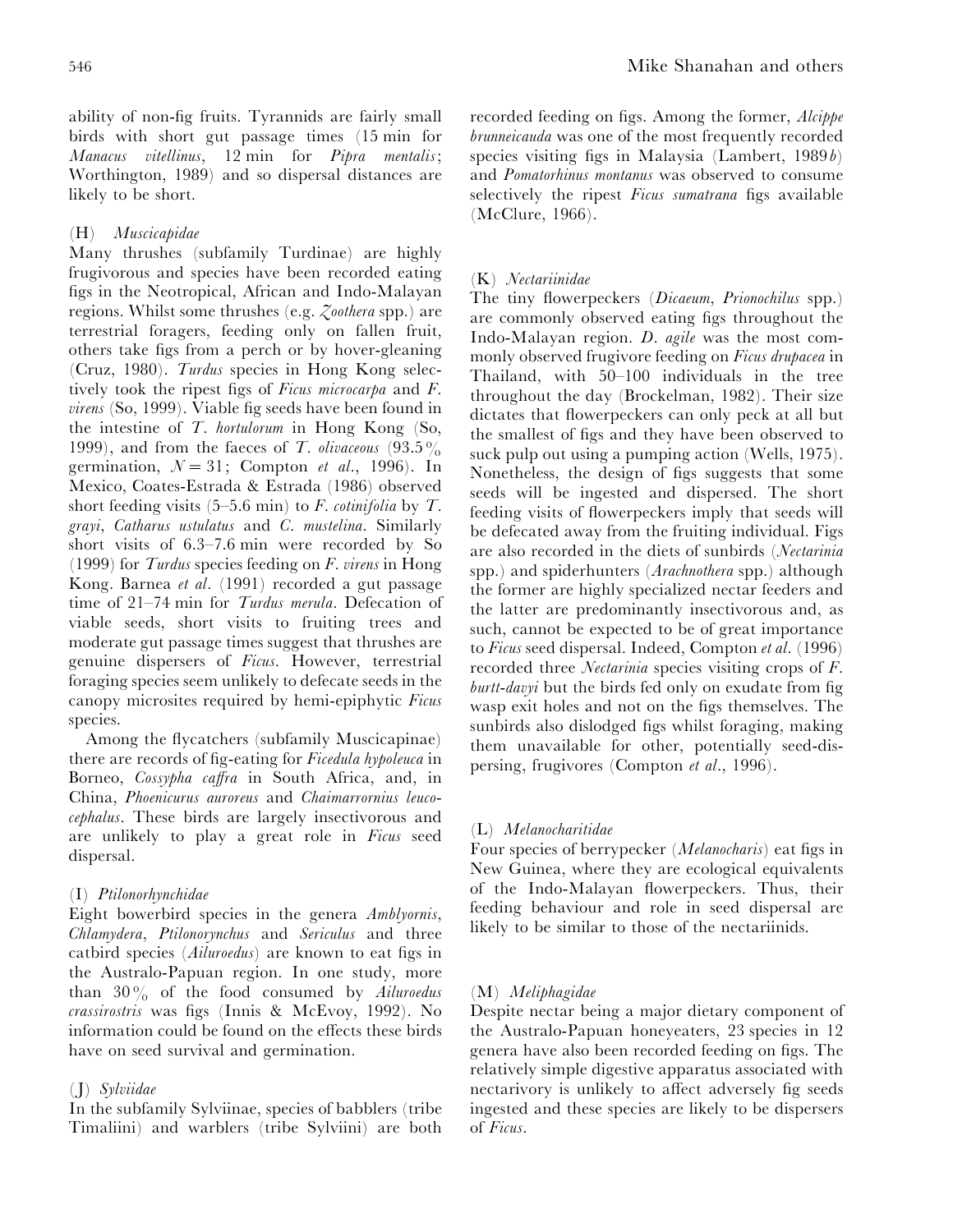ability of non-fig fruits. Tyrannids are fairly small birds with short gut passage times (15 min for *Manacus vitellinus*, 12 min for *Pipra mentalis*; Worthington, 1989) and so dispersal distances are likely to be short.

### (H) *Muscicapidae*

Many thrushes (subfamily Turdinae) are highly frugivorous and species have been recorded eating figs in the Neotropical, African and Indo-Malayan regions. Whilst some thrushes (e.g. *Zoothera* spp.) are terrestrial foragers, feeding only on fallen fruit, others take figs from a perch or by hover-gleaning (Cruz, 1980). *Turdus* species in Hong Kong selectively took the ripest figs of *Ficus microcarpa* and *F. virens* (So, 1999). Viable fig seeds have been found in the intestine of *T. hortulorum* in Hong Kong (So, 1999), and from the faeces of *T. olivaceous* (93.5% germination, $N = 31$; Compton *et al.*, 1996). In Mexico, Coates-Estrada & Estrada (1986) observed short feeding visits (5–5.6 min) to *F. cotinifolia* by *T. grayi*, *Catharus ustulatus* and *C. mustelina*. Similarly short visits of 6.3–7.6 min were recorded by So (1999) for *Turdus* species feeding on *F. virens* in Hong Kong. Barnea *et al.* (1991) recorded a gut passage time of 21–74 min for *Turdus merula*. Defecation of viable seeds, short visits to fruiting trees and moderate gut passage times suggest that thrushes are genuine dispersers of *Ficus*. However, terrestrial foraging species seem unlikely to defecate seeds in the canopy microsites required by hemi-epiphytic *Ficus* species.

Among the flycatchers (subfamily Muscicapinae) there are records of fig-eating for *Ficedula hypoleuca* in Borneo, *Cossypha caffra* in South Africa, and, in China, *Phoenicurus auroreus* and *Chaimarrornius leucocephalus*. These birds are largely insectivorous and are unlikely to play a great role in *Ficus* seed dispersal.

### (I) *Ptilonorhynchidae*

Eight bowerbird species in the genera *Amblyornis*, *Chlamydera*, *Ptilonorynchus* and *Sericulus* and three catbird species (*Ailuroedus*) are known to eat figs in the Australo-Papuan region. In one study, more than 30% of the food consumed by *Ailuroedus crassirostris* was figs (Innis & McEvoy, 1992). No information could be found on the effects these birds have on seed survival and germination.

### (J) *Sylviidae*

In the subfamily Sylviinae, species of babblers (tribe Timaliini) and warblers (tribe Sylviini) are both recorded feeding on figs. Among the former, *Alcippe brunneicauda* was one of the most frequently recorded species visiting figs in Malaysia (Lambert, 1989*b*) and *Pomatorhinus montanus* was observed to consume selectively the ripest *Ficus sumatrana* figs available (McClure, 1966).

### (K) *Nectariinidae*

The tiny flowerpeckers (*Dicaeum*, *Prionochilus* spp.) are commonly observed eating figs throughout the Indo-Malayan region. *D. agile* was the most commonly observed frugivore feeding on *Ficus drupacea* in Thailand, with 50–100 individuals in the tree throughout the day (Brockelman, 1982). Their size dictates that flowerpeckers can only peck at all but the smallest of figs and they have been observed to suck pulp out using a pumping action (Wells, 1975). Nonetheless, the design of figs suggests that some seeds will be ingested and dispersed. The short feeding visits of flowerpeckers imply that seeds will be defecated away from the fruiting individual. Figs are also recorded in the diets of sunbirds (*Nectarinia* spp.) and spiderhunters (*Arachnothera* spp.) although the former are highly specialized nectar feeders and the latter are predominantly insectivorous and, as such, cannot be expected to be of great importance to *Ficus* seed dispersal. Indeed, Compton *et al.* (1996) recorded three *Nectarinia* species visiting crops of *F. burtt-davyi* but the birds fed only on exudate from fig wasp exit holes and not on the figs themselves. The sunbirds also dislodged figs whilst foraging, making them unavailable for other, potentially seed-dispersing, frugivores (Compton *et al.*, 1996).

### (L) *Melanocharitidae*

Four species of berrypecker (*Melanocharis*) eat figs in New Guinea, where they are ecological equivalents of the Indo-Malayan flowerpeckers. Thus, their feeding behaviour and role in seed dispersal are likely to be similar to those of the nectariinids.

### (M) *Meliphagidae*

Despite nectar being a major dietary component of the Australo-Papuan honeyeaters, 23 species in 12 genera have also been recorded feeding on figs. The relatively simple digestive apparatus associated with nectarivory is unlikely to affect adversely fig seeds ingested and these species are likely to be dispersers of *Ficus*.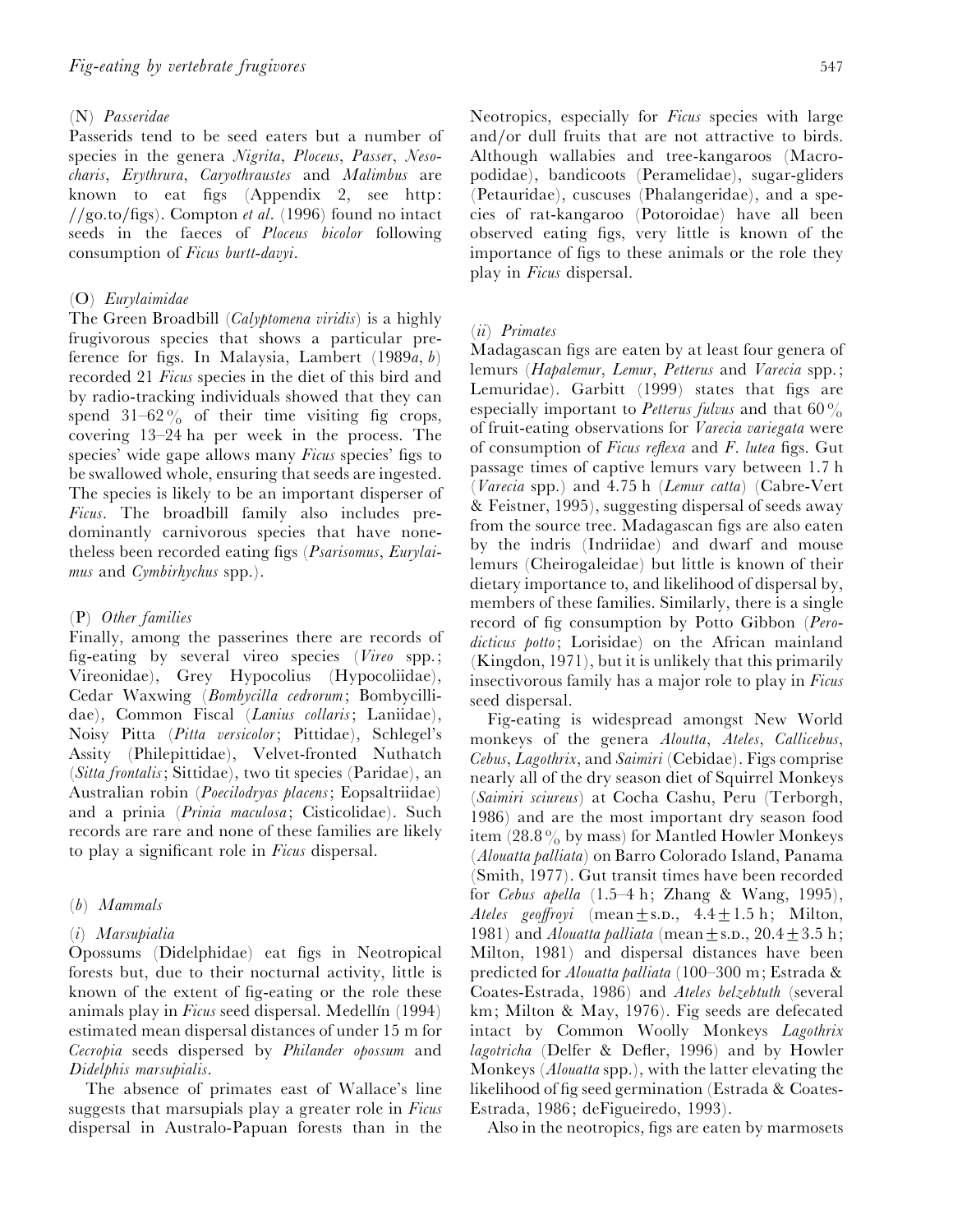### (N) *Passeridae*

Passerids tend to be seed eaters but a number of species in the genera *Nigrita*, *Ploceus*, *Passer*, *Neocharis*, *Erythrura*, *Caryothraustes* and *Malimbus* are known to eat figs (Appendix 2, see http://go.to/figs). Compton *et al*. (1996) found no intact seeds in the faeces of *Ploceus bicolor* following consumption of *Ficus burtt-davyi*.

### (O) *Eurylaimidae*

The Green Broadbill (*Calyptomena viridis*) is a highly frugivorous species that shows a particular preference for figs. In Malaysia, Lambert (1989*a*, *b*) recorded 21 *Ficus* species in the diet of this bird and by radio-tracking individuals showed that they can spend 31–62% of their time visiting fig crops, covering 13–24 ha per week in the process. The species' wide gape allows many *Ficus* species' figs to be swallowed whole, ensuring that seeds are ingested. The species is likely to be an important disperser of *Ficus*. The broadbill family also includes predominantly carnivorous species that have nonetheless been recorded eating figs (*Psarisomus*, *Eurylaimus* and *Cymbirhychus* spp.).

### (P) *Other families*

Finally, among the passerines there are records of fig-eating by several vireo species (*Vireo* spp.; Vireonidae), Grey Hypocolius (Hypocoliidae), Cedar Waxwing (*Bombycilla cedrorum*; Bombycillidae), Common Fiscal (*Lanius collaris*; Laniidae), Noisy Pitta (*Pitta versicolor*; Pittidae), Schlegel's Assity (Philepittidae), Velvet-fronted Nuthatch (*Sitta frontalis*; Sittidae), two tit species (Paridae), an Australian robin (*Poecilodryas placens*; Eopsaltriidae) and a prinia (*Prinia maculosa*; Cisticolidae). Such records are rare and none of these families are likely to play a significant role in *Ficus* dispersal.

## (*b*) *Mammals*

### (*i*) *Marsupialia*

Opossums (Didelphidae) eat figs in Neotropical forests but, due to their nocturnal activity, little is known of the extent of fig-eating or the role these animals play in *Ficus* seed dispersal. Medellín (1994) estimated mean dispersal distances of under 15 m for *Cecropia* seeds dispersed by *Philander opossum* and *Didelphis marsupialis*.

The absence of primates east of Wallace's line suggests that marsupials play a greater role in *Ficus* dispersal in Australo-Papuan forests than in the Neotropics, especially for *Ficus* species with large and/or dull fruits that are not attractive to birds. Although wallabies and tree-kangaroos (Macropodidae), bandicoots (Peramelidae), sugar-gliders (Petauridae), cuscuses (Phalangeridae), and a species of rat-kangaroo (Potoroidae) have all been observed eating figs, very little is known of the importance of figs to these animals or the role they play in *Ficus* dispersal.

### (*ii*) *Primates*

Madagascan figs are eaten by at least four genera of lemurs (*Hapalemur*, *Lemur*, *Petterus* and *Varecia* spp.; Lemuridae). Garbitt (1999) states that figs are especially important to *Petterus fulvus* and that 60% of fruit-eating observations for *Varecia variegata* were of consumption of *Ficus reflexa* and *F. lutea* figs. Gut passage times of captive lemurs vary between 1.7 h (*Varecia* spp.) and 4.75 h (*Lemur catta*) (Cabre-Vert & Feistner, 1995), suggesting dispersal of seeds away from the source tree. Madagascan figs are also eaten by the indris (Indriidae) and dwarf and mouse lemurs (Cheirogaleidae) but little is known of their dietary importance to, and likelihood of dispersal by, members of these families. Similarly, there is a single record of fig consumption by Potto Gibbon (*Perodicticus potto*; Lorisidae) on the African mainland (Kingdon, 1971), but it is unlikely that this primarily insectivorous family has a major role to play in *Ficus* seed dispersal.

Fig-eating is widespread amongst New World monkeys of the genera *Aloutta*, *Ateles*, *Callicebus*, *Cebus*, *Lagothrix*, and *Saimiri* (Cebidae). Figs comprise nearly all of the dry season diet of Squirrel Monkeys (*Saimiri sciureus*) at Cocha Cashu, Peru (Terborgh, 1986) and are the most important dry season food item (28.8% by mass) for Mantled Howler Monkeys (*Alouatta palliata*) on Barro Colorado Island, Panama (Smith, 1977). Gut transit times have been recorded for *Cebus apella* (1.5–4 h; Zhang & Wang, 1995), *Ateles geoffroyi* (mean ± S.D., $4.4 \pm 1.5$ h; Milton, 1981) and *Alouatta palliata* (mean ± S.D., $20.4 \pm 3.5$ h; Milton, 1981) and dispersal distances have been predicted for *Alouatta palliata* (100–300 m; Estrada & Coates-Estrada, 1986) and *Ateles belzebtuth* (several km; Milton & May, 1976). Fig seeds are defecated intact by Common Woolly Monkeys *Lagothrix lagotricha* (Delfer & Defler, 1996) and by Howler Monkeys (*Alouatta* spp.), with the latter elevating the likelihood of fig seed germination (Estrada & Coates-Estrada, 1986; deFigueiredo, 1993).

Also in the neotropics, figs are eaten by marmosets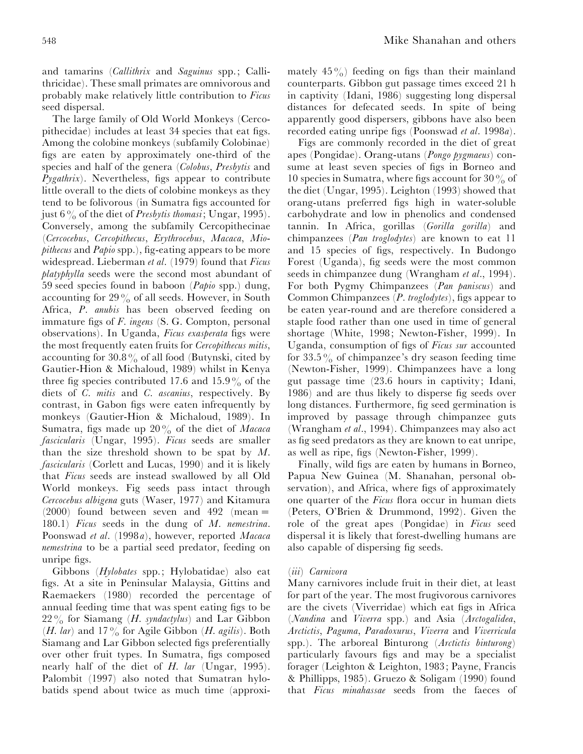and tamarins (*Callithrix* and *Saguinus* spp.; Callithricidae). These small primates are omnivorous and probably make relatively little contribution to *Ficus* seed dispersal.

The large family of Old World Monkeys (Cercopithecidae) includes at least 34 species that eat figs. Among the colobine monkeys (subfamily Colobinae) figs are eaten by approximately one-third of the species and half of the genera (*Colobus*, *Presbytis* and *Pygathrix*). Nevertheless, figs appear to contribute little overall to the diets of colobine monkeys as they tend to be folivorous (in Sumatra figs accounted for just 6% of the diet of *Presbytis thomasi*; Ungar, 1995). Conversely, among the subfamily Cercopithecinae (*Cercocebus*, *Cercopithecus*, *Erythrocebus*, *Macaca*, *Miopithecus* and *Papio* spp.), fig-eating appears to be more widespread. Lieberman *et al*. (1979) found that *Ficus platyphylla* seeds were the second most abundant of 59 seed species found in baboon (*Papio* spp.) dung, accounting for 29% of all seeds. However, in South Africa, *P. anubis* has been observed feeding on immature figs of *F. ingens* (S. G. Compton, personal observations). In Uganda, *Ficus exasperata* figs were the most frequently eaten fruits for *Cercopithecus mitis*, accounting for 30.8% of all food (Butynski, cited by Gautier-Hion & Michaloud, 1989) whilst in Kenya three fig species contributed 17.6 and 15.9% of the diets of *C. mitis* and *C. ascanius*, respectively. By contrast, in Gabon figs were eaten infrequently by monkeys (Gautier-Hion & Michaloud, 1989). In Sumatra, figs made up 20% of the diet of *Macaca fascicularis* (Ungar, 1995). *Ficus* seeds are smaller than the size threshold shown to be spat by *M. fascicularis* (Corlett and Lucas, 1990) and it is likely that *Ficus* seeds are instead swallowed by all Old World monkeys. Fig seeds pass intact through *Cercocebus albigena* guts (Waser, 1977) and Kitamura (2000) found between seven and 492 (mean = 180.1) *Ficus* seeds in the dung of *M. nemestrina*. Poonswad *et al*. (1998*a*), however, reported *Macaca nemestrina* to be a partial seed predator, feeding on unripe figs.

Gibbons (*Hylobates* spp.; Hylobatidae) also eat figs. At a site in Peninsular Malaysia, Gittins and Raemaekers (1980) recorded the percentage of annual feeding time that was spent eating figs to be 22% for Siamang (*H. syndactylus*) and Lar Gibbon (*H. lar*) and 17% for Agile Gibbon (*H. agilis*). Both Siamang and Lar Gibbon selected figs preferentially over other fruit types. In Sumatra, figs composed nearly half of the diet of *H. lar* (Ungar, 1995). Palombit (1997) also noted that Sumatran hylobatids spend about twice as much time (approximately 45%) feeding on figs than their mainland counterparts. Gibbon gut passage times exceed 21 h in captivity (Idani, 1986) suggesting long dispersal distances for defecated seeds. In spite of being apparently good dispersers, gibbons have also been recorded eating unripe figs (Poonswad *et al*. 1998*a*).

Figs are commonly recorded in the diet of great apes (Pongidae). Orang-utans (*Pongo pygmaeus*) consume at least seven species of figs in Borneo and 10 species in Sumatra, where figs account for 30% of the diet (Ungar, 1995). Leighton (1993) showed that orang-utans preferred figs high in water-soluble carbohydrate and low in phenolics and condensed tannin. In Africa, gorillas (*Gorilla gorilla*) and chimpanzees (*Pan troglodytes*) are known to eat 11 and 15 species of figs, respectively. In Budongo Forest (Uganda), fig seeds were the most common seeds in chimpanzee dung (Wrangham *et al*., 1994). For both Pygmy Chimpanzees (*Pan paniscus*) and Common Chimpanzees (*P. troglodytes*), figs appear to be eaten year-round and are therefore considered a staple food rather than one used in time of general shortage (White, 1998; Newton-Fisher, 1999). In Uganda, consumption of figs of *Ficus sur* accounted for 33.5% of chimpanzee's dry season feeding time (Newton-Fisher, 1999). Chimpanzees have a long gut passage time (23.6 hours in captivity; Idani, 1986) and are thus likely to disperse fig seeds over long distances. Furthermore, fig seed germination is improved by passage through chimpanzee guts (Wrangham *et al*., 1994). Chimpanzees may also act as fig seed predators as they are known to eat unripe, as well as ripe, figs (Newton-Fisher, 1999).

Finally, wild figs are eaten by humans in Borneo, Papua New Guinea (M. Shanahan, personal observation), and Africa, where figs of approximately one quarter of the *Ficus* flora occur in human diets (Peters, O'Brien & Drummond, 1992). Given the role of the great apes (Pongidae) in *Ficus* seed dispersal it is likely that forest-dwelling humans are also capable of dispersing fig seeds.

#### (*iii*) *Carnivora*

Many carnivores include fruit in their diet, at least for part of the year. The most frugivorous carnivores are the civets (Viverridae) which eat figs in Africa (*Nandina* and *Viverra* spp.) and Asia (*Arctogalidea*, *Arctictis*, *Paguma*, *Paradoxurus*, *Viverra* and *Viverricula* spp.). The arboreal Binturong (*Arctictis binturong*) particularly favours figs and may be a specialist forager (Leighton & Leighton, 1983; Payne, Francis & Phillipps, 1985). Gruezo & Soligam (1990) found that *Ficus minahassae* seeds from the faeces of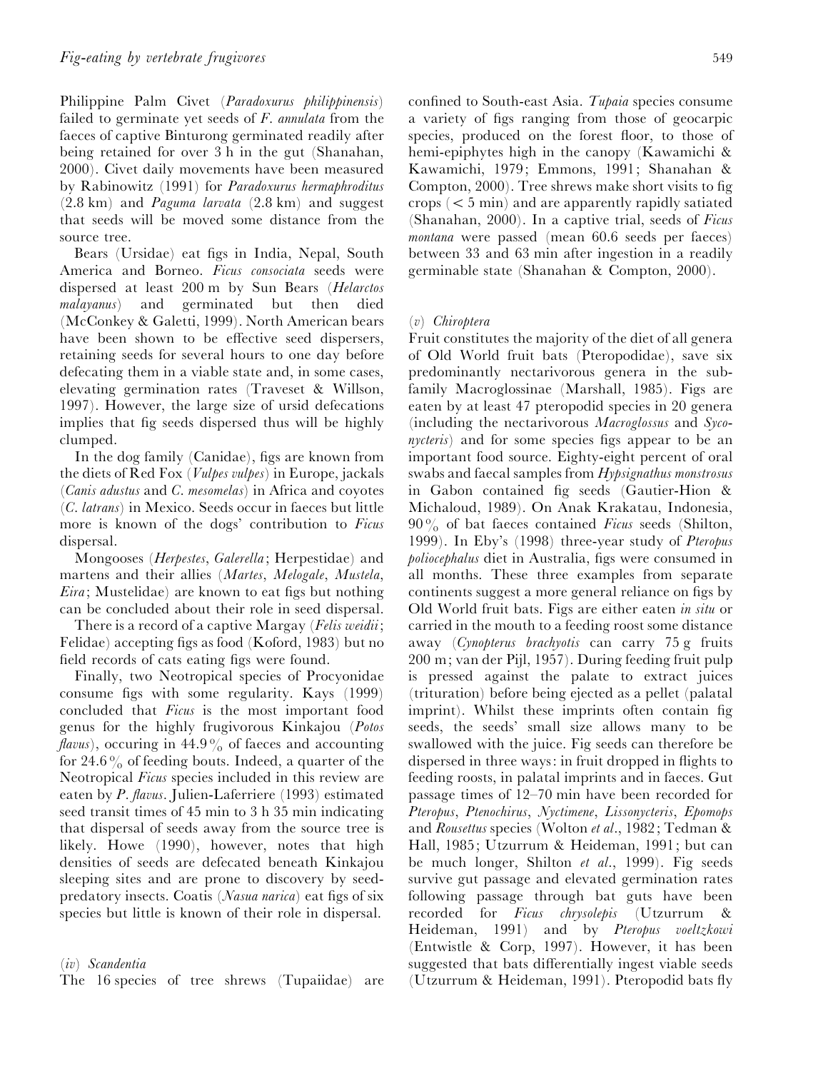Philippine Palm Civet (*Paradoxurus philippinensis*) failed to germinate yet seeds of *F. annulata* from the faeces of captive Binturong germinated readily after being retained for over 3 h in the gut (Shanahan, 2000). Civet daily movements have been measured by Rabinowitz (1991) for *Paradoxurus hermaphroditus* (2.8 km) and *Paguma larvata* (2.8 km) and suggest that seeds will be moved some distance from the source tree.

Bears (Ursidae) eat figs in India, Nepal, South America and Borneo. *Ficus consociata* seeds were dispersed at least 200 m by Sun Bears (*Helarctos malayanus*) and germinated but then died (McConkey & Galetti, 1999). North American bears have been shown to be effective seed dispersers, retaining seeds for several hours to one day before defecating them in a viable state and, in some cases, elevating germination rates (Traveset & Willson, 1997). However, the large size of ursid defecations implies that fig seeds dispersed thus will be highly clumped.

In the dog family (Canidae), figs are known from the diets of Red Fox (*Vulpes vulpes*) in Europe, jackals (*Canis adustus* and *C. mesomelas*) in Africa and coyotes (*C. latrans*) in Mexico. Seeds occur in faeces but little more is known of the dogs' contribution to *Ficus* dispersal.

Mongooses (*Herpestes*, *Galerella*; Herpestidae) and martens and their allies (*Martes*, *Melogale*, *Mustela*, *Eira*; Mustelidae) are known to eat figs but nothing can be concluded about their role in seed dispersal.

There is a record of a captive Margay (*Felis weidii*; Felidae) accepting figs as food (Koford, 1983) but no field records of cats eating figs were found.

Finally, two Neotropical species of Procyonidae consume figs with some regularity. Kays (1999) concluded that *Ficus* is the most important food genus for the highly frugivorous Kinkajou (*Potos flavus*), occuring in 44.9% of faeces and accounting for 24.6% of feeding bouts. Indeed, a quarter of the Neotropical *Ficus* species included in this review are eaten by *P. flavus*. Julien-Laferriere (1993) estimated seed transit times of 45 min to 3 h 35 min indicating that dispersal of seeds away from the source tree is likely. Howe (1990), however, notes that high densities of seeds are defecated beneath Kinkajou sleeping sites and are prone to discovery by seed-predatory insects. Coatis (*Nasua narica*) eat figs of six species but little is known of their role in dispersal.

#### (*iv*) *Scandentia*

The 16 species of tree shrews (Tupaiidae) are confined to South-east Asia. *Tupaia* species consume a variety of figs ranging from those of geocarpic species, produced on the forest floor, to those of hemi-epiphytes high in the canopy (Kawamichi & Kawamichi, 1979; Emmons, 1991; Shanahan & Compton, 2000). Tree shrews make short visits to fig crops (< 5 min) and are apparently rapidly satiated (Shanahan, 2000). In a captive trial, seeds of *Ficus montana* were passed (mean 60.6 seeds per faeces) between 33 and 63 min after ingestion in a readily germinable state (Shanahan & Compton, 2000).

#### (*v*) *Chiroptera*

Fruit constitutes the majority of the diet of all genera of Old World fruit bats (Pteropodidae), save six predominantly nectarivorous genera in the subfamily Macroglossinae (Marshall, 1985). Figs are eaten by at least 47 pteropodid species in 20 genera (including the nectarivorous *Macroglossus* and *Syconycteris*) and for some species figs appear to be an important food source. Eighty-eight percent of oral swabs and faecal samples from *Hypsignathus monstrosus* in Gabon contained fig seeds (Gautier-Hion & Michaloud, 1989). On Anak Krakatau, Indonesia, 90% of bat faeces contained *Ficus* seeds (Shilton, 1999). In Eby's (1998) three-year study of *Pteropus poliocephalus* diet in Australia, figs were consumed in all months. These three examples from separate continents suggest a more general reliance on figs by Old World fruit bats. Figs are either eaten *in situ* or carried in the mouth to a feeding roost some distance away (*Cynopterus brachyotis* can carry 75 g fruits 200 m; van der Pijl, 1957). During feeding fruit pulp is pressed against the palate to extract juices (trituration) before being ejected as a pellet (palatal imprint). Whilst these imprints often contain fig seeds, the seeds' small size allows many to be swallowed with the juice. Fig seeds can therefore be dispersed in three ways: in fruit dropped in flights to feeding roosts, in palatal imprints and in faeces. Gut passage times of 12–70 min have been recorded for *Pteropus*, *Ptenochirus*, *Nyctimene*, *Lissonycteris*, *Epomops* and *Rousettus* species (Wolton *et al.*, 1982; Tedman & Hall, 1985; Utzurrum & Heideman, 1991; but can be much longer, Shilton *et al.*, 1999). Fig seeds survive gut passage and elevated germination rates following passage through bat guts have been recorded for *Ficus chrysolepis* (Utzurrum & Heideman, 1991) and by *Pteropus voeltzkowi* (Entwistle & Corp, 1997). However, it has been suggested that bats differentially ingest viable seeds (Utzurrum & Heideman, 1991). Pteropodid bats fly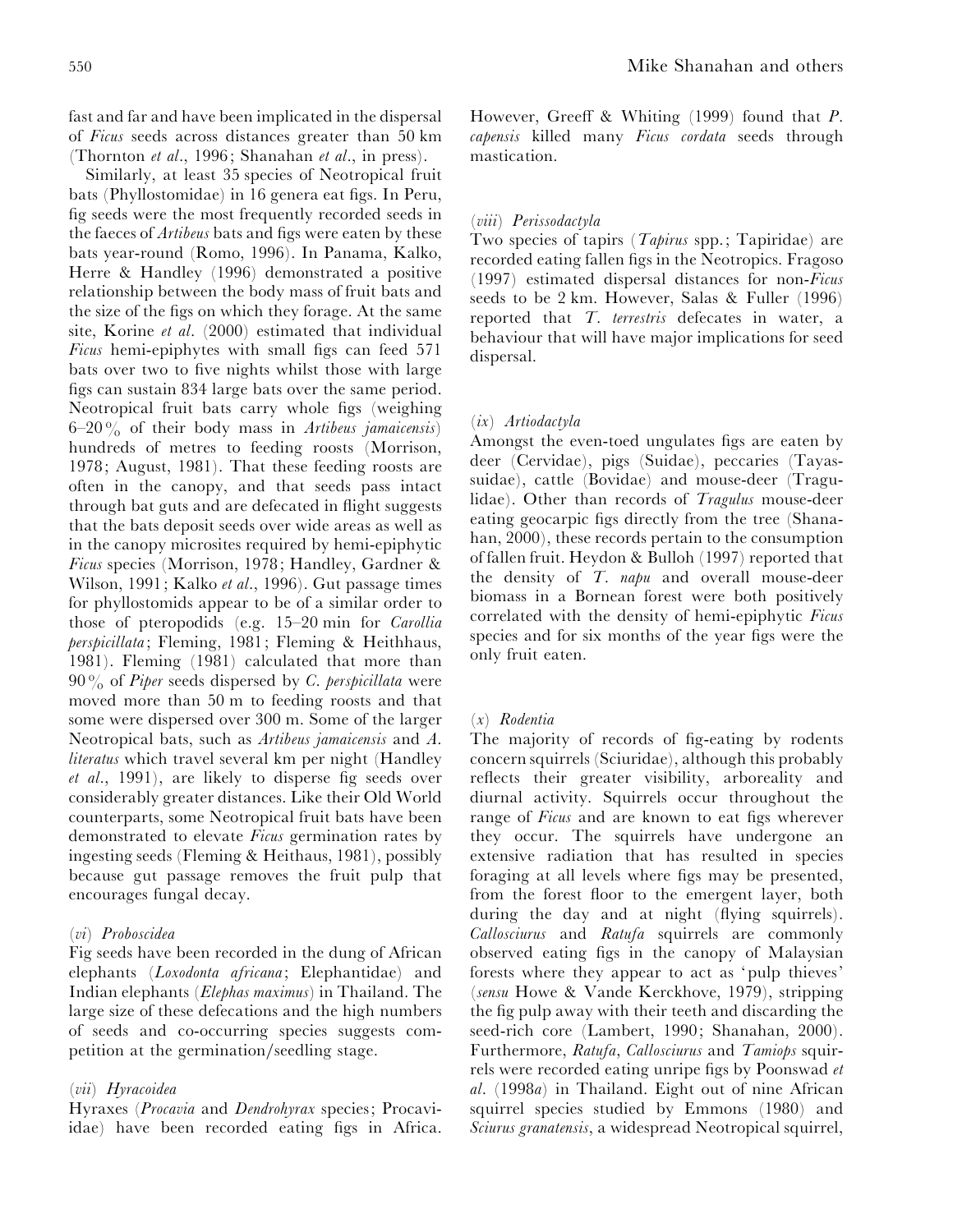fast and far and have been implicated in the dispersal of *Ficus* seeds across distances greater than 50 km (Thornton *et al*., 1996; Shanahan *et al*., in press).

Similarly, at least 35 species of Neotropical fruit bats (Phyllostomidae) in 16 genera eat figs. In Peru, fig seeds were the most frequently recorded seeds in the faeces of *Artibeus* bats and figs were eaten by these bats year-round (Romo, 1996). In Panama, Kalko, Herre & Handley (1996) demonstrated a positive relationship between the body mass of fruit bats and the size of the figs on which they forage. At the same site, Korine *et al*. (2000) estimated that individual *Ficus* hemi-epiphytes with small figs can feed 571 bats over two to five nights whilst those with large figs can sustain 834 large bats over the same period. Neotropical fruit bats carry whole figs (weighing 6–20% of their body mass in *Artibeus jamaicensis*) hundreds of metres to feeding roosts (Morrison, 1978; August, 1981). That these feeding roosts are often in the canopy, and that seeds pass intact through bat guts and are defecated in flight suggests that the bats deposit seeds over wide areas as well as in the canopy microsites required by hemi-epiphytic *Ficus* species (Morrison, 1978; Handley, Gardner & Wilson, 1991; Kalko *et al*., 1996). Gut passage times for phyllostomids appear to be of a similar order to those of pteropodids (e.g. 15–20 min for *Carollia perspicillata*; Fleming, 1981; Fleming & Heithhaus, 1981). Fleming (1981) calculated that more than 90% of *Piper* seeds dispersed by *C. perspicillata* were moved more than 50 m to feeding roosts and that some were dispersed over 300 m. Some of the larger Neotropical bats, such as *Artibeus jamaicensis* and *A. literatus* which travel several km per night (Handley *et al*., 1991), are likely to disperse fig seeds over considerably greater distances. Like their Old World counterparts, some Neotropical fruit bats have been demonstrated to elevate *Ficus* germination rates by ingesting seeds (Fleming & Heithaus, 1981), possibly because gut passage removes the fruit pulp that encourages fungal decay.

### (*vi*) *Proboscidea*

Fig seeds have been recorded in the dung of African elephants (*Loxodonta africana*; Elephantidae) and Indian elephants (*Elephas maximus*) in Thailand. The large size of these defecations and the high numbers of seeds and co-occurring species suggests competition at the germination/seedling stage.

### (*vii*) *Hyracoidea*

Hyraxes (*Procavia* and *Dendrohyrax* species; Procaviidae) have been recorded eating figs in Africa. However, Greeff & Whiting (1999) found that *P. capensis* killed many *Ficus cordata* seeds through mastication.

### (*viii*) *Perissodactyla*

Two species of tapirs (*Tapirus* spp.; Tapiridae) are recorded eating fallen figs in the Neotropics. Fragoso (1997) estimated dispersal distances for non-*Ficus* seeds to be 2 km. However, Salas & Fuller (1996) reported that *T. terrestris* defecates in water, a behaviour that will have major implications for seed dispersal.

### (*ix*) *Artiodactyla*

Amongst the even-toed ungulates figs are eaten by deer (Cervidae), pigs (Suidae), peccaries (Tayassuidae), cattle (Bovidae) and mouse-deer (Tragulidae). Other than records of *Tragulus* mouse-deer eating geocarpic figs directly from the tree (Shanahan, 2000), these records pertain to the consumption of fallen fruit. Heydon & Bulloh (1997) reported that the density of *T. napu* and overall mouse-deer biomass in a Bornean forest were both positively correlated with the density of hemi-epiphytic *Ficus* species and for six months of the year figs were the only fruit eaten.

### (*x*) *Rodentia*

The majority of records of fig-eating by rodents concern squirrels (Sciuridae), although this probably reflects their greater visibility, arboreality and diurnal activity. Squirrels occur throughout the range of *Ficus* and are known to eat figs wherever they occur. The squirrels have undergone an extensive radiation that has resulted in species foraging at all levels where figs may be presented, from the forest floor to the emergent layer, both during the day and at night (flying squirrels). *Callosciurus* and *Ratufa* squirrels are commonly observed eating figs in the canopy of Malaysian forests where they appear to act as 'pulp thieves' (*sensu* Howe & Vande Kerckhove, 1979), stripping the fig pulp away with their teeth and discarding the seed-rich core (Lambert, 1990; Shanahan, 2000). Furthermore, *Ratufa*, *Callosciurus* and *Tamiops* squirrels were recorded eating unripe figs by Poonswad *et al*. (1998*a*) in Thailand. Eight out of nine African squirrel species studied by Emmons (1980) and *Sciurus granatensis*, a widespread Neotropical squirrel,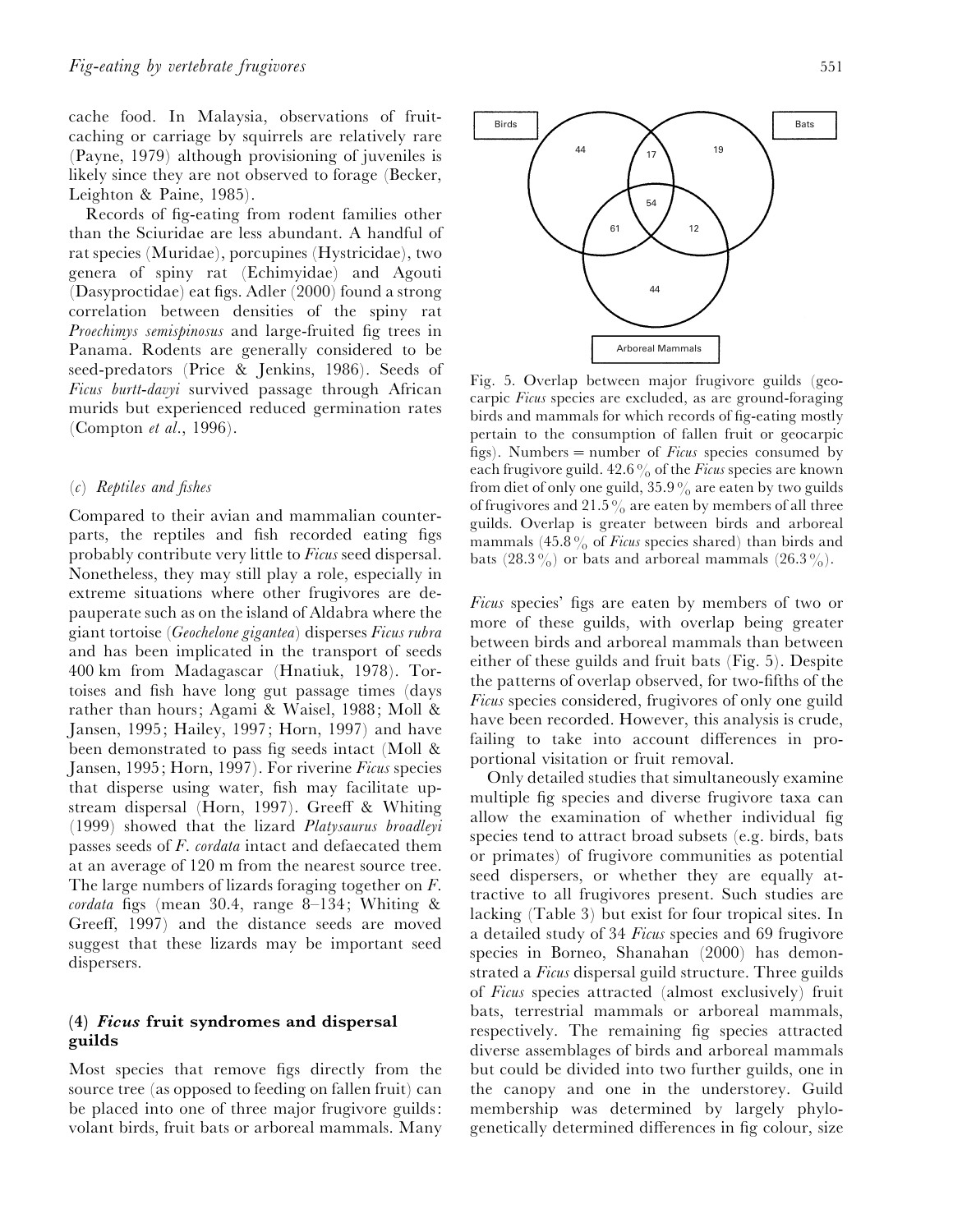cache food. In Malaysia, observations of fruit-caching or carriage by squirrels are relatively rare (Payne, 1979) although provisioning of juveniles is likely since they are not observed to forage (Becker, Leighton & Paine, 1985).

Records of fig-eating from rodent families other than the Sciuridae are less abundant. A handful of rat species (Muridae), porcupines (Hystricidae), two genera of spiny rat (Echimyidae) and Agouti (Dasyproctidae) eat figs. Adler (2000) found a strong correlation between densities of the spiny rat *Proechimys semispinosus* and large-fruited fig trees in Panama. Rodents are generally considered to be seed-predators (Price & Jenkins, 1986). Seeds of *Ficus burtt-davyi* survived passage through African murids but experienced reduced germination rates (Compton *et al*., 1996).

### (*c*) *Reptiles and fishes*

Compared to their avian and mammalian counterparts, the reptiles and fish recorded eating figs probably contribute very little to *Ficus* seed dispersal. Nonetheless, they may still play a role, especially in extreme situations where other frugivores are depauperate such as on the island of Aldabra where the giant tortoise (*Geochelone gigantea*) disperses *Ficus rubra* and has been implicated in the transport of seeds 400 km from Madagascar (Hnatiuk, 1978). Tortoises and fish have long gut passage times (days rather than hours; Agami & Waisel, 1988; Moll & Jansen, 1995; Hailey, 1997; Horn, 1997) and have been demonstrated to pass fig seeds intact (Moll & Jansen, 1995; Horn, 1997). For riverine *Ficus* species that disperse using water, fish may facilitate upstream dispersal (Horn, 1997). Greeff & Whiting (1999) showed that the lizard *Platysaurus broadleyi* passes seeds of *F. cordata* intact and defaecated them at an average of 120 m from the nearest source tree. The large numbers of lizards foraging together on *F. cordata* figs (mean 30.4, range 8–134; Whiting & Greeff, 1997) and the distance seeds are moved suggest that these lizards may be important seed dispersers.

## (4) *Ficus* fruit syndromes and dispersal guilds

Most species that remove figs directly from the source tree (as opposed to feeding on fallen fruit) can be placed into one of three major frugivore guilds: volant birds, fruit bats or arboreal mammals. Many *Ficus* species' figs are eaten by members of two or more of these guilds, with overlap being greater between birds and arboreal mammals than between either of these guilds and fruit bats (Fig. 5). Despite the patterns of overlap observed, for two-fifths of the *Ficus* species considered, frugivores of only one guild have been recorded. However, this analysis is crude, failing to take into account differences in proportional visitation or fruit removal.

Birds | Bats | Arboreal Mammals — Birds only: 44; Bats only: 19; Arboreal Mammals only: 44; Birds & Bats: 17; Birds & Arboreal Mammals: 61; Bats & Arboreal Mammals: 12; all three: 54

Fig. 5. Overlap between major frugivore guilds (geocarpic *Ficus* species are excluded, as are ground-foraging birds and mammals for which records of fig-eating mostly pertain to the consumption of fallen fruit or geocarpic figs). Numbers = number of *Ficus* species consumed by each frugivore guild. 42.6 % of the *Ficus* species are known from diet of only one guild, 35.9 % are eaten by two guilds of frugivores and 21.5 % are eaten by members of all three guilds. Overlap is greater between birds and arboreal mammals (45.8 % of *Ficus* species shared) than birds and bats (28.3 %) or bats and arboreal mammals (26.3 %).

Only detailed studies that simultaneously examine multiple fig species and diverse frugivore taxa can allow the examination of whether individual fig species tend to attract broad subsets (e.g. birds, bats or primates) of frugivore communities as potential seed dispersers, or whether they are equally attractive to all frugivores present. Such studies are lacking (Table 3) but exist for four tropical sites. In a detailed study of 34 *Ficus* species and 69 frugivore species in Borneo, Shanahan (2000) has demonstrated a *Ficus* dispersal guild structure. Three guilds of *Ficus* species attracted (almost exclusively) fruit bats, terrestrial mammals or arboreal mammals, respectively. The remaining fig species attracted diverse assemblages of birds and arboreal mammals but could be divided into two further guilds, one in the canopy and one in the understorey. Guild membership was determined by largely phylogenetically determined differences in fig colour, size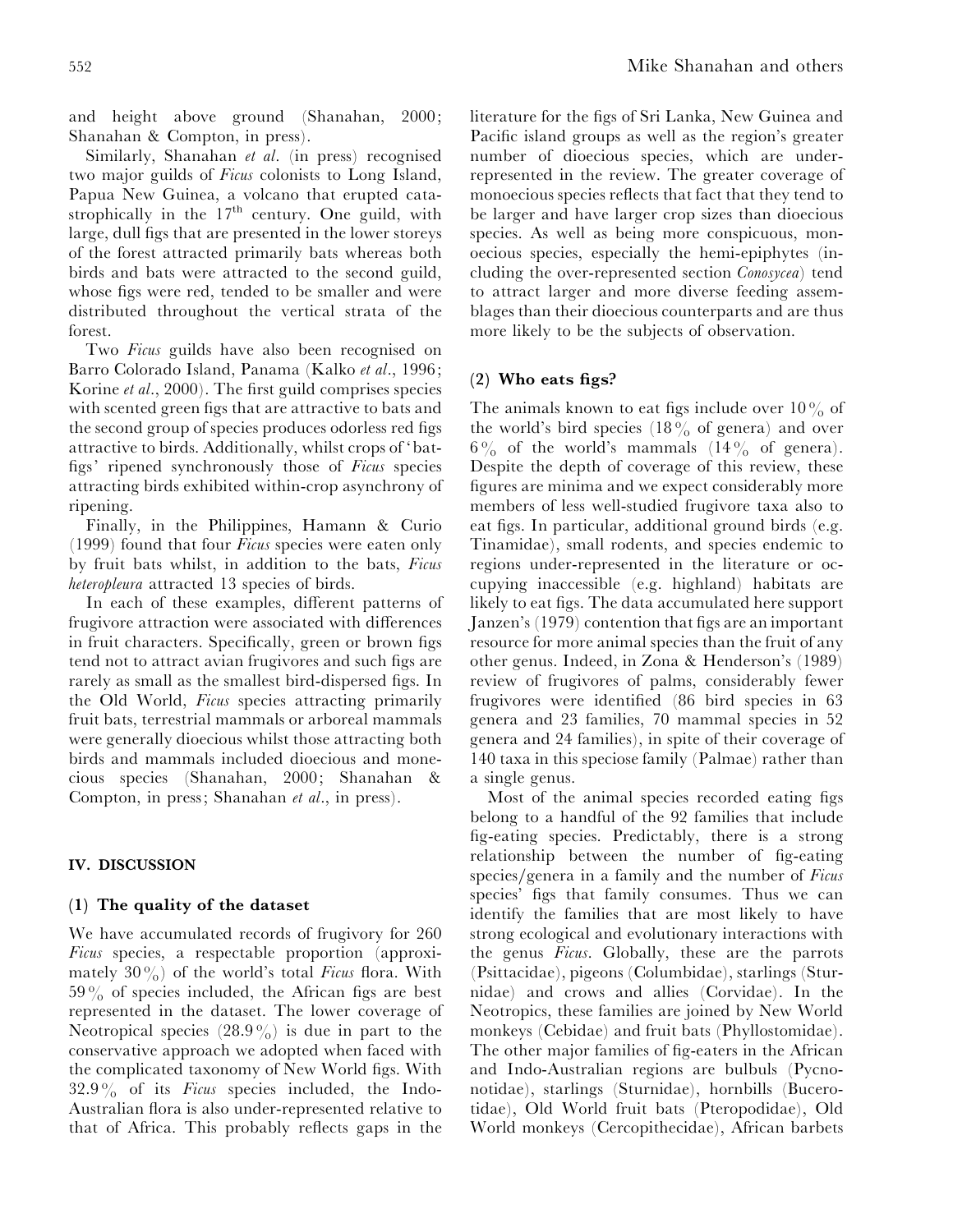and height above ground (Shanahan, 2000; Shanahan & Compton, in press).

Similarly, Shanahan *et al.* (in press) recognised two major guilds of *Ficus* colonists to Long Island, Papua New Guinea, a volcano that erupted catastrophically in the 17th century. One guild, with large, dull figs that are presented in the lower storeys of the forest attracted primarily bats whereas both birds and bats were attracted to the second guild, whose figs were red, tended to be smaller and were distributed throughout the vertical strata of the forest.

Two *Ficus* guilds have also been recognised on Barro Colorado Island, Panama (Kalko *et al.*, 1996; Korine *et al.*, 2000). The first guild comprises species with scented green figs that are attractive to bats and the second group of species produces odorless red figs attractive to birds. Additionally, whilst crops of 'bat-figs' ripened synchronously those of *Ficus* species attracting birds exhibited within-crop asynchrony of ripening.

Finally, in the Philippines, Hamann & Curio (1999) found that four *Ficus* species were eaten only by fruit bats whilst, in addition to the bats, *Ficus heteropleura* attracted 13 species of birds.

In each of these examples, different patterns of frugivore attraction were associated with differences in fruit characters. Specifically, green or brown figs tend not to attract avian frugivores and such figs are rarely as small as the smallest bird-dispersed figs. In the Old World, *Ficus* species attracting primarily fruit bats, terrestrial mammals or arboreal mammals were generally dioecious whilst those attracting both birds and mammals included dioecious and monecious species (Shanahan, 2000; Shanahan & Compton, in press; Shanahan *et al.*, in press).

## IV. DISCUSSION

### (1) The quality of the dataset

We have accumulated records of frugivory for 260 *Ficus* species, a respectable proportion (approximately 30%) of the world's total *Ficus* flora. With 59% of species included, the African figs are best represented in the dataset. The lower coverage of Neotropical species (28.9%) is due in part to the conservative approach we adopted when faced with the complicated taxonomy of New World figs. With 32.9% of its *Ficus* species included, the Indo-Australian flora is also under-represented relative to that of Africa. This probably reflects gaps in the literature for the figs of Sri Lanka, New Guinea and Pacific island groups as well as the region's greater number of dioecious species, which are under-represented in the review. The greater coverage of monoecious species reflects that fact that they tend to be larger and have larger crop sizes than dioecious species. As well as being more conspicuous, monoecious species, especially the hemi-epiphytes (including the over-represented section *Conosycea*) tend to attract larger and more diverse feeding assemblages than their dioecious counterparts and are thus more likely to be the subjects of observation.

### (2) Who eats figs?

The animals known to eat figs include over 10% of the world's bird species (18% of genera) and over 6% of the world's mammals (14% of genera). Despite the depth of coverage of this review, these figures are minima and we expect considerably more members of less well-studied frugivore taxa also to eat figs. In particular, additional ground birds (e.g. Tinamidae), small rodents, and species endemic to regions under-represented in the literature or occupying inaccessible (e.g. highland) habitats are likely to eat figs. The data accumulated here support Janzen's (1979) contention that figs are an important resource for more animal species than the fruit of any other genus. Indeed, in Zona & Henderson's (1989) review of frugivores of palms, considerably fewer frugivores were identified (86 bird species in 63 genera and 23 families, 70 mammal species in 52 genera and 24 families), in spite of their coverage of 140 taxa in this speciose family (Palmae) rather than a single genus.

Most of the animal species recorded eating figs belong to a handful of the 92 families that include fig-eating species. Predictably, there is a strong relationship between the number of fig-eating species/genera in a family and the number of *Ficus* species' figs that family consumes. Thus we can identify the families that are most likely to have strong ecological and evolutionary interactions with the genus *Ficus*. Globally, these are the parrots (Psittacidae), pigeons (Columbidae), starlings (Sturnidae) and crows and allies (Corvidae). In the Neotropics, these families are joined by New World monkeys (Cebidae) and fruit bats (Phyllostomidae). The other major families of fig-eaters in the African and Indo-Australian regions are bulbuls (Pycnonotidae), starlings (Sturnidae), hornbills (Bucerotidae), Old World fruit bats (Pteropodidae), Old World monkeys (Cercopithecidae), African barbets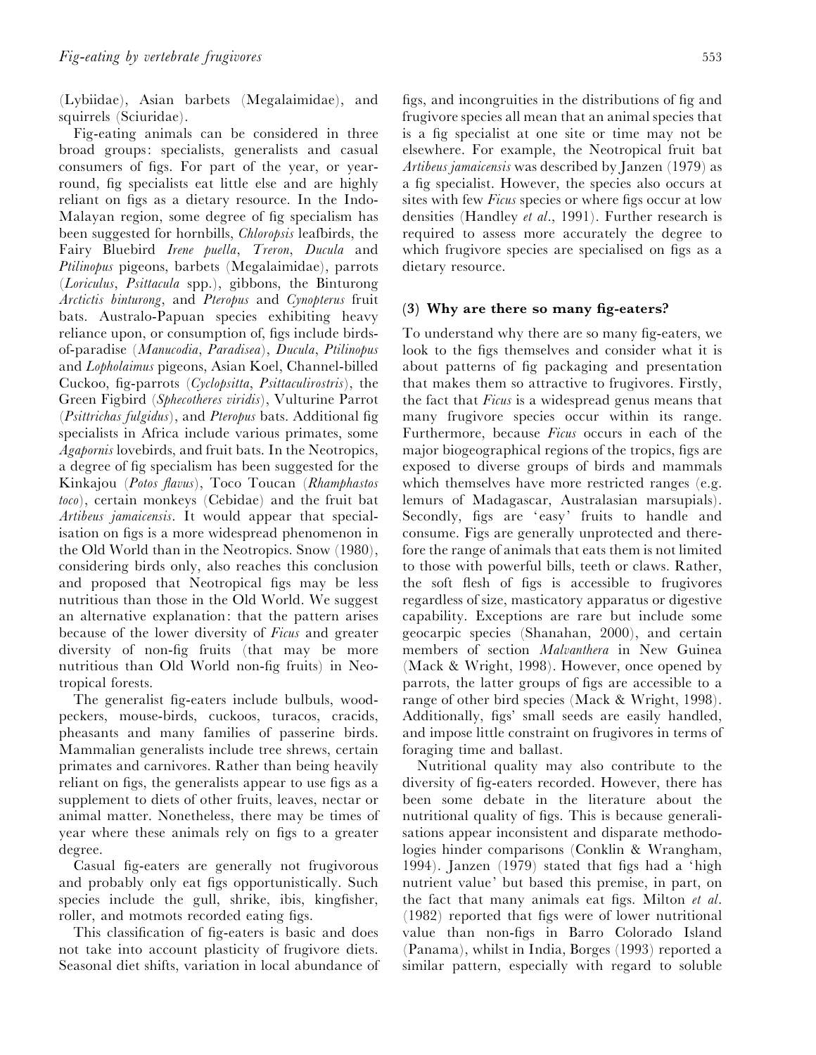(Lybiidae), Asian barbets (Megalaimidae), and squirrels (Sciuridae).

Fig-eating animals can be considered in three broad groups: specialists, generalists and casual consumers of figs. For part of the year, or year-round, fig specialists eat little else and are highly reliant on figs as a dietary resource. In the Indo-Malayan region, some degree of fig specialism has been suggested for hornbills, *Chloropsis* leafbirds, the Fairy Bluebird *Irene puella*, *Treron*, *Ducula* and *Ptilinopus* pigeons, barbets (Megalaimidae), parrots (*Loriculus*, *Psittacula* spp.), gibbons, the Binturong *Arctictis binturong*, and *Pteropus* and *Cynopterus* fruit bats. Australo-Papuan species exhibiting heavy reliance upon, or consumption of, figs include birds-of-paradise (*Manucodia*, *Paradisea*), *Ducula*, *Ptilinopus* and *Lopholaimus* pigeons, Asian Koel, Channel-billed Cuckoo, fig-parrots (*Cyclopsitta*, *Psittaculirostris*), the Green Figbird (*Sphecotheres viridis*), Vulturine Parrot (*Psittrichas fulgidus*), and *Pteropus* bats. Additional fig specialists in Africa include various primates, some *Agapornis* lovebirds, and fruit bats. In the Neotropics, a degree of fig specialism has been suggested for the Kinkajou (*Potos flavus*), Toco Toucan (*Rhamphastos toco*), certain monkeys (Cebidae) and the fruit bat *Artibeus jamaicensis*. It would appear that specialisation on figs is a more widespread phenomenon in the Old World than in the Neotropics. Snow (1980), considering birds only, also reaches this conclusion and proposed that Neotropical figs may be less nutritious than those in the Old World. We suggest an alternative explanation: that the pattern arises because of the lower diversity of *Ficus* and greater diversity of non-fig fruits (that may be more nutritious than Old World non-fig fruits) in Neotropical forests.

The generalist fig-eaters include bulbuls, woodpeckers, mouse-birds, cuckoos, turacos, cracids, pheasants and many families of passerine birds. Mammalian generalists include tree shrews, certain primates and carnivores. Rather than being heavily reliant on figs, the generalists appear to use figs as a supplement to diets of other fruits, leaves, nectar or animal matter. Nonetheless, there may be times of year where these animals rely on figs to a greater degree.

Casual fig-eaters are generally not frugivorous and probably only eat figs opportunistically. Such species include the gull, shrike, ibis, kingfisher, roller, and motmots recorded eating figs.

This classification of fig-eaters is basic and does not take into account plasticity of frugivore diets. Seasonal diet shifts, variation in local abundance of figs, and incongruities in the distributions of fig and frugivore species all mean that an animal species that is a fig specialist at one site or time may not be elsewhere. For example, the Neotropical fruit bat *Artibeus jamaicensis* was described by Janzen (1979) as a fig specialist. However, the species also occurs at sites with few *Ficus* species or where figs occur at low densities (Handley *et al*., 1991). Further research is required to assess more accurately the degree to which frugivore species are specialised on figs as a dietary resource.

### (3) Why are there so many fig-eaters?

To understand why there are so many fig-eaters, we look to the figs themselves and consider what it is about patterns of fig packaging and presentation that makes them so attractive to frugivores. Firstly, the fact that *Ficus* is a widespread genus means that many frugivore species occur within its range. Furthermore, because *Ficus* occurs in each of the major biogeographical regions of the tropics, figs are exposed to diverse groups of birds and mammals which themselves have more restricted ranges (e.g. lemurs of Madagascar, Australasian marsupials). Secondly, figs are 'easy' fruits to handle and consume. Figs are generally unprotected and therefore the range of animals that eats them is not limited to those with powerful bills, teeth or claws. Rather, the soft flesh of figs is accessible to frugivores regardless of size, masticatory apparatus or digestive capability. Exceptions are rare but include some geocarpic species (Shanahan, 2000), and certain members of section *Malvanthera* in New Guinea (Mack & Wright, 1998). However, once opened by parrots, the latter groups of figs are accessible to a range of other bird species (Mack & Wright, 1998). Additionally, figs' small seeds are easily handled, and impose little constraint on frugivores in terms of foraging time and ballast.

Nutritional quality may also contribute to the diversity of fig-eaters recorded. However, there has been some debate in the literature about the nutritional quality of figs. This is because generalisations appear inconsistent and disparate methodologies hinder comparisons (Conklin & Wrangham, 1994). Janzen (1979) stated that figs had a 'high nutrient value' but based this premise, in part, on the fact that many animals eat figs. Milton *et al*. (1982) reported that figs were of lower nutritional value than non-figs in Barro Colorado Island (Panama), whilst in India, Borges (1993) reported a similar pattern, especially with regard to soluble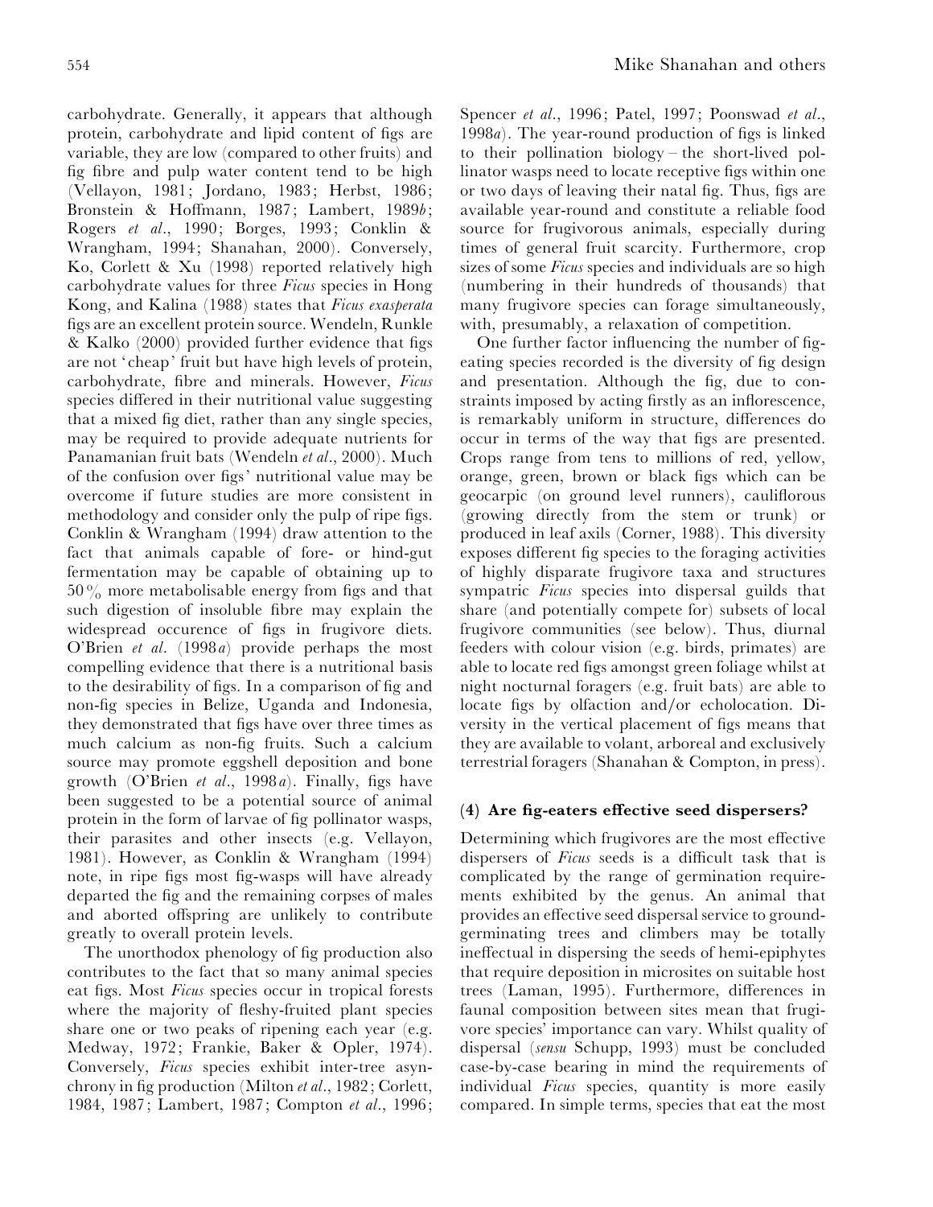carbohydrate. Generally, it appears that although protein, carbohydrate and lipid content of figs are variable, they are low (compared to other fruits) and fig fibre and pulp water content tend to be high (Vellayon, 1981; Jordano, 1983; Herbst, 1986; Bronstein & Hoffmann, 1987; Lambert, 1989*b*; Rogers *et al*., 1990; Borges, 1993; Conklin & Wrangham, 1994; Shanahan, 2000). Conversely, Ko, Corlett & Xu (1998) reported relatively high carbohydrate values for three *Ficus* species in Hong Kong, and Kalina (1988) states that *Ficus exasperata* figs are an excellent protein source. Wendeln, Runkle & Kalko (2000) provided further evidence that figs are not 'cheap' fruit but have high levels of protein, carbohydrate, fibre and minerals. However, *Ficus* species differed in their nutritional value suggesting that a mixed fig diet, rather than any single species, may be required to provide adequate nutrients for Panamanian fruit bats (Wendeln *et al*., 2000). Much of the confusion over figs' nutritional value may be overcome if future studies are more consistent in methodology and consider only the pulp of ripe figs. Conklin & Wrangham (1994) draw attention to the fact that animals capable of fore- or hind-gut fermentation may be capable of obtaining up to 50% more metabolisable energy from figs and that such digestion of insoluble fibre may explain the widespread occurence of figs in frugivore diets. O'Brien *et al*. (1998*a*) provide perhaps the most compelling evidence that there is a nutritional basis to the desirability of figs. In a comparison of fig and non-fig species in Belize, Uganda and Indonesia, they demonstrated that figs have over three times as much calcium as non-fig fruits. Such a calcium source may promote eggshell deposition and bone growth (O'Brien *et al*., 1998*a*). Finally, figs have been suggested to be a potential source of animal protein in the form of larvae of fig pollinator wasps, their parasites and other insects (e.g. Vellayon, 1981). However, as Conklin & Wrangham (1994) note, in ripe figs most fig-wasps will have already departed the fig and the remaining corpses of males and aborted offspring are unlikely to contribute greatly to overall protein levels.

The unorthodox phenology of fig production also contributes to the fact that so many animal species eat figs. Most *Ficus* species occur in tropical forests where the majority of fleshy-fruited plant species share one or two peaks of ripening each year (e.g. Medway, 1972; Frankie, Baker & Opler, 1974). Conversely, *Ficus* species exhibit inter-tree asynchrony in fig production (Milton *et al*., 1982; Corlett, 1984, 1987; Lambert, 1987; Compton *et al*., 1996; Spencer *et al*., 1996; Patel, 1997; Poonswad *et al*., 1998*a*). The year-round production of figs is linked to their pollination biology – the short-lived pollinator wasps need to locate receptive figs within one or two days of leaving their natal fig. Thus, figs are available year-round and constitute a reliable food source for frugivorous animals, especially during times of general fruit scarcity. Furthermore, crop sizes of some *Ficus* species and individuals are so high (numbering in their hundreds of thousands) that many frugivore species can forage simultaneously, with, presumably, a relaxation of competition.

One further factor influencing the number of fig-eating species recorded is the diversity of fig design and presentation. Although the fig, due to constraints imposed by acting firstly as an inflorescence, is remarkably uniform in structure, differences do occur in terms of the way that figs are presented. Crops range from tens to millions of red, yellow, orange, green, brown or black figs which can be geocarpic (on ground level runners), cauliflorous (growing directly from the stem or trunk) or produced in leaf axils (Corner, 1988). This diversity exposes different fig species to the foraging activities of highly disparate frugivore taxa and structures sympatric *Ficus* species into dispersal guilds that share (and potentially compete for) subsets of local frugivore communities (see below). Thus, diurnal feeders with colour vision (e.g. birds, primates) are able to locate red figs amongst green foliage whilst at night nocturnal foragers (e.g. fruit bats) are able to locate figs by olfaction and/or echolocation. Diversity in the vertical placement of figs means that they are available to volant, arboreal and exclusively terrestrial foragers (Shanahan & Compton, in press).

### (4) Are fig-eaters effective seed dispersers?

Determining which frugivores are the most effective dispersers of *Ficus* seeds is a difficult task that is complicated by the range of germination requirements exhibited by the genus. An animal that provides an effective seed dispersal service to ground-germinating trees and climbers may be totally ineffectual in dispersing the seeds of hemi-epiphytes that require deposition in microsites on suitable host trees (Laman, 1995). Furthermore, differences in faunal composition between sites mean that frugivore species' importance can vary. Whilst quality of dispersal (*sensu* Schupp, 1993) must be concluded case-by-case bearing in mind the requirements of individual *Ficus* species, quantity is more easily compared. In simple terms, species that eat the most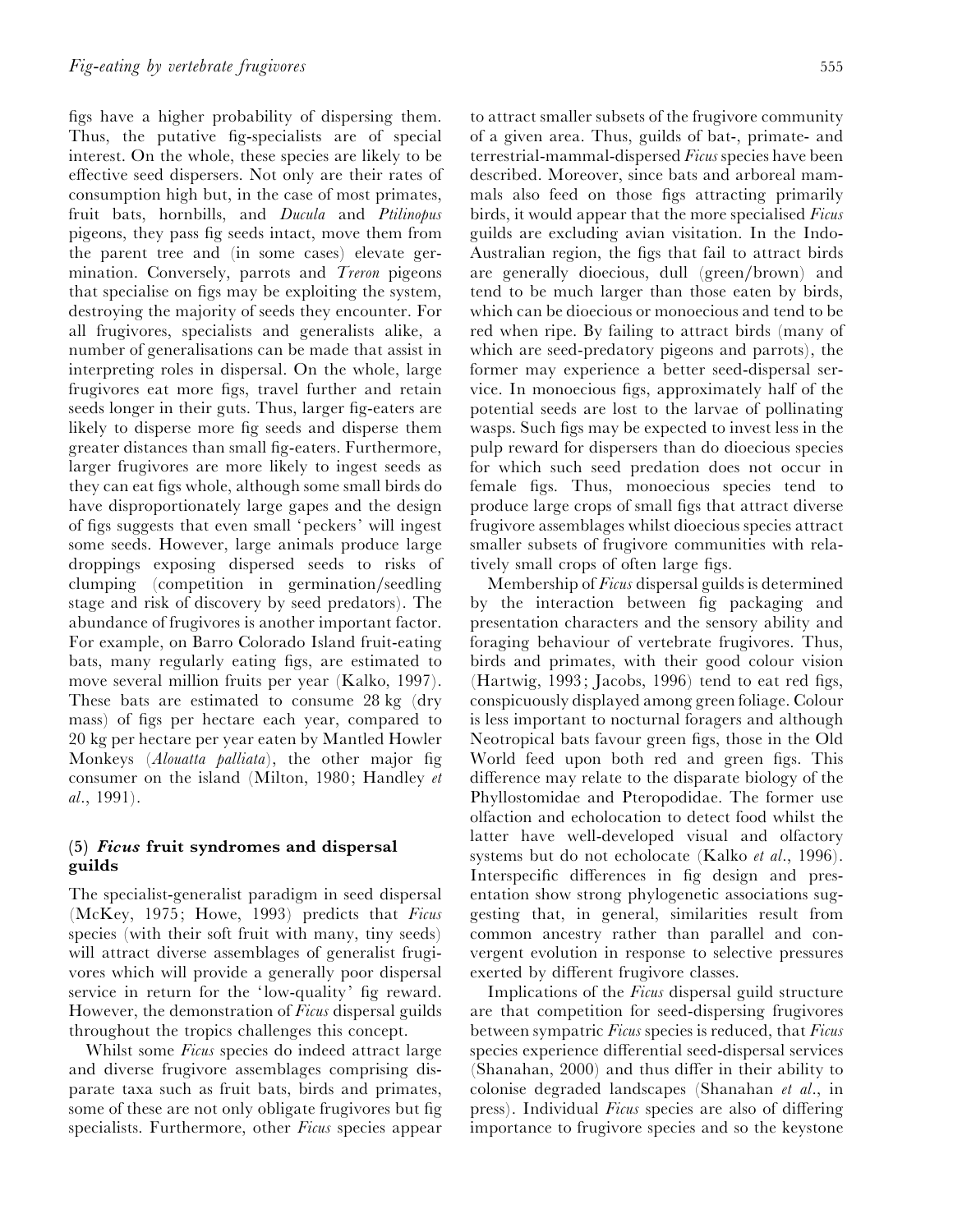figs have a higher probability of dispersing them. Thus, the putative fig-specialists are of special interest. On the whole, these species are likely to be effective seed dispersers. Not only are their rates of consumption high but, in the case of most primates, fruit bats, hornbills, and *Ducula* and *Ptilinopus* pigeons, they pass fig seeds intact, move them from the parent tree and (in some cases) elevate germination. Conversely, parrots and *Treron* pigeons that specialise on figs may be exploiting the system, destroying the majority of seeds they encounter. For all frugivores, specialists and generalists alike, a number of generalisations can be made that assist in interpreting roles in dispersal. On the whole, large frugivores eat more figs, travel further and retain seeds longer in their guts. Thus, larger fig-eaters are likely to disperse more fig seeds and disperse them greater distances than small fig-eaters. Furthermore, larger frugivores are more likely to ingest seeds as they can eat figs whole, although some small birds do have disproportionately large gapes and the design of figs suggests that even small 'peckers' will ingest some seeds. However, large animals produce large droppings exposing dispersed seeds to risks of clumping (competition in germination/seedling stage and risk of discovery by seed predators). The abundance of frugivores is another important factor. For example, on Barro Colorado Island fruit-eating bats, many regularly eating figs, are estimated to move several million fruits per year (Kalko, 1997). These bats are estimated to consume 28 kg (dry mass) of figs per hectare each year, compared to 20 kg per hectare per year eaten by Mantled Howler Monkeys (*Alouatta palliata*), the other major fig consumer on the island (Milton, 1980; Handley *et al*., 1991).

### (5) *Ficus* fruit syndromes and dispersal guilds

The specialist-generalist paradigm in seed dispersal (McKey, 1975; Howe, 1993) predicts that *Ficus* species (with their soft fruit with many, tiny seeds) will attract diverse assemblages of generalist frugivores which will provide a generally poor dispersal service in return for the 'low-quality' fig reward. However, the demonstration of *Ficus* dispersal guilds throughout the tropics challenges this concept.

Whilst some *Ficus* species do indeed attract large and diverse frugivore assemblages comprising disparate taxa such as fruit bats, birds and primates, some of these are not only obligate frugivores but fig specialists. Furthermore, other *Ficus* species appear to attract smaller subsets of the frugivore community of a given area. Thus, guilds of bat-, primate- and terrestrial-mammal-dispersed *Ficus* species have been described. Moreover, since bats and arboreal mammals also feed on those figs attracting primarily birds, it would appear that the more specialised *Ficus* guilds are excluding avian visitation. In the Indo-Australian region, the figs that fail to attract birds are generally dioecious, dull (green/brown) and tend to be much larger than those eaten by birds, which can be dioecious or monoecious and tend to be red when ripe. By failing to attract birds (many of which are seed-predatory pigeons and parrots), the former may experience a better seed-dispersal service. In monoecious figs, approximately half of the potential seeds are lost to the larvae of pollinating wasps. Such figs may be expected to invest less in the pulp reward for dispersers than do dioecious species for which such seed predation does not occur in female figs. Thus, monoecious species tend to produce large crops of small figs that attract diverse frugivore assemblages whilst dioecious species attract smaller subsets of frugivore communities with relatively small crops of often large figs.

Membership of *Ficus* dispersal guilds is determined by the interaction between fig packaging and presentation characters and the sensory ability and foraging behaviour of vertebrate frugivores. Thus, birds and primates, with their good colour vision (Hartwig, 1993; Jacobs, 1996) tend to eat red figs, conspicuously displayed among green foliage. Colour is less important to nocturnal foragers and although Neotropical bats favour green figs, those in the Old World feed upon both red and green figs. This difference may relate to the disparate biology of the Phyllostomidae and Pteropodidae. The former use olfaction and echolocation to detect food whilst the latter have well-developed visual and olfactory systems but do not echolocate (Kalko *et al*., 1996). Interspecific differences in fig design and presentation show strong phylogenetic associations suggesting that, in general, similarities result from common ancestry rather than parallel and convergent evolution in response to selective pressures exerted by different frugivore classes.

Implications of the *Ficus* dispersal guild structure are that competition for seed-dispersing frugivores between sympatric *Ficus* species is reduced, that *Ficus* species experience differential seed-dispersal services (Shanahan, 2000) and thus differ in their ability to colonise degraded landscapes (Shanahan *et al*., in press). Individual *Ficus* species are also of differing importance to frugivore species and so the keystone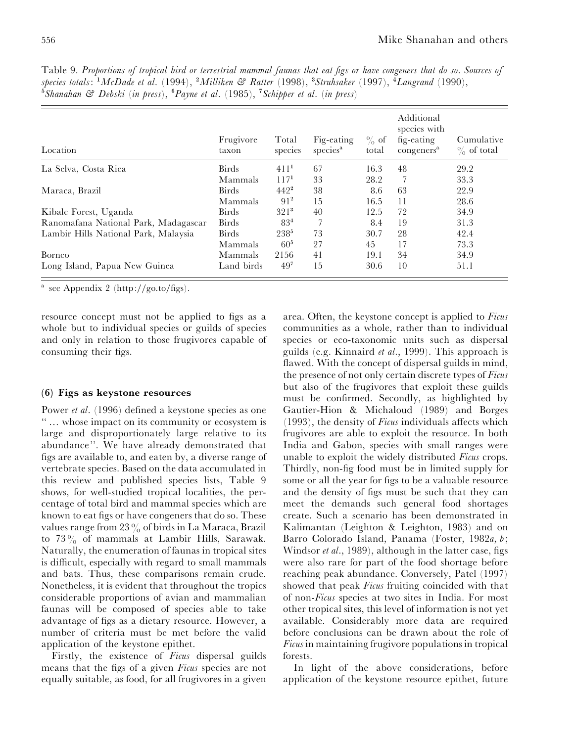Table 9. *Proportions of tropical bird or terrestrial mammal faunas that eat figs or have congeners that do so. Sources of species totals*: [1]*McDade et al.* (1994), [2]*Milliken & Ratter* (1998), [3]*Struhsaker* (1997), [4]*Langrand* (1990), [5]*Shanahan & Debski* (*in press*), [6]*Payne et al.* (1985), [7]*Schipper et al.* (*in press*)

| Location | Frugivore taxon | Total species | Fig-eating species[a] | % of total | Additional species with fig-eating congeners[a] | Cumulative % of total |
|---|---|---|---|---|---|---|
| La Selva, Costa Rica | Birds | 411[1] | 67 | 16.3 | 48 | 29.2 |
| | Mammals | 117[1] | 33 | 28.2 | 7 | 33.3 |
| Maraca, Brazil | Birds | 442[2] | 38 | 8.6 | 63 | 22.9 |
| | Mammals | 91[2] | 15 | 16.5 | 11 | 28.6 |
| Kibale Forest, Uganda | Birds | 321[3] | 40 | 12.5 | 72 | 34.9 |
| Ranomafana National Park, Madagascar | Birds | 83[4] | 7 | 8.4 | 19 | 31.3 |
| Lambir Hills National Park, Malaysia | Birds | 238[5] | 73 | 30.7 | 28 | 42.4 |
| | Mammals | 60[5] | 27 | 45 | 17 | 73.3 |
| Borneo | Mammals | 215[6] | 41 | 19.1 | 34 | 34.9 |
| Long Island, Papua New Guinea | Land birds | 49[7] | 15 | 30.6 | 10 | 51.1 |

[a] see Appendix 2 (http://go.to/figs).

resource concept must not be applied to figs as a whole but to individual species or guilds of species and only in relation to those frugivores capable of consuming their figs.

### (6) Figs as keystone resources

Power *et al*. (1996) defined a keystone species as one " ... whose impact on its community or ecosystem is large and disproportionately large relative to its abundance". We have already demonstrated that figs are available to, and eaten by, a diverse range of vertebrate species. Based on the data accumulated in this review and published species lists, Table 9 shows, for well-studied tropical localities, the percentage of total bird and mammal species which are known to eat figs or have congeners that do so. These values range from 23% of birds in La Maraca, Brazil to 73% of mammals at Lambir Hills, Sarawak. Naturally, the enumeration of faunas in tropical sites is difficult, especially with regard to small mammals and bats. Thus, these comparisons remain crude. Nonetheless, it is evident that throughout the tropics considerable proportions of avian and mammalian faunas will be composed of species able to take advantage of figs as a dietary resource. However, a number of criteria must be met before the valid application of the keystone epithet.

Firstly, the existence of *Ficus* dispersal guilds means that the figs of a given *Ficus* species are not equally suitable, as food, for all frugivores in a given area. Often, the keystone concept is applied to *Ficus* communities as a whole, rather than to individual species or eco-taxonomic units such as dispersal guilds (e.g. Kinnaird *et al*., 1999). This approach is flawed. With the concept of dispersal guilds in mind, the presence of not only certain discrete types of *Ficus* but also of the frugivores that exploit these guilds must be confirmed. Secondly, as highlighted by Gautier-Hion & Michaloud (1989) and Borges (1993), the density of *Ficus* individuals affects which frugivores are able to exploit the resource. In both India and Gabon, species with small ranges were unable to exploit the widely distributed *Ficus* crops. Thirdly, non-fig food must be in limited supply for some or all the year for figs to be a valuable resource and the density of figs must be such that they can meet the demands such general food shortages create. Such a scenario has been demonstrated in Kalimantan (Leighton & Leighton, 1983) and on Barro Colorado Island, Panama (Foster, 1982*a*, *b*; Windsor *et al*., 1989), although in the latter case, figs were also rare for part of the food shortage before reaching peak abundance. Conversely, Patel (1997) showed that peak *Ficus* fruiting coincided with that of non-*Ficus* species at two sites in India. For most other tropical sites, this level of information is not yet available. Considerably more data are required before conclusions can be drawn about the role of *Ficus* in maintaining frugivore populations in tropical forests.

In light of the above considerations, before application of the keystone resource epithet, future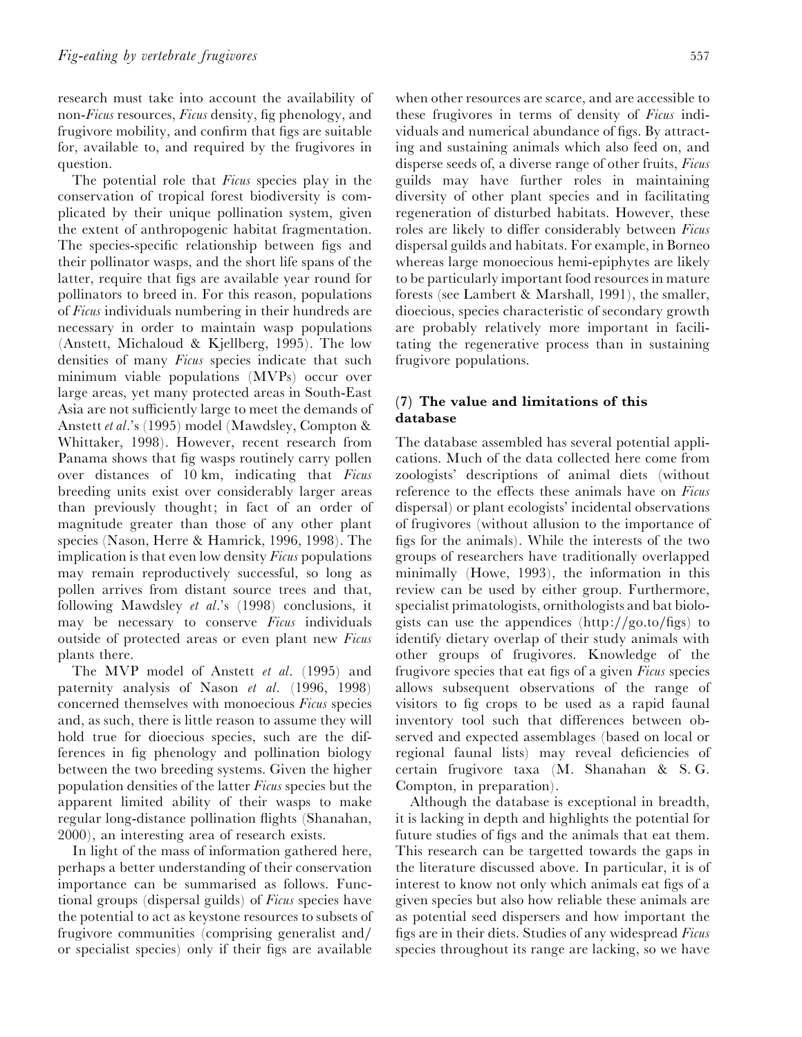research must take into account the availability of non-*Ficus* resources, *Ficus* density, fig phenology, and frugivore mobility, and confirm that figs are suitable for, available to, and required by the frugivores in question.

The potential role that *Ficus* species play in the conservation of tropical forest biodiversity is complicated by their unique pollination system, given the extent of anthropogenic habitat fragmentation. The species-specific relationship between figs and their pollinator wasps, and the short life spans of the latter, require that figs are available year round for pollinators to breed in. For this reason, populations of *Ficus* individuals numbering in their hundreds are necessary in order to maintain wasp populations (Anstett, Michaloud & Kjellberg, 1995). The low densities of many *Ficus* species indicate that such minimum viable populations (MVPs) occur over large areas, yet many protected areas in South-East Asia are not sufficiently large to meet the demands of Anstett *et al*.'s (1995) model (Mawdsley, Compton & Whittaker, 1998). However, recent research from Panama shows that fig wasps routinely carry pollen over distances of 10 km, indicating that *Ficus* breeding units exist over considerably larger areas than previously thought; in fact of an order of magnitude greater than those of any other plant species (Nason, Herre & Hamrick, 1996, 1998). The implication is that even low density *Ficus* populations may remain reproductively successful, so long as pollen arrives from distant source trees and that, following Mawdsley *et al*.'s (1998) conclusions, it may be necessary to conserve *Ficus* individuals outside of protected areas or even plant new *Ficus* plants there.

The MVP model of Anstett *et al*. (1995) and paternity analysis of Nason *et al*. (1996, 1998) concerned themselves with monoecious *Ficus* species and, as such, there is little reason to assume they will hold true for dioecious species, such are the differences in fig phenology and pollination biology between the two breeding systems. Given the higher population densities of the latter *Ficus* species but the apparent limited ability of their wasps to make regular long-distance pollination flights (Shanahan, 2000), an interesting area of research exists.

In light of the mass of information gathered here, perhaps a better understanding of their conservation importance can be summarised as follows. Functional groups (dispersal guilds) of *Ficus* species have the potential to act as keystone resources to subsets of frugivore communities (comprising generalist and/or specialist species) only if their figs are available when other resources are scarce, and are accessible to these frugivores in terms of density of *Ficus* individuals and numerical abundance of figs. By attracting and sustaining animals which also feed on, and disperse seeds of, a diverse range of other fruits, *Ficus* guilds may have further roles in maintaining diversity of other plant species and in facilitating regeneration of disturbed habitats. However, these roles are likely to differ considerably between *Ficus* dispersal guilds and habitats. For example, in Borneo whereas large monoecious hemi-epiphytes are likely to be particularly important food resources in mature forests (see Lambert & Marshall, 1991), the smaller, dioecious, species characteristic of secondary growth are probably relatively more important in facilitating the regenerative process than in sustaining frugivore populations.

### (7) The value and limitations of this database

The database assembled has several potential applications. Much of the data collected here come from zoologists' descriptions of animal diets (without reference to the effects these animals have on *Ficus* dispersal) or plant ecologists' incidental observations of frugivores (without allusion to the importance of figs for the animals). While the interests of the two groups of researchers have traditionally overlapped minimally (Howe, 1993), the information in this review can be used by either group. Furthermore, specialist primatologists, ornithologists and bat biologists can use the appendices (http://go.to/figs) to identify dietary overlap of their study animals with other groups of frugivores. Knowledge of the frugivore species that eat figs of a given *Ficus* species allows subsequent observations of the range of visitors to fig crops to be used as a rapid faunal inventory tool such that differences between observed and expected assemblages (based on local or regional faunal lists) may reveal deficiencies of certain frugivore taxa (M. Shanahan & S. G. Compton, in preparation).

Although the database is exceptional in breadth, it is lacking in depth and highlights the potential for future studies of figs and the animals that eat them. This research can be targetted towards the gaps in the literature discussed above. In particular, it is of interest to know not only which animals eat figs of a given species but also how reliable these animals are as potential seed dispersers and how important the figs are in their diets. Studies of any widespread *Ficus* species throughout its range are lacking, so we have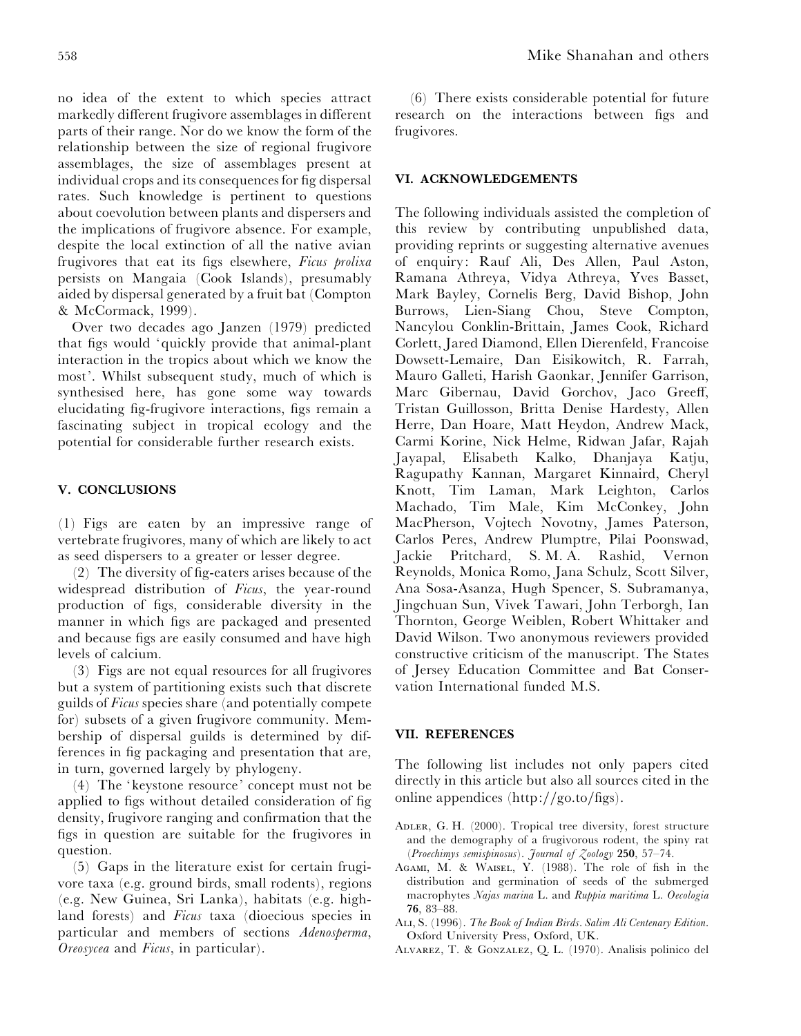no idea of the extent to which species attract markedly different frugivore assemblages in different parts of their range. Nor do we know the form of the relationship between the size of regional frugivore assemblages, the size of assemblages present at individual crops and its consequences for fig dispersal rates. Such knowledge is pertinent to questions about coevolution between plants and dispersers and the implications of frugivore absence. For example, despite the local extinction of all the native avian frugivores that eat its figs elsewhere, *Ficus prolixa* persists on Mangaia (Cook Islands), presumably aided by dispersal generated by a fruit bat (Compton & McCormack, 1999).

Over two decades ago Janzen (1979) predicted that figs would 'quickly provide that animal-plant interaction in the tropics about which we know the most'. Whilst subsequent study, much of which is synthesised here, has gone some way towards elucidating fig-frugivore interactions, figs remain a fascinating subject in tropical ecology and the potential for considerable further research exists.

## V. CONCLUSIONS

(1) Figs are eaten by an impressive range of vertebrate frugivores, many of which are likely to act as seed dispersers to a greater or lesser degree.

(2) The diversity of fig-eaters arises because of the widespread distribution of *Ficus*, the year-round production of figs, considerable diversity in the manner in which figs are packaged and presented and because figs are easily consumed and have high levels of calcium.

(3) Figs are not equal resources for all frugivores but a system of partitioning exists such that discrete guilds of *Ficus* species share (and potentially compete for) subsets of a given frugivore community. Membership of dispersal guilds is determined by differences in fig packaging and presentation that are, in turn, governed largely by phylogeny.

(4) The 'keystone resource' concept must not be applied to figs without detailed consideration of fig density, frugivore ranging and confirmation that the figs in question are suitable for the frugivores in question.

(5) Gaps in the literature exist for certain frugivore taxa (e.g. ground birds, small rodents), regions (e.g. New Guinea, Sri Lanka), habitats (e.g. highland forests) and *Ficus* taxa (dioecious species in particular and members of sections *Adenosperma*, *Oreosycea* and *Ficus*, in particular).

(6) There exists considerable potential for future research on the interactions between figs and frugivores.

## VI. ACKNOWLEDGEMENTS

The following individuals assisted the completion of this review by contributing unpublished data, providing reprints or suggesting alternative avenues of enquiry: Rauf Ali, Des Allen, Paul Aston, Ramana Athreya, Vidya Athreya, Yves Basset, Mark Bayley, Cornelis Berg, David Bishop, John Burrows, Lien-Siang Chou, Steve Compton, Nancylou Conklin-Brittain, James Cook, Richard Corlett, Jared Diamond, Ellen Dierenfeld, Francoise Dowsett-Lemaire, Dan Eisikowitch, R. Farrah, Mauro Galleti, Harish Gaonkar, Jennifer Garrison, Marc Gibernau, David Gorchov, Jaco Greeff, Tristan Guillosson, Britta Denise Hardesty, Allen Herre, Dan Hoare, Matt Heydon, Andrew Mack, Carmi Korine, Nick Helme, Ridwan Jafar, Rajah Jayapal, Elisabeth Kalko, Dhanjaya Katju, Ragupathy Kannan, Margaret Kinnaird, Cheryl Knott, Tim Laman, Mark Leighton, Carlos Machado, Tim Male, Kim McConkey, John MacPherson, Vojtech Novotny, James Paterson, Carlos Peres, Andrew Plumptre, Pilai Poonswad, Jackie Pritchard, S. M. A. Rashid, Vernon Reynolds, Monica Romo, Jana Schulz, Scott Silver, Ana Sosa-Asanza, Hugh Spencer, S. Subramanya, Jingchuan Sun, Vivek Tawari, John Terborgh, Ian Thornton, George Weiblen, Robert Whittaker and David Wilson. Two anonymous reviewers provided constructive criticism of the manuscript. The States of Jersey Education Committee and Bat Conservation International funded M.S.

## VII. REFERENCES

The following list includes not only papers cited directly in this article but also all sources cited in the online appendices (http://go.to/figs).

Adler, G. H. (2000). Tropical tree diversity, forest structure and the demography of a frugivorous rodent, the spiny rat (*Proechimys semispinosus*). *Journal of Zoology* **250**, 57–74.

Agami, M. & Waisel, Y. (1988). The role of fish in the distribution and germination of seeds of the submerged macrophytes *Najas marina* L. and *Ruppia maritima* L. *Oecologia* **76**, 83–88.

Ali, S. (1996). *The Book of Indian Birds. Salim Ali Centenary Edition*. Oxford University Press, Oxford, UK.

Alvarez, T. & Gonzalez, Q. L. (1970). Analisis polinico del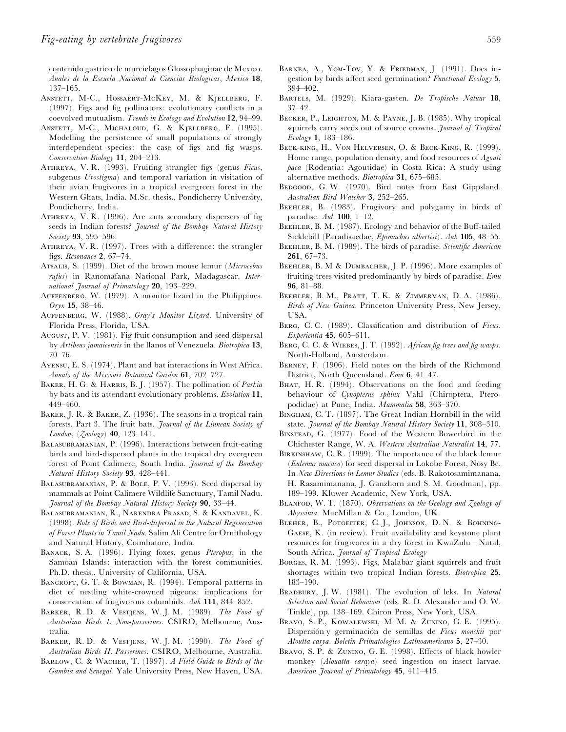contenido gastrico de murcielagos Glossophaginae de Mexico. *Anales de la Escuela Nacional de Ciencias Biologicas, Mexico* **18**, 137–165.

Anstett, M-C., Hossaert-McKey, M. & Kjellberg, F. (1997). Figs and fig pollinators: evolutionary conflicts in a coevolved mutualism. *Trends in Ecology and Evolution* **12**, 94–99.

Anstett, M-C., Michaloud, G. & Kjellberg, F. (1995). Modelling the persistence of small populations of strongly interdependent species: the case of figs and fig wasps. *Conservation Biology* **11**, 204–213.

Athreya, V. R. (1993). Fruiting strangler figs (genus *Ficus*, subgenus *Urostigma*) and temporal variation in visitation of their avian frugivores in a tropical evergreen forest in the Western Ghats, India. M.Sc. thesis., Pondicherry University, Pondicherry, India.

Athreya, V. R. (1996). Are ants secondary dispersers of fig seeds in Indian forests? *Journal of the Bombay Natural History Society* **93**, 595–596.

Athreya, V. R. (1997). Trees with a difference: the strangler figs. *Resonance* **2**, 67–74.

Atsalis, S. (1999). Diet of the brown mouse lemur (*Microcebus rufus*) in Ranomafana National Park, Madagascar. *International Journal of Primatology* **20**, 193–229.

Auffenberg, W. (1979). A monitor lizard in the Philippines. *Oryx* **15**, 38–46.

Auffenberg, W. (1988). *Gray's Monitor Lizard*. University of Florida Press, Florida, USA.

August, P. V. (1981). Fig fruit consumption and seed dispersal by *Artibeus jamaicensis* in the llanos of Venezuela. *Biotropica* **13**, 70–76.

Ayensu, E. S. (1974). Plant and bat interactions in West Africa. *Annals of the Missouri Botanical Garden* **61**, 702–727.

Baker, H. G. & Harris, B. J. (1957). The pollination of *Parkia* by bats and its attendant evolutionary problems. *Evolution* **11**, 449–460.

Baker, J. R. & Baker, Z. (1936). The seasons in a tropical rain forests. Part 3. The fruit bats. *Journal of the Linnean Society of London, (Zoology)* **40**, 123–141.

Balasubramanian, P. (1996). Interactions between fruit-eating birds and bird-dispersed plants in the tropical dry evergreen forest of Point Calimere, South India. *Journal of the Bombay Natural History Society* **93**, 428–441.

Balasubramanian, P. & Bole, P. V. (1993). Seed dispersal by mammals at Point Calimere Wildlife Sanctuary, Tamil Nadu. *Journal of the Bombay Natural History Society* **90**, 33–44.

Balasubramanian, R., Narendra Prasad, S. & Kandavel, K. (1998). *Role of Birds and Bird-dispersal in the Natural Regeneration of Forest Plants in Tamil Nadu*. Salim Ali Centre for Ornithology and Natural History, Coimbatore, India.

Banack, S. A. (1996). Flying foxes, genus *Pteropus*, in the Samoan Islands: interaction with the forest communities. Ph.D. thesis., University of California, USA.

Bancroft, G. T. & Bowman, R. (1994). Temporal patterns in diet of nestling white-crowned pigeons: implications for conservation of frugivorous columbids. *Auk* **111**, 844–852.

Barker, R. D. & Vestjens, W. J. M. (1989). *The Food of Australian Birds 1. Non-passerines*. CSIRO, Melbourne, Australia.

Barker, R. D. & Vestjens, W. J. M. (1990). *The Food of Australian Birds II. Passerines*. CSIRO, Melbourne, Australia.

Barlow, C. & Wacher, T. (1997). *A Field Guide to Birds of the Gambia and Senegal*. Yale University Press, New Haven, USA.

Barnea, A., Yom-Tov, Y. & Friedman, J. (1991). Does ingestion by birds affect seed germination? *Functional Ecology* **5**, 394–402.

Bartels, M. (1929). Kiara-gasten. *De Tropische Natuur* **18**, 37–42.

Becker, P., Leighton, M. & Payne, J. B. (1985). Why tropical squirrels carry seeds out of source crowns. *Journal of Tropical Ecology* **1**, 183–186.

Beck-king, H., Von Helversen, O. & Beck-King, R. (1999). Home range, population density, and food resources of *Agouti paca* (Rodentia: Agoutidae) in Costa Rica: A study using alternative methods. *Biotropica* **31**, 675–685.

Bedgood, G. W. (1970). Bird notes from East Gippsland. *Australian Bird Watcher* **3**, 252–265.

Beehler, B. (1983). Frugivory and polygamy in birds of paradise. *Auk* **100**, 1–12.

Beehler, B. M. (1987). Ecology and behavior of the Buff-tailed Sicklebill (Paradisaedae, *Epimachus albertisi*). *Auk* **105**, 48–55.

Beehler, B. M. (1989). The birds of paradise. *Scientific American* **261**, 67–73.

Beehler, B. M & Dumbacher, J. P. (1996). More examples of fruiting trees visited predominantly by birds of paradise. *Emu* **96**, 81–88.

Beehler, B. M., Pratt, T. K. & Zimmerman, D. A. (1986). *Birds of New Guinea*. Princeton University Press, New Jersey, USA.

Berg, C. C. (1989). Classification and distribution of *Ficus*. *Experientia* **45**, 605–611.

Berg, C. C. & Wiebes, J. T. (1992). *African fig trees and fig wasps*. North-Holland, Amsterdam.

Berney, F. (1906). Field notes on the birds of the Richmond District, North Queensland. *Emu* **6**, 41–47.

Bhat, H. R. (1994). Observations on the food and feeding behaviour of *Cynopterus sphinx* Vahl (Chiroptera, Pteropodidae) at Pune, India. *Mammalia* **58**, 363–370.

Bingham, C. T. (1897). The Great Indian Hornbill in the wild state. *Journal of the Bombay Natural History Society* **11**, 308–310.

Binstead, G. (1977). Food of the Western Bowerbird in the Chichester Range, W. A. *Western Australian Naturalist* **14**, 77.

Birkinshaw, C. R. (1999). The importance of the black lemur (*Eulemur macaco*) for seed dispersal in Lokobe Forest, Nosy Be. In *New Directions in Lemur Studies* (eds. B. Rakotosamimanana, H. Rasamimanana, J. Ganzhorn and S. M. Goodman), pp. 189–199. Kluwer Academic, New York, USA.

Blanfod, W. T. (1870). *Observations on the Geology and Zoology of Abyssinia*. MacMillan & Co., London, UK.

Bleher, B., Potgeiter, C. J., Johnson, D. N. & Bohning-Gaese, K. (in review). Fruit availability and keystone plant resources for frugivores in a dry forest in KwaZulu – Natal, South Africa. *Journal of Tropical Ecology*

Borges, R. M. (1993). Figs, Malabar giant squirrels and fruit shortages within two tropical Indian forests. *Biotropica* **25**, 183–190.

Bradbury, J. W. (1981). The evolution of leks. In *Natural Selection and Social Behaviour* (eds. R. D. Alexander and O. W. Tinkle), pp. 138–169. Chiron Press, New York, USA.

Bravo, S. P., Kowalewski, M. M. & Zunino, G. E. (1995). Dispersión y germinación de semillas de *Ficus monckii* por *Aloutta carya*. *Boletin Primatologico Latinoamericano* **5**, 27–30.

Bravo, S. P. & Zunino, G. E. (1998). Effects of black howler monkey (*Alouatta caraya*) seed ingestion on insect larvae. *American Journal of Primatology* **45**, 411–415.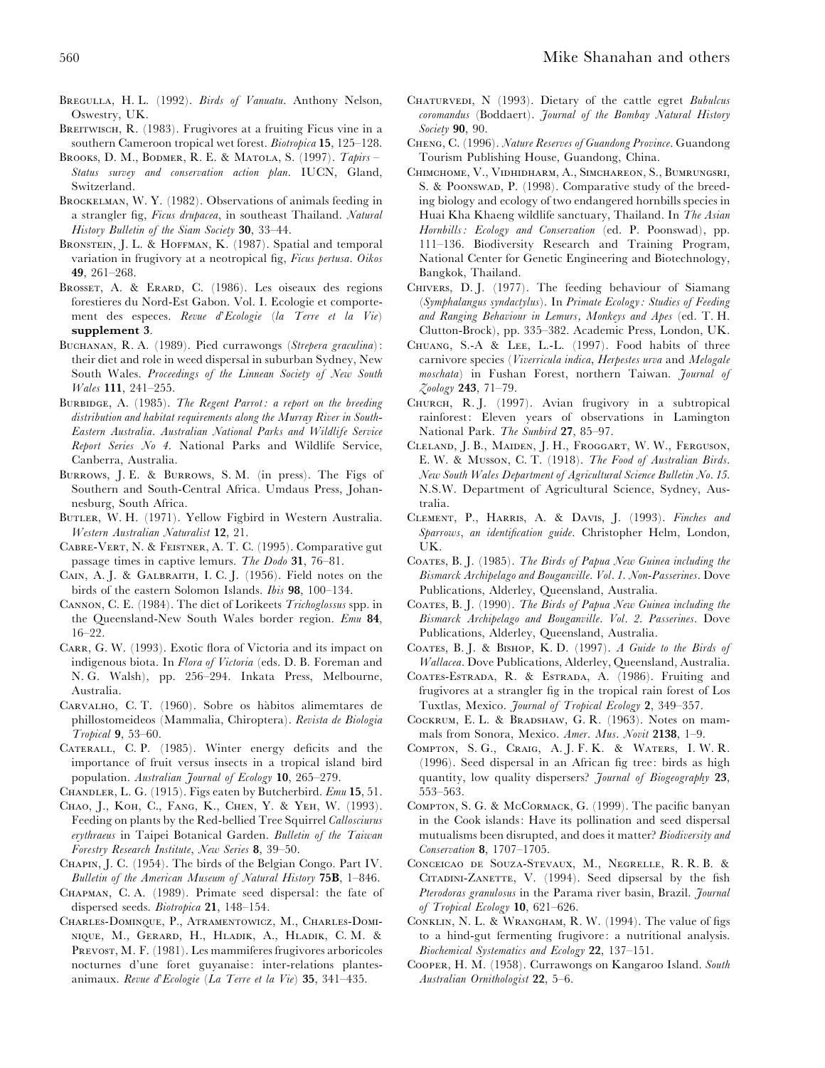Bregulla, H. L. (1992). *Birds of Vanuatu*. Anthony Nelson, Oswestry, UK.

Breitwisch, R. (1983). Frugivores at a fruiting Ficus vine in a southern Cameroon tropical wet forest. *Biotropica* **15**, 125–128.

Brooks, D. M., Bodmer, R. E. & Matola, S. (1997). *Tapirs – Status survey and conservation action plan*. IUCN, Gland, Switzerland.

Brockelman, W. Y. (1982). Observations of animals feeding in a strangler fig, *Ficus drupacea*, in southeast Thailand. *Natural History Bulletin of the Siam Society* **30**, 33–44.

Bronstein, J. L. & Hoffman, K. (1987). Spatial and temporal variation in frugivory at a neotropical fig, *Ficus pertusa*. *Oikos* **49**, 261–268.

Brosset, A. & Erard, C. (1986). Les oiseaux des regions forestieres du Nord-Est Gabon. Vol. I. Ecologie et comportement des especes. *Revue d'Ecologie (la Terre et la Vie)* **supplement 3**.

Buchanan, R. A. (1989). Pied currawongs (*Strepera graculina*): their diet and role in weed dispersal in suburban Sydney, New South Wales. *Proceedings of the Linnean Society of New South Wales* **111**, 241–255.

Burbidge, A. (1985). *The Regent Parrot: a report on the breeding distribution and habitat requirements along the Murray River in South-Eastern Australia. Australian National Parks and Wildlife Service Report Series No 4.* National Parks and Wildlife Service, Canberra, Australia.

Burrows, J. E. & Burrows, S. M. (in press). The Figs of Southern and South-Central Africa. Umdaus Press, Johannesburg, South Africa.

Butler, W. H. (1971). Yellow Figbird in Western Australia. *Western Australian Naturalist* **12**, 21.

Cabre-Vert, N. & Feistner, A. T. C. (1995). Comparative gut passage times in captive lemurs. *The Dodo* **31**, 76–81.

Cain, A. J. & Galbraith, I. C. J. (1956). Field notes on the birds of the eastern Solomon Islands. *Ibis* **98**, 100–134.

Cannon, C. E. (1984). The diet of Lorikeets *Trichoglossus* spp. in the Queensland-New South Wales border region. *Emu* **84**, 16–22.

Carr, G. W. (1993). Exotic flora of Victoria and its impact on indigenous biota. In *Flora of Victoria* (eds. D. B. Foreman and N. G. Walsh), pp. 256–294. Inkata Press, Melbourne, Australia.

Carvalho, C. T. (1960). Sobre os hàbitos alimemtares de phillostomeideos (Mammalia, Chiroptera). *Revista de Biologia Tropical* **9**, 53–60.

Caterall, C. P. (1985). Winter energy deficits and the importance of fruit versus insects in a tropical island bird population. *Australian Journal of Ecology* **10**, 265–279.

Chandler, L. G. (1915). Figs eaten by Butcherbird. *Emu* **15**, 51.

Chao, J., Koh, C., Fang, K., Chen, Y. & Yeh, W. (1993). Feeding on plants by the Red-bellied Tree Squirrel *Callosciurus erythraeus* in Taipei Botanical Garden. *Bulletin of the Taiwan Forestry Research Institute, New Series* **8**, 39–50.

Chapin, J. C. (1954). The birds of the Belgian Congo. Part IV. *Bulletin of the American Museum of Natural History* **75B**, 1–846.

Chapman, C. A. (1989). Primate seed dispersal: the fate of dispersed seeds. *Biotropica* **21**, 148–154.

Charles-Dominque, P., Atramentowicz, M., Charles-Dominique, M., Gerard, H., Hladik, A., Hladik, C. M. & Prevost, M. F. (1981). Les mammiferes frugivores arboricoles nocturnes d'une foret guyanaise: inter-relations plantes-animaux. *Revue d'Ecologie (La Terre et la Vie)* **35**, 341–435.

Chaturvedi, N (1993). Dietary of the cattle egret *Bubulcus coromandus* (Boddaert). *Journal of the Bombay Natural History Society* **90**, 90.

Cheng, C. (1996). *Nature Reserves of Guandong Province*. Guandong Tourism Publishing House, Guandong, China.

Chimchome, V., Vidhidharm, A., Simchareon, S., Bumrungsri, S. & Poonswad, P. (1998). Comparative study of the breeding biology and ecology of two endangered hornbills species in Huai Kha Khaeng wildlife sanctuary, Thailand. In *The Asian Hornbills: Ecology and Conservation* (ed. P. Poonswad), pp. 111–136. Biodiversity Research and Training Program, National Center for Genetic Engineering and Biotechnology, Bangkok, Thailand.

Chivers, D. J. (1977). The feeding behaviour of Siamang (*Symphalangus syndactylus*). In *Primate Ecology: Studies of Feeding and Ranging Behaviour in Lemurs, Monkeys and Apes* (ed. T. H. Clutton-Brock), pp. 335–382. Academic Press, London, UK.

Chuang, S.-A & Lee, L.-L. (1997). Food habits of three carnivore species (*Viverricula indica*, *Herpestes urva* and *Melogale moschata*) in Fushan Forest, northern Taiwan. *Journal of Zoology* **243**, 71–79.

Church, R. J. (1997). Avian frugivory in a subtropical rainforest: Eleven years of observations in Lamington National Park. *The Sunbird* **27**, 85–97.

Cleland, J. B., Maiden, J. H., Froggart, W. W., Ferguson, E. W. & Musson, C. T. (1918). *The Food of Australian Birds. New South Wales Department of Agricultural Science Bulletin No. 15.* N.S.W. Department of Agricultural Science, Sydney, Australia.

Clement, P., Harris, A. & Davis, J. (1993). *Finches and Sparrows, an identification guide*. Christopher Helm, London, UK.

Coates, B. J. (1985). *The Birds of Papua New Guinea including the Bismarck Archipelago and Bouganville. Vol. 1. Non-Passerines*. Dove Publications, Alderley, Queensland, Australia.

Coates, B. J. (1990). *The Birds of Papua New Guinea including the Bismarck Archipelago and Bouganville. Vol. 2. Passerines*. Dove Publications, Alderley, Queensland, Australia.

Coates, B. J. & Bishop, K. D. (1997). *A Guide to the Birds of Wallacea*. Dove Publications, Alderley, Queensland, Australia.

Coates-Estrada, R. & Estrada, A. (1986). Fruiting and frugivores at a strangler fig in the tropical rain forest of Los Tuxtlas, Mexico. *Journal of Tropical Ecology* **2**, 349–357.

Cockrum, E. L. & Bradshaw, G. R. (1963). Notes on mammals from Sonora, Mexico. *Amer. Mus. Novit* **2138**, 1–9.

Compton, S. G., Craig, A. J. F. K. & Waters, I. W. R. (1996). Seed dispersal in an African fig tree: birds as high quantity, low quality dispersers? *Journal of Biogeography* **23**, 553–563.

Compton, S. G. & McCormack, G. (1999). The pacific banyan in the Cook islands: Have its pollination and seed dispersal mutualisms been disrupted, and does it matter? *Biodiversity and Conservation* **8**, 1707–1705.

Conceicao de Souza-Stevaux, M., Negrelle, R. R. B. & Citadini-Zanette, V. (1994). Seed dipsersal by the fish *Pterodoras granulosus* in the Parama river basin, Brazil. *Journal of Tropical Ecology* **10**, 621–626.

Conklin, N. L. & Wrangham, R. W. (1994). The value of figs to a hind-gut fermenting frugivore: a nutritional analysis. *Biochemical Systematics and Ecology* **22**, 137–151.

Cooper, H. M. (1958). Currawongs on Kangaroo Island. *South Australian Ornithologist* **22**, 5–6.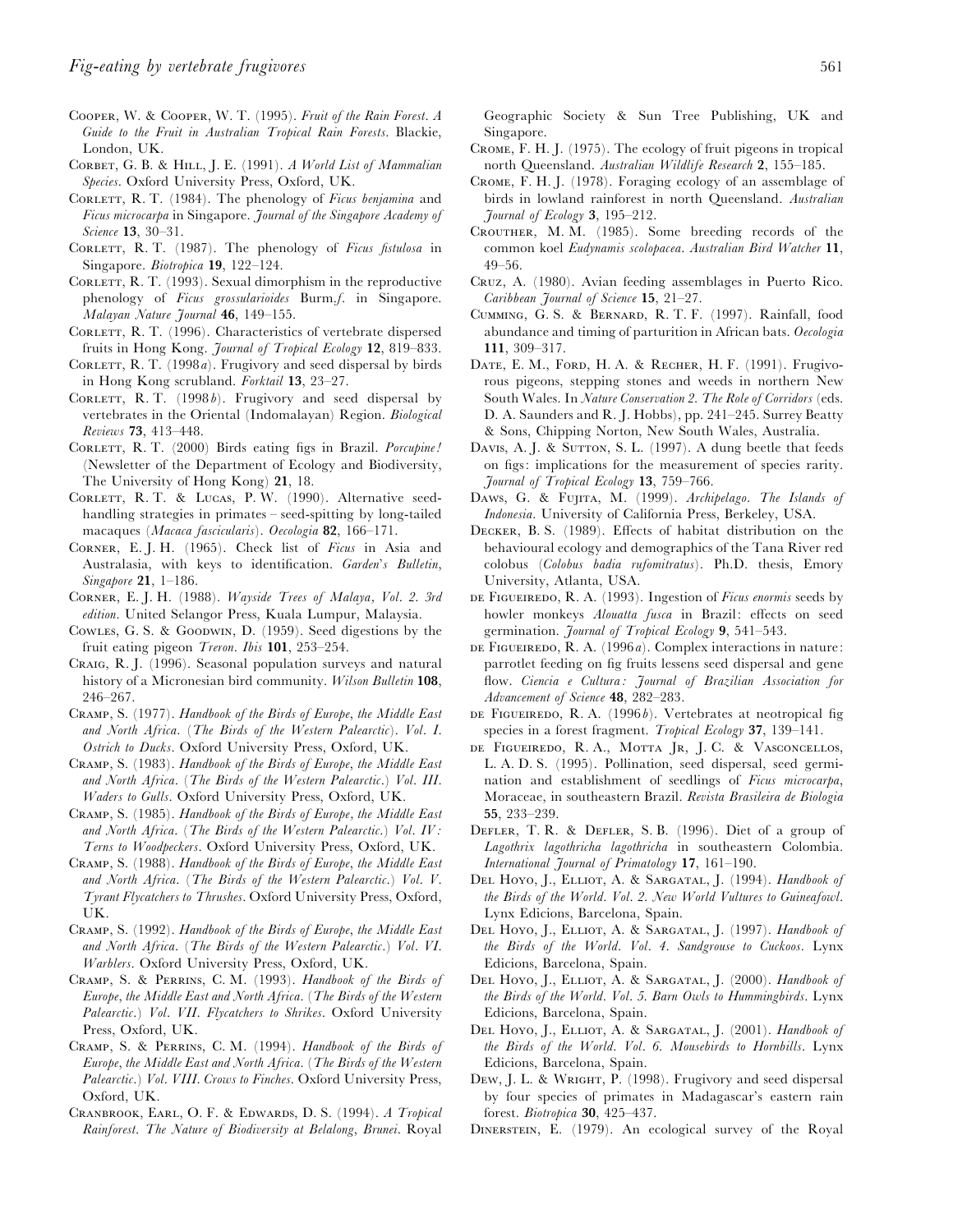Cooper, W. & Cooper, W. T. (1995). *Fruit of the Rain Forest. A Guide to the Fruit in Australian Tropical Rain Forests*. Blackie, London, UK.

Corbet, G. B. & Hill, J. E. (1991). *A World List of Mammalian Species*. Oxford University Press, Oxford, UK.

Corlett, R. T. (1984). The phenology of *Ficus benjamina* and *Ficus microcarpa* in Singapore. *Journal of the Singapore Academy of Science* **13**, 30–31.

Corlett, R. T. (1987). The phenology of *Ficus fistulosa* in Singapore. *Biotropica* **19**, 122–124.

Corlett, R. T. (1993). Sexual dimorphism in the reproductive phenology of *Ficus grossularioides* Burm.f. in Singapore. *Malayan Nature Journal* **46**, 149–155.

Corlett, R. T. (1996). Characteristics of vertebrate dispersed fruits in Hong Kong. *Journal of Tropical Ecology* **12**, 819–833.

Corlett, R. T. (1998*a*). Frugivory and seed dispersal by birds in Hong Kong scrubland. *Forktail* **13**, 23–27.

Corlett, R. T. (1998*b*). Frugivory and seed dispersal by vertebrates in the Oriental (Indomalayan) Region. *Biological Reviews* **73**, 413–448.

Corlett, R. T. (2000) Birds eating figs in Brazil. *Porcupine!* (Newsletter of the Department of Ecology and Biodiversity, The University of Hong Kong) **21**, 18.

Corlett, R. T. & Lucas, P. W. (1990). Alternative seed-handling strategies in primates – seed-spitting by long-tailed macaques (*Macaca fascicularis*). *Oecologia* **82**, 166–171.

Corner, E. J. H. (1965). Check list of *Ficus* in Asia and Australasia, with keys to identification. *Garden's Bulletin, Singapore* **21**, 1–186.

Corner, E. J. H. (1988). *Wayside Trees of Malaya, Vol. 2. 3rd edition*. United Selangor Press, Kuala Lumpur, Malaysia.

Cowles, G. S. & Goodwin, D. (1959). Seed digestions by the fruit eating pigeon *Treron*. *Ibis* **101**, 253–254.

Craig, R. J. (1996). Seasonal population surveys and natural history of a Micronesian bird community. *Wilson Bulletin* **108**, 246–267.

Cramp, S. (1977). *Handbook of the Birds of Europe, the Middle East and North Africa*. (*The Birds of the Western Palearctic*). *Vol. I. Ostrich to Ducks*. Oxford University Press, Oxford, UK.

Cramp, S. (1983). *Handbook of the Birds of Europe, the Middle East and North Africa*. (*The Birds of the Western Palearctic*.) *Vol. III. Waders to Gulls*. Oxford University Press, Oxford, UK.

Cramp, S. (1985). *Handbook of the Birds of Europe, the Middle East and North Africa*. (*The Birds of the Western Palearctic*.) *Vol. IV: Terns to Woodpeckers*. Oxford University Press, Oxford, UK.

Cramp, S. (1988). *Handbook of the Birds of Europe, the Middle East and North Africa*. (*The Birds of the Western Palearctic*.) *Vol. V. Tyrant Flycatchers to Thrushes*. Oxford University Press, Oxford, UK.

Cramp, S. (1992). *Handbook of the Birds of Europe, the Middle East and North Africa*. (*The Birds of the Western Palearctic*.) *Vol. VI. Warblers*. Oxford University Press, Oxford, UK.

Cramp, S. & Perrins, C. M. (1993). *Handbook of the Birds of Europe, the Middle East and North Africa*. (*The Birds of the Western Palearctic*.) *Vol. VII. Flycatchers to Shrikes*. Oxford University Press, Oxford, UK.

Cramp, S. & Perrins, C. M. (1994). *Handbook of the Birds of Europe, the Middle East and North Africa*. (*The Birds of the Western Palearctic*.) *Vol. VIII. Crows to Finches*. Oxford University Press, Oxford, UK.

Cranbrook, Earl, O. F. & Edwards, D. S. (1994). *A Tropical Rainforest. The Nature of Biodiversity at Belalong, Brunei*. Royal Geographic Society & Sun Tree Publishing, UK and Singapore.

Crome, F. H. J. (1975). The ecology of fruit pigeons in tropical north Queensland. *Australian Wildlife Research* **2**, 155–185.

Crome, F. H. J. (1978). Foraging ecology of an assemblage of birds in lowland rainforest in north Queensland. *Australian Journal of Ecology* **3**, 195–212.

Crouther, M. M. (1985). Some breeding records of the common koel *Eudynamis scolopacea*. *Australian Bird Watcher* **11**, 49–56.

Cruz, A. (1980). Avian feeding assemblages in Puerto Rico. *Caribbean Journal of Science* **15**, 21–27.

Cumming, G. S. & Bernard, R. T. F. (1997). Rainfall, food abundance and timing of parturition in African bats. *Oecologia* **111**, 309–317.

Date, E. M., Ford, H. A. & Recher, H. F. (1991). Frugivorous pigeons, stepping stones and weeds in northern New South Wales. In *Nature Conservation 2. The Role of Corridors* (eds. D. A. Saunders and R. J. Hobbs), pp. 241–245. Surrey Beatty & Sons, Chipping Norton, New South Wales, Australia.

Davis, A. J. & Sutton, S. L. (1997). A dung beetle that feeds on figs: implications for the measurement of species rarity. *Journal of Tropical Ecology* **13**, 759–766.

Daws, G. & Fujita, M. (1999). *Archipelago. The Islands of Indonesia*. University of California Press, Berkeley, USA.

Decker, B. S. (1989). Effects of habitat distribution on the behavioural ecology and demographics of the Tana River red colobus (*Colobus badia rufomitratus*). Ph.D. thesis, Emory University, Atlanta, USA.

de Figueiredo, R. A. (1993). Ingestion of *Ficus enormis* seeds by howler monkeys *Alouatta fusca* in Brazil: effects on seed germination. *Journal of Tropical Ecology* **9**, 541–543.

de Figueiredo, R. A. (1996*a*). Complex interactions in nature: parrotlet feeding on fig fruits lessens seed dispersal and gene flow. *Ciencia e Cultura: Journal of Brazilian Association for Advancement of Science* **48**, 282–283.

de Figueiredo, R. A. (1996*b*). Vertebrates at neotropical fig species in a forest fragment. *Tropical Ecology* **37**, 139–141.

de Figueiredo, R. A., Motta Jr, J. C. & Vasconcellos, L. A. D. S. (1995). Pollination, seed dispersal, seed germination and establishment of seedlings of *Ficus microcarpa*, Moraceae, in southeastern Brazil. *Revista Brasileira de Biologia* **55**, 233–239.

Defler, T. R. & Defler, S. B. (1996). Diet of a group of *Lagothrix lagothricha lagothricha* in southeastern Colombia. *International Journal of Primatology* **17**, 161–190.

Del Hoyo, J., Elliot, A. & Sargatal, J. (1994). *Handbook of the Birds of the World. Vol. 2. New World Vultures to Guineafowl*. Lynx Edicions, Barcelona, Spain.

Del Hoyo, J., Elliot, A. & Sargatal, J. (1997). *Handbook of the Birds of the World. Vol. 4. Sandgrouse to Cuckoos*. Lynx Edicions, Barcelona, Spain.

Del Hoyo, J., Elliot, A. & Sargatal, J. (2000). *Handbook of the Birds of the World. Vol. 5. Barn Owls to Hummingbirds*. Lynx Edicions, Barcelona, Spain.

Del Hoyo, J., Elliot, A. & Sargatal, J. (2001). *Handbook of the Birds of the World. Vol. 6. Mousebirds to Hornbills*. Lynx Edicions, Barcelona, Spain.

Dew, J. L. & Wright, P. (1998). Frugivory and seed dispersal by four species of primates in Madagascar's eastern rain forest. *Biotropica* **30**, 425–437.

Dinerstein, E. (1979). An ecological survey of the Royal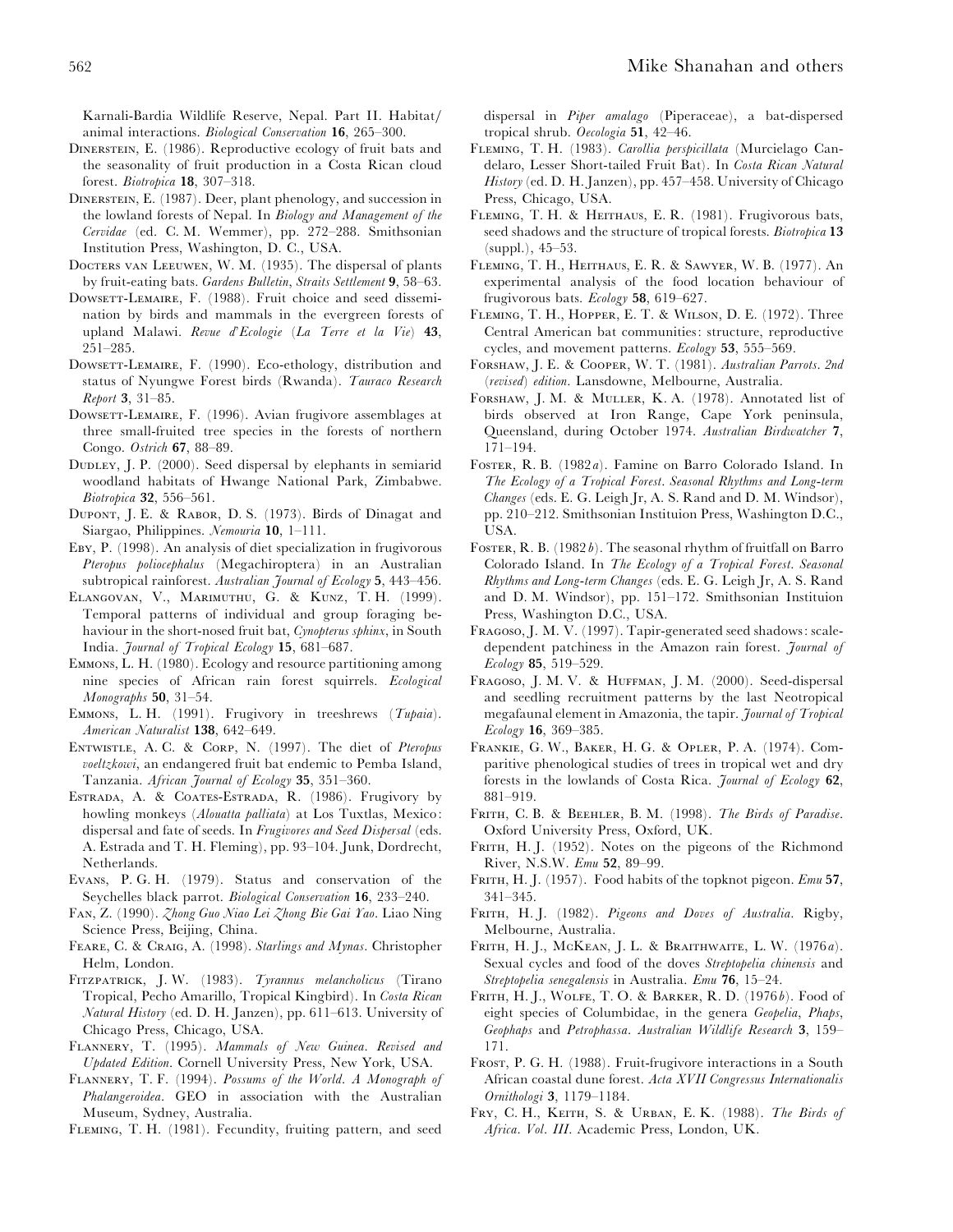Karnali-Bardia Wildlife Reserve, Nepal. Part II. Habitat/animal interactions. *Biological Conservation* **16**, 265–300.

Dinerstein, E. (1986). Reproductive ecology of fruit bats and the seasonality of fruit production in a Costa Rican cloud forest. *Biotropica* **18**, 307–318.

Dinerstein, E. (1987). Deer, plant phenology, and succession in the lowland forests of Nepal. In *Biology and Management of the Cervidae* (ed. C. M. Wemmer), pp. 272–288. Smithsonian Institution Press, Washington, D. C., USA.

Docters van Leeuwen, W. M. (1935). The dispersal of plants by fruit-eating bats. *Gardens Bulletin, Straits Settlement* **9**, 58–63.

Dowsett-Lemaire, F. (1988). Fruit choice and seed dissemination by birds and mammals in the evergreen forests of upland Malawi. *Revue d'Ecologie (La Terre et la Vie)* **43**, 251–285.

Dowsett-Lemaire, F. (1990). Eco-ethology, distribution and status of Nyungwe Forest birds (Rwanda). *Tauraco Research Report* **3**, 31–85.

Dowsett-Lemaire, F. (1996). Avian frugivore assemblages at three small-fruited tree species in the forests of northern Congo. *Ostrich* **67**, 88–89.

Dudley, J. P. (2000). Seed dispersal by elephants in semiarid woodland habitats of Hwange National Park, Zimbabwe. *Biotropica* **32**, 556–561.

Dupont, J. E. & Rabor, D. S. (1973). Birds of Dinagat and Siargao, Philippines. *Nemouria* **10**, 1–111.

Eby, P. (1998). An analysis of diet specialization in frugivorous *Pteropus poliocephalus* (Megachiroptera) in an Australian subtropical rainforest. *Australian Journal of Ecology* **5**, 443–456.

Elangovan, V., Marimuthu, G. & Kunz, T. H. (1999). Temporal patterns of individual and group foraging behaviour in the short-nosed fruit bat, *Cynopterus sphinx*, in South India. *Journal of Tropical Ecology* **15**, 681–687.

Emmons, L. H. (1980). Ecology and resource partitioning among nine species of African rain forest squirrels. *Ecological Monographs* **50**, 31–54.

Emmons, L. H. (1991). Frugivory in treeshrews (*Tupaia*). *American Naturalist* **138**, 642–649.

Entwistle, A. C. & Corp, N. (1997). The diet of *Pteropus voeltzkowi*, an endangered fruit bat endemic to Pemba Island, Tanzania. *African Journal of Ecology* **35**, 351–360.

Estrada, A. & Coates-Estrada, R. (1986). Frugivory by howling monkeys (*Alouatta palliata*) at Los Tuxtlas, Mexico: dispersal and fate of seeds. In *Frugivores and Seed Dispersal* (eds. A. Estrada and T. H. Fleming), pp. 93–104. Junk, Dordrecht, Netherlands.

Evans, P. G. H. (1979). Status and conservation of the Seychelles black parrot. *Biological Conservation* **16**, 233–240.

Fan, Z. (1990). *Zhong Guo Niao Lei Zhong Bie Gai Yao*. Liao Ning Science Press, Beijing, China.

Feare, C. & Craig, A. (1998). *Starlings and Mynas*. Christopher Helm, London.

Fitzpatrick, J. W. (1983). *Tyrannus melancholicus* (Tirano Tropical, Pecho Amarillo, Tropical Kingbird). In *Costa Rican Natural History* (ed. D. H. Janzen), pp. 611–613. University of Chicago Press, Chicago, USA.

Flannery, T. (1995). *Mammals of New Guinea. Revised and Updated Edition*. Cornell University Press, New York, USA.

Flannery, T. F. (1994). *Possums of the World. A Monograph of Phalangeroidea*. GEO in association with the Australian Museum, Sydney, Australia.

Fleming, T. H. (1981). Fecundity, fruiting pattern, and seed dispersal in *Piper amalago* (Piperaceae), a bat-dispersed tropical shrub. *Oecologia* **51**, 42–46.

Fleming, T. H. (1983). *Carollia perspicillata* (Murcielago Candelaro, Lesser Short-tailed Fruit Bat). In *Costa Rican Natural History* (ed. D. H. Janzen), pp. 457–458. University of Chicago Press, Chicago, USA.

Fleming, T. H. & Heithaus, E. R. (1981). Frugivorous bats, seed shadows and the structure of tropical forests. *Biotropica* **13** (suppl.), 45–53.

Fleming, T. H., Heithaus, E. R. & Sawyer, W. B. (1977). An experimental analysis of the food location behaviour of frugivorous bats. *Ecology* **58**, 619–627.

Fleming, T. H., Hopper, E. T. & Wilson, D. E. (1972). Three Central American bat communities: structure, reproductive cycles, and movement patterns. *Ecology* **53**, 555–569.

Forshaw, J. E. & Cooper, W. T. (1981). *Australian Parrots. 2nd (revised) edition*. Lansdowne, Melbourne, Australia.

Forshaw, J. M. & Muller, K. A. (1978). Annotated list of birds observed at Iron Range, Cape York peninsula, Queensland, during October 1974. *Australian Birdwatcher* **7**, 171–194.

Foster, R. B. (1982*a*). Famine on Barro Colorado Island. In *The Ecology of a Tropical Forest. Seasonal Rhythms and Long-term Changes* (eds. E. G. Leigh Jr, A. S. Rand and D. M. Windsor), pp. 210–212. Smithsonian Instituion Press, Washington D.C., USA.

Foster, R. B. (1982*b*). The seasonal rhythm of fruitfall on Barro Colorado Island. In *The Ecology of a Tropical Forest. Seasonal Rhythms and Long-term Changes* (eds. E. G. Leigh Jr, A. S. Rand and D. M. Windsor), pp. 151–172. Smithsonian Instituion Press, Washington D.C., USA.

Fragoso, J. M. V. (1997). Tapir-generated seed shadows: scale-dependent patchiness in the Amazon rain forest. *Journal of Ecology* **85**, 519–529.

Fragoso, J. M. V. & Huffman, J. M. (2000). Seed-dispersal and seedling recruitment patterns by the last Neotropical megafaunal element in Amazonia, the tapir. *Journal of Tropical Ecology* **16**, 369–385.

Frankie, G. W., Baker, H. G. & Opler, P. A. (1974). Comparitive phenological studies of trees in tropical wet and dry forests in the lowlands of Costa Rica. *Journal of Ecology* **62**, 881–919.

Frith, C. B. & Beehler, B. M. (1998). *The Birds of Paradise*. Oxford University Press, Oxford, UK.

Frith, H. J. (1952). Notes on the pigeons of the Richmond River, N.S.W. *Emu* **52**, 89–99.

Frith, H. J. (1957). Food habits of the topknot pigeon. *Emu* **57**, 341–345.

Frith, H. J. (1982). *Pigeons and Doves of Australia*. Rigby, Melbourne, Australia.

Frith, H. J., McKean, J. L. & Braithwaite, L. W. (1976*a*). Sexual cycles and food of the doves *Streptopelia chinensis* and *Streptopelia senegalensis* in Australia. *Emu* **76**, 15–24.

Frith, H. J., Wolfe, T. O. & Barker, R. D. (1976*b*). Food of eight species of Columbidae, in the genera *Geopelia*, *Phaps*, *Geophaps* and *Petrophassa*. *Australian Wildlife Research* **3**, 159–171.

Frost, P. G. H. (1988). Fruit-frugivore interactions in a South African coastal dune forest. *Acta XVII Congressus Internationalis Ornithologi* **3**, 1179–1184.

Fry, C. H., Keith, S. & Urban, E. K. (1988). *The Birds of Africa. Vol. III*. Academic Press, London, UK.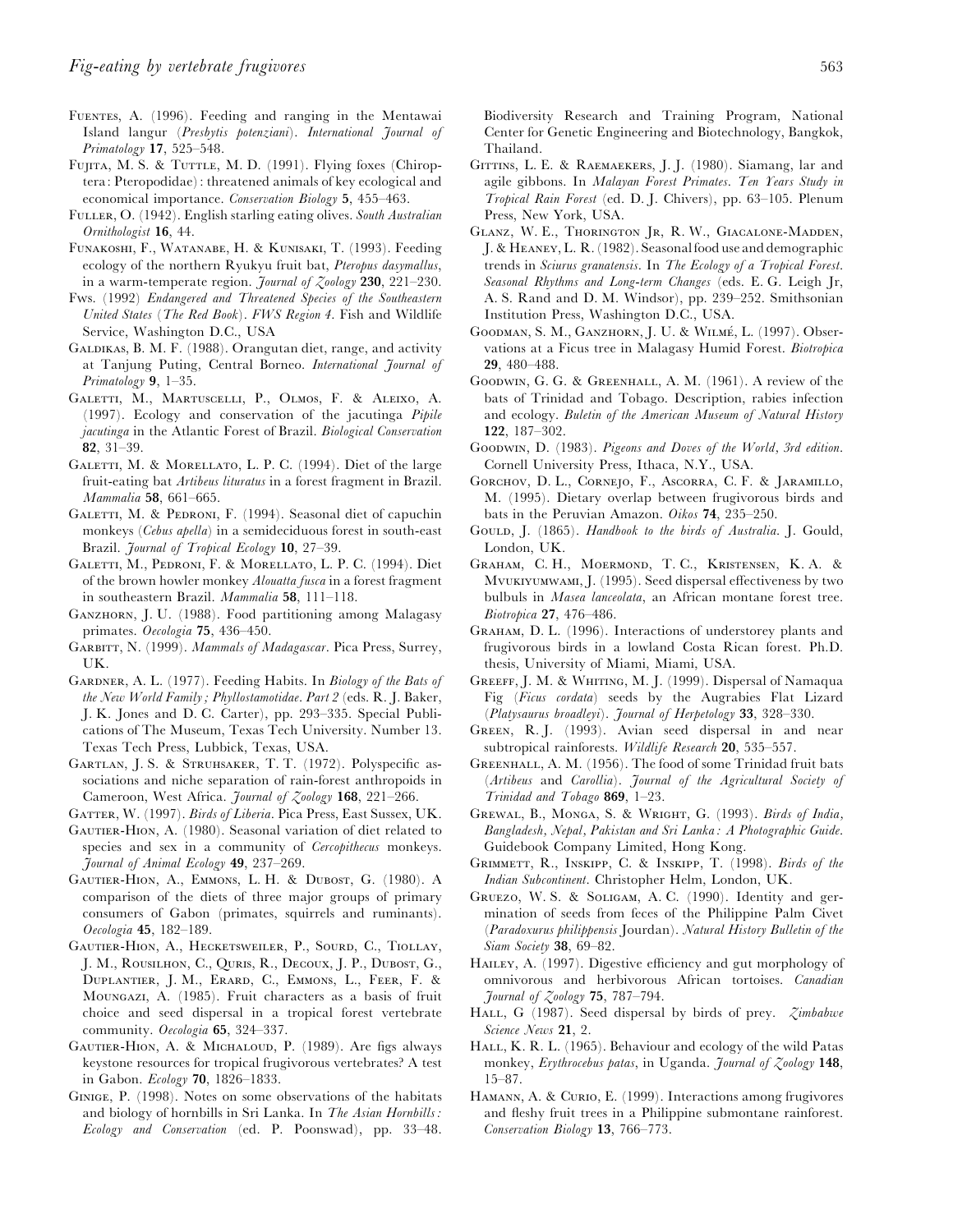Fuentes, A. (1996). Feeding and ranging in the Mentawai Island langur (*Presbytis potenziani*). *International Journal of Primatology* **17**, 525–548.

Fujita, M. S. & Tuttle, M. D. (1991). Flying foxes (Chiroptera: Pteropodidae): threatened animals of key ecological and economical importance. *Conservation Biology* **5**, 455–463.

Fuller, O. (1942). English starling eating olives. *South Australian Ornithologist* **16**, 44.

Funakoshi, F., Watanabe, H. & Kunisaki, T. (1993). Feeding ecology of the northern Ryukyu fruit bat, *Pteropus dasymallus*, in a warm-temperate region. *Journal of Zoology* **230**, 221–230.

Fws. (1992) *Endangered and Threatened Species of the Southeastern United States* (*The Red Book*). *FWS Region 4*. Fish and Wildlife Service, Washington D.C., USA

Galdikas, B. M. F. (1988). Orangutan diet, range, and activity at Tanjung Puting, Central Borneo. *International Journal of Primatology* **9**, 1–35.

Galetti, M., Martuscelli, P., Olmos, F. & Aleixo, A. (1997). Ecology and conservation of the jacutinga *Pipile jacutinga* in the Atlantic Forest of Brazil. *Biological Conservation* **82**, 31–39.

Galetti, M. & Morellato, L. P. C. (1994). Diet of the large fruit-eating bat *Artibeus lituratus* in a forest fragment in Brazil. *Mammalia* **58**, 661–665.

Galetti, M. & Pedroni, F. (1994). Seasonal diet of capuchin monkeys (*Cebus apella*) in a semideciduous forest in south-east Brazil. *Journal of Tropical Ecology* **10**, 27–39.

Galetti, M., Pedroni, F. & Morellato, L. P. C. (1994). Diet of the brown howler monkey *Alouatta fusca* in a forest fragment in southeastern Brazil. *Mammalia* **58**, 111–118.

Ganzhorn, J. U. (1988). Food partitioning among Malagasy primates. *Oecologia* **75**, 436–450.

Garbitt, N. (1999). *Mammals of Madagascar*. Pica Press, Surrey, UK.

Gardner, A. L. (1977). Feeding Habits. In *Biology of the Bats of the New World Family; Phyllostamotidae. Part 2* (eds. R. J. Baker, J. K. Jones and D. C. Carter), pp. 293–335. Special Publications of The Museum, Texas Tech University. Number 13. Texas Tech Press, Lubbick, Texas, USA.

Gartlan, J. S. & Struhsaker, T. T. (1972). Polyspecific associations and niche separation of rain-forest anthropoids in Cameroon, West Africa. *Journal of Zoology* **168**, 221–266.

Gatter, W. (1997). *Birds of Liberia*. Pica Press, East Sussex, UK.

Gautier-Hion, A. (1980). Seasonal variation of diet related to species and sex in a community of *Cercopithecus* monkeys. *Journal of Animal Ecology* **49**, 237–269.

Gautier-Hion, A., Emmons, L. H. & Dubost, G. (1980). A comparison of the diets of three major groups of primary consumers of Gabon (primates, squirrels and ruminants). *Oecologia* **45**, 182–189.

Gautier-Hion, A., Hecketsweiler, P., Sourd, C., Tiollay, J. M., Rousilhon, C., Quris, R., Decoux, J. P., Dubost, G., Duplantier, J. M., Erard, C., Emmons, L., Feer, F. & Moungazi, A. (1985). Fruit characters as a basis of fruit choice and seed dispersal in a tropical forest vertebrate community. *Oecologia* **65**, 324–337.

Gautier-Hion, A. & Michaloud, P. (1989). Are figs always keystone resources for tropical frugivorous vertebrates? A test in Gabon. *Ecology* **70**, 1826–1833.

Ginige, P. (1998). Notes on some observations of the habitats and biology of hornbills in Sri Lanka. In *The Asian Hornbills: Ecology and Conservation* (ed. P. Poonswad), pp. 33–48. Biodiversity Research and Training Program, National Center for Genetic Engineering and Biotechnology, Bangkok, Thailand.

Gittins, L. E. & Raemaekers, J. J. (1980). Siamang, lar and agile gibbons. In *Malayan Forest Primates. Ten Years Study in Tropical Rain Forest* (ed. D. J. Chivers), pp. 63–105. Plenum Press, New York, USA.

Glanz, W. E., Thorington Jr, R. W., Giacalone-Madden, J. & Heaney, L. R. (1982). Seasonal food use and demographic trends in *Sciurus granatensis*. In *The Ecology of a Tropical Forest. Seasonal Rhythms and Long-term Changes* (eds. E. G. Leigh Jr, A. S. Rand and D. M. Windsor), pp. 239–252. Smithsonian Institution Press, Washington D.C., USA.

Goodman, S. M., Ganzhorn, J. U. & Wilmé, L. (1997). Observations at a Ficus tree in Malagasy Humid Forest. *Biotropica* **29**, 480–488.

Goodwin, G. G. & Greenhall, A. M. (1961). A review of the bats of Trinidad and Tobago. Description, rabies infection and ecology. *Buletin of the American Museum of Natural History* **122**, 187–302.

Goodwin, D. (1983). *Pigeons and Doves of the World*, *3rd edition*. Cornell University Press, Ithaca, N.Y., USA.

Gorchov, D. L., Cornejo, F., Ascorra, C. F. & Jaramillo, M. (1995). Dietary overlap between frugivorous birds and bats in the Peruvian Amazon. *Oikos* **74**, 235–250.

Gould, J. (1865). *Handbook to the birds of Australia*. J. Gould, London, UK.

Graham, C. H., Moermond, T. C., Kristensen, K. A. & Mvukiyumwami, J. (1995). Seed dispersal effectiveness by two bulbuls in *Masea lanceolata*, an African montane forest tree. *Biotropica* **27**, 476–486.

Graham, D. L. (1996). Interactions of understorey plants and frugivorous birds in a lowland Costa Rican forest. Ph.D. thesis, University of Miami, Miami, USA.

Greeff, J. M. & Whiting, M. J. (1999). Dispersal of Namaqua Fig (*Ficus cordata*) seeds by the Augrabies Flat Lizard (*Platysaurus broadleyi*). *Journal of Herpetology* **33**, 328–330.

Green, R. J. (1993). Avian seed dispersal in and near subtropical rainforests. *Wildlife Research* **20**, 535–557.

Greenhall, A. M. (1956). The food of some Trinidad fruit bats (*Artibeus* and *Carollia*). *Journal of the Agricultural Society of Trinidad and Tobago* **869**, 1–23.

Grewal, B., Monga, S. & Wright, G. (1993). *Birds of India, Bangladesh, Nepal, Pakistan and Sri Lanka: A Photographic Guide*. Guidebook Company Limited, Hong Kong.

Grimmett, R., Inskipp, C. & Inskipp, T. (1998). *Birds of the Indian Subcontinent*. Christopher Helm, London, UK.

Gruezo, W. S. & Soligam, A. C. (1990). Identity and germination of seeds from feces of the Philippine Palm Civet (*Paradoxurus philippensis* Jourdan). *Natural History Bulletin of the Siam Society* **38**, 69–82.

Hailey, A. (1997). Digestive efficiency and gut morphology of omnivorous and herbivorous African tortoises. *Canadian Journal of Zoology* **75**, 787–794.

Hall, G (1987). Seed dispersal by birds of prey. *Zimbabwe Science News* **21**, 2.

Hall, K. R. L. (1965). Behaviour and ecology of the wild Patas monkey, *Erythrocebus patas*, in Uganda. *Journal of Zoology* **148**, 15–87.

Hamann, A. & Curio, E. (1999). Interactions among frugivores and fleshy fruit trees in a Philippine submontane rainforest. *Conservation Biology* **13**, 766–773.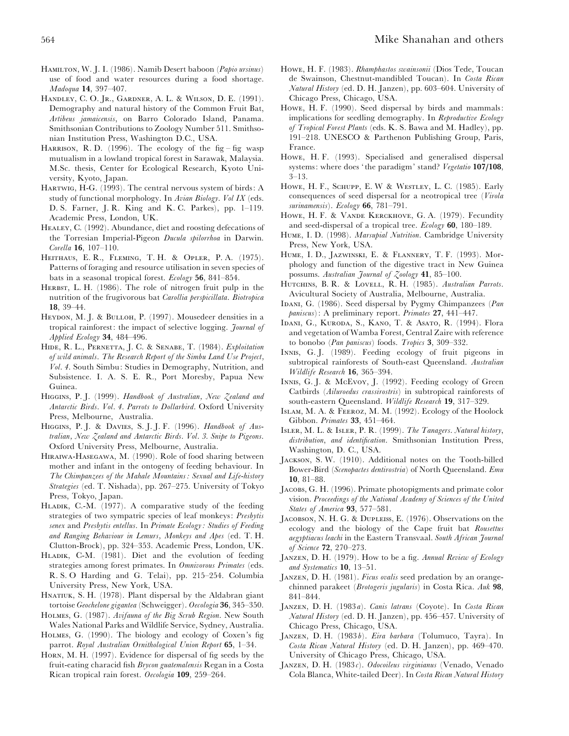Hamilton, W. J. I. (1986). Namib Desert baboon (*Papio ursinus*) use of food and water resources during a food shortage. *Madoqua* **14**, 397–407.

Handley, C. O. Jr., Gardner, A. L. & Wilson, D. E. (1991). Demography and natural history of the Common Fruit Bat, *Artibeus jamaicensis*, on Barro Colorado Island, Panama. Smithsonian Contributions to Zoology Number 511. Smithsonian Institution Press, Washington D.C., USA.

Harrison, R. D. (1996). The ecology of the fig – fig wasp mutualism in a lowland tropical forest in Sarawak, Malaysia. M.Sc. thesis, Center for Ecological Research, Kyoto University, Kyoto, Japan.

Hartwig, H-G. (1993). The central nervous system of birds: A study of functional morphology. In *Avian Biology. Vol IX* (eds. D. S. Farner, J. R. King and K. C. Parkes), pp. 1–119. Academic Press, London, UK.

Healey, C. (1992). Abundance, diet and roosting defecations of the Torresian Imperial-Pigeon *Ducula spilorrhoa* in Darwin. *Corella* **16**, 107–110.

Heithaus, E. R., Fleming, T. H. & Opler, P. A. (1975). Patterns of foraging and resource utilisation in seven species of bats in a seasonal tropical forest. *Ecology* **56**, 841–854.

Herbst, L. H. (1986). The role of nitrogen fruit pulp in the nutrition of the frugivorous bat *Carollia perspicillata*. *Biotropica* **18**, 39–44.

Heydon, M. J. & Bulloh, P. (1997). Mousedeer densities in a tropical rainforest: the impact of selective logging. *Journal of Applied Ecology* **34**, 484–496.

Hide, R. L., Pernetta, J. C. & Senabe, T. (1984). *Exploitation of wild animals. The Research Report of the Simbu Land Use Project, Vol. 4.* South Simbu: Studies in Demography, Nutrition, and Subsistence. I. A. S. E. R., Port Moresby, Papua New Guinea.

Higgins, P. J. (1999). *Handbook of Australian, New Zealand and Antarctic Birds. Vol. 4. Parrots to Dollarbird.* Oxford University Press, Melbourne, Australia.

Higgins, P. J. & Davies, S. J. J. F. (1996). *Handbook of Australian, New Zealand and Antarctic Birds. Vol. 3. Snipe to Pigeons.* Oxford University Press, Melbourne, Australia.

Hiraiwa-Hasegawa, M. (1990). Role of food sharing between mother and infant in the ontogeny of feeding behaviour. In *The Chimpanzees of the Mahale Mountains: Sexual and Life-history Strategies* (ed. T. Nishada), pp. 267–275. University of Tokyo Press, Tokyo, Japan.

Hladik, C.-M. (1977). A comparative study of the feeding strategies of two sympatric species of leaf monkeys: *Presbytis senex* and *Presbytis entellus*. In *Primate Ecology: Studies of Feeding and Ranging Behaviour in Lemurs, Monkeys and Apes* (ed. T. H. Clutton-Brock), pp. 324–353. Academic Press, London, UK.

Hladik, C-M. (1981). Diet and the evolution of feeding strategies among forest primates. In *Omnivorous Primates* (eds. R. S. O Harding and G. Telai), pp. 215–254. Columbia University Press, New York, USA.

Hnatiuk, S. H. (1978). Plant dispersal by the Aldabran giant tortoise *Geochelone gigantea* (Schweigger). *Oecologia* **36**, 345–350.

Holmes, G. (1987). *Avifauna of the Big Scrub Region.* New South Wales National Parks and Wildlife Service, Sydney, Australia.

Holmes, G. (1990). The biology and ecology of Coxen's fig parrot. *Royal Australian Ornithological Union Report* **65**, 1–34.

Horn, M. H. (1997). Evidence for dispersal of fig seeds by the fruit-eating characid fish *Brycon guatemalensis* Regan in a Costa Rican tropical rain forest. *Oecologia* **109**, 259–264.

Howe, H. F. (1983). *Rhamphastos swainsonii* (Dios Tede, Toucan de Swainson, Chestnut-mandibled Toucan). In *Costa Rican Natural History* (ed. D. H. Janzen), pp. 603–604. University of Chicago Press, Chicago, USA.

Howe, H. F. (1990). Seed dispersal by birds and mammals: implications for seedling demography. In *Reproductive Ecology of Tropical Forest Plants* (eds. K. S. Bawa and M. Hadley), pp. 191–218. UNESCO & Parthenon Publishing Group, Paris, France.

Howe, H. F. (1993). Specialised and generalised dispersal systems: where does 'the paradigm' stand? *Vegetatio* **107/108**, 3–13.

Howe, H. F., Schupp, E. W & Westley, L. C. (1985). Early consequences of seed dispersal for a neotropical tree (*Virola surinamensis*). *Ecology* **66**, 781–791.

Howe, H. F. & Vande Kerckhove, G. A. (1979). Fecundity and seed-dispersal of a tropical tree. *Ecology* **60**, 180–189.

Hume, I. D. (1998). *Marsupial Nutrition.* Cambridge University Press, New York, USA.

Hume, I. D., Jazwinski, E. & Flannery, T. F. (1993). Morphology and function of the digestive tract in New Guinea possums. *Australian Journal of Zoology* **41**, 85–100.

Hutchins, B. R. & Lovell, R. H. (1985). *Australian Parrots.* Avicultural Society of Australia, Melbourne, Australia.

Idani, G. (1986). Seed dispersal by Pygmy Chimpanzees (*Pan paniscus*): A preliminary report. *Primates* **27**, 441–447.

Idani, G., Kuroda, S., Kano, T. & Asato, R. (1994). Flora and vegetation of Wamba Forest, Central Zaire with reference to bonobo (*Pan paniscus*) foods. *Tropics* **3**, 309–332.

Innis, G. J. (1989). Feeding ecology of fruit pigeons in subtropical rainforests of South-east Queensland. *Australian Wildlife Research* **16**, 365–394.

Innis, G. J. & McEvoy, J. (1992). Feeding ecology of Green Catbirds (*Ailuroedus crassirostris*) in subtropical rainforests of south-eastern Queensland. *Wildlife Research* **19**, 317–329.

Islam, M. A. & Feeroz, M. M. (1992). Ecology of the Hoolock Gibbon. *Primates* **33**, 451–464.

Isler, M. L. & Isler, P. R. (1999). *The Tanagers. Natural history, distribution, and identification.* Smithsonian Institution Press, Washington, D. C., USA.

Jackson, S. W. (1910). Additional notes on the Tooth-billed Bower-Bird (*Scenopactes dentirostria*) of North Queensland. *Emu* **10**, 81–88.

Jacobs, G. H. (1996). Primate photopigments and primate color vision. *Proceedings of the National Academy of Sciences of the United States of America* **93**, 577–581.

Jacobson, N. H. G. & Dupleiss, E. (1976). Observations on the ecology and the biology of the Cape fruit bat *Rousettus aegyptiacus leachi* in the Eastern Transvaal. *South African Journal of Science* **72**, 270–273.

Janzen, D. H. (1979). How to be a fig. *Annual Review of Ecology and Systematics* **10**, 13–51.

Janzen, D. H. (1981). *Ficus ovalis* seed predation by an orange-chinned parakeet (*Brotogeris jugularis*) in Costa Rica. *Auk* **98**, 841–844.

Janzen, D. H. (1983*a*). *Canis latrans* (Coyote). In *Costa Rican Natural History* (ed. D. H. Janzen), pp. 456–457. University of Chicago Press, Chicago, USA.

Janzen, D. H. (1983*b*). *Eira barbara* (Tolumuco, Tayra). In *Costa Rican Natural History* (ed. D. H. Janzen), pp. 469–470. University of Chicago Press, Chicago, USA.

Janzen, D. H. (1983*c*). *Odocoileus virginianus* (Venado, Venado Cola Blanca, White-tailed Deer). In *Costa Rican Natural History*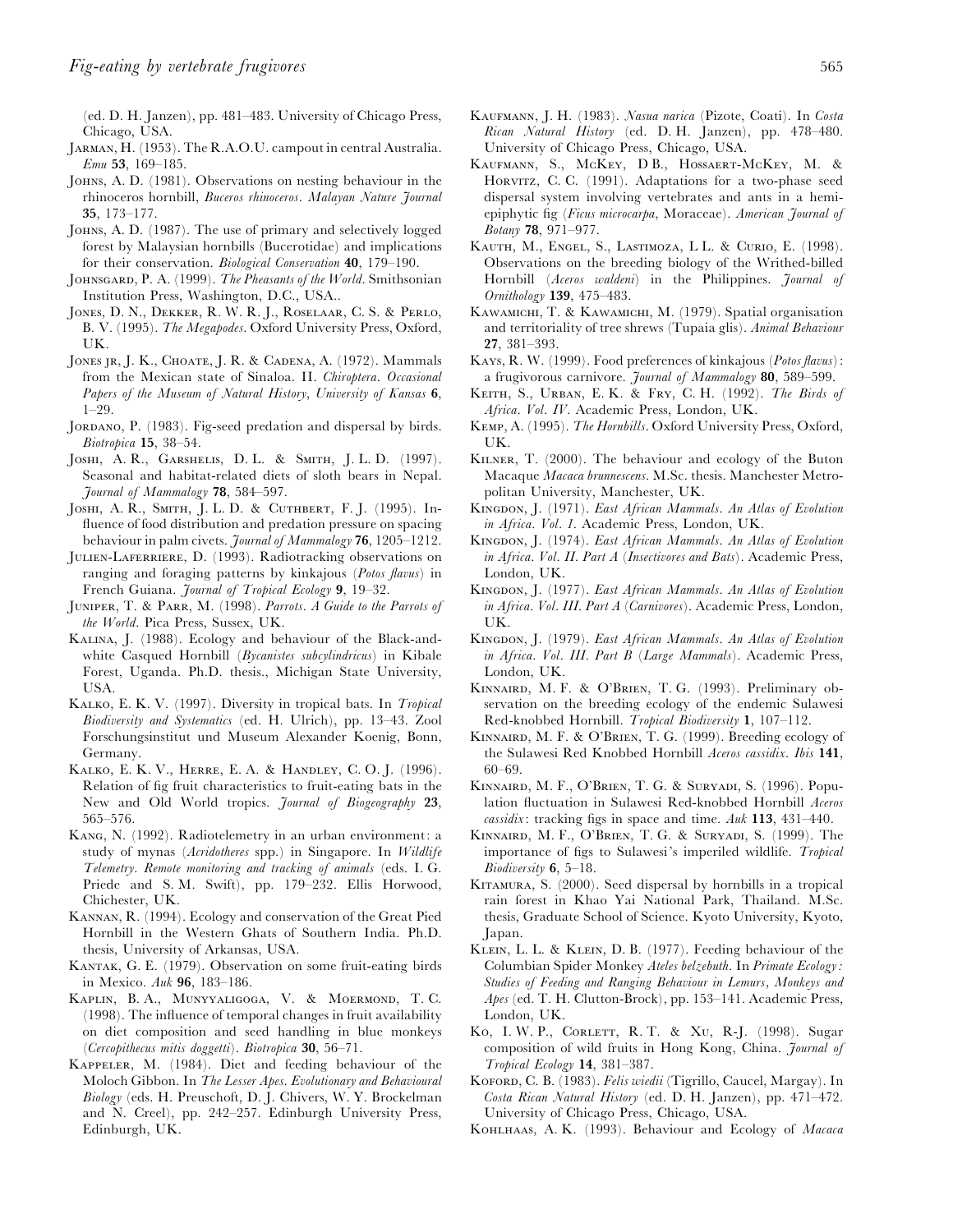(ed. D. H. Janzen), pp. 481–483. University of Chicago Press, Chicago, USA.

Jarman, H. (1953). The R.A.O.U. campout in central Australia. *Emu* **53**, 169–185.

Johns, A. D. (1981). Observations on nesting behaviour in the rhinoceros hornbill, *Buceros rhinoceros*. *Malayan Nature Journal* **35**, 173–177.

Johns, A. D. (1987). The use of primary and selectively logged forest by Malaysian hornbills (Bucerotidae) and implications for their conservation. *Biological Conservation* **40**, 179–190.

Johnsgard, P. A. (1999). *The Pheasants of the World*. Smithsonian Institution Press, Washington, D.C., USA..

Jones, D. N., Dekker, R. W. R. J., Roselaar, C. S. & Perlo, B. V. (1995). *The Megapodes*. Oxford University Press, Oxford, UK.

Jones jr, J. K., Choate, J. R. & Cadena, A. (1972). Mammals from the Mexican state of Sinaloa. II. *Chiroptera*. *Occasional Papers of the Museum of Natural History, University of Kansas* **6**, 1–29.

Jordano, P. (1983). Fig-seed predation and dispersal by birds. *Biotropica* **15**, 38–54.

Joshi, A. R., Garshelis, D. L. & Smith, J. L. D. (1997). Seasonal and habitat-related diets of sloth bears in Nepal. *Journal of Mammalogy* **78**, 584–597.

Joshi, A. R., Smith, J. L. D. & Cuthbert, F. J. (1995). Influence of food distribution and predation pressure on spacing behaviour in palm civets. *Journal of Mammalogy* **76**, 1205–1212.

Julien-Laferriere, D. (1993). Radiotracking observations on ranging and foraging patterns by kinkajous (*Potos flavus*) in French Guiana. *Journal of Tropical Ecology* **9**, 19–32.

Juniper, T. & Parr, M. (1998). *Parrots. A Guide to the Parrots of the World*. Pica Press, Sussex, UK.

Kalina, J. (1988). Ecology and behaviour of the Black-and-white Casqued Hornbill (*Bycanistes subcylindricus*) in Kibale Forest, Uganda. Ph.D. thesis., Michigan State University, USA.

Kalko, E. K. V. (1997). Diversity in tropical bats. In *Tropical Biodiversity and Systematics* (ed. H. Ulrich), pp. 13–43. Zool Forschungsinstitut und Museum Alexander Koenig, Bonn, Germany.

Kalko, E. K. V., Herre, E. A. & Handley, C. O. J. (1996). Relation of fig fruit characteristics to fruit-eating bats in the New and Old World tropics. *Journal of Biogeography* **23**, 565–576.

Kang, N. (1992). Radiotelemetry in an urban environment: a study of mynas (*Acridotheres* spp.) in Singapore. In *Wildlife Telemetry. Remote monitoring and tracking of animals* (eds. I. G. Priede and S. M. Swift), pp. 179–232. Ellis Horwood, Chichester, UK.

Kannan, R. (1994). Ecology and conservation of the Great Pied Hornbill in the Western Ghats of Southern India. Ph.D. thesis, University of Arkansas, USA.

Kantak, G. E. (1979). Observation on some fruit-eating birds in Mexico. *Auk* **96**, 183–186.

Kaplin, B. A., Munyyaligoga, V. & Moermond, T. C. (1998). The influence of temporal changes in fruit availability on diet composition and seed handling in blue monkeys (*Cercopithecus mitis doggetti*). *Biotropica* **30**, 56–71.

Kappeler, M. (1984). Diet and feeding behaviour of the Moloch Gibbon. In *The Lesser Apes. Evolutionary and Behavioural Biology* (eds. H. Preuschoft, D. J. Chivers, W. Y. Brockelman and N. Creel), pp. 242–257. Edinburgh University Press, Edinburgh, UK.

Kaufmann, J. H. (1983). *Nasua narica* (Pizote, Coati). In *Costa Rican Natural History* (ed. D. H. Janzen), pp. 478–480. University of Chicago Press, Chicago, USA.

Kaufmann, S., McKey, D B., Hossaert-McKey, M. & Horvitz, C. C. (1991). Adaptations for a two-phase seed dispersal system involving vertebrates and ants in a hemiepiphytic fig (*Ficus microcarpa*, Moraceae). *American Journal of Botany* **78**, 971–977.

Kauth, M., Engel, S., Lastimoza, L L. & Curio, E. (1998). Observations on the breeding biology of the Writhed-billed Hornbill (*Aceros waldeni*) in the Philippines. *Journal of Ornithology* **139**, 475–483.

Kawamichi, T. & Kawamichi, M. (1979). Spatial organisation and territoriality of tree shrews (Tupaia glis). *Animal Behaviour* **27**, 381–393.

Kays, R. W. (1999). Food preferences of kinkajous (*Potos flavus*): a frugivorous carnivore. *Journal of Mammalogy* **80**, 589–599.

Keith, S., Urban, E. K. & Fry, C. H. (1992). *The Birds of Africa. Vol. IV*. Academic Press, London, UK.

Kemp, A. (1995). *The Hornbills*. Oxford University Press, Oxford, UK.

Kilner, T. (2000). The behaviour and ecology of the Buton Macaque *Macaca brunnescens*. M.Sc. thesis. Manchester Metropolitan University, Manchester, UK.

Kingdon, J. (1971). *East African Mammals. An Atlas of Evolution in Africa. Vol. I*. Academic Press, London, UK.

Kingdon, J. (1974). *East African Mammals. An Atlas of Evolution in Africa. Vol. II. Part A (Insectivores and Bats)*. Academic Press, London, UK.

Kingdon, J. (1977). *East African Mammals. An Atlas of Evolution in Africa. Vol. III. Part A (Carnivores)*. Academic Press, London, UK.

Kingdon, J. (1979). *East African Mammals. An Atlas of Evolution in Africa. Vol. III. Part B (Large Mammals)*. Academic Press, London, UK.

Kinnaird, M. F. & O'Brien, T. G. (1993). Preliminary observation on the breeding ecology of the endemic Sulawesi Red-knobbed Hornbill. *Tropical Biodiversity* **1**, 107–112.

Kinnaird, M. F. & O'Brien, T. G. (1999). Breeding ecology of the Sulawesi Red Knobbed Hornbill *Aceros cassidix*. *Ibis* **141**, 60–69.

Kinnaird, M. F., O'Brien, T. G. & Suryadi, S. (1996). Population fluctuation in Sulawesi Red-knobbed Hornbill *Aceros cassidix*: tracking figs in space and time. *Auk* **113**, 431–440.

Kinnaird, M. F., O'Brien, T. G. & Suryadi, S. (1999). The importance of figs to Sulawesi's imperiled wildlife. *Tropical Biodiversity* **6**, 5–18.

Kitamura, S. (2000). Seed dispersal by hornbills in a tropical rain forest in Khao Yai National Park, Thailand. M.Sc. thesis, Graduate School of Science. Kyoto University, Kyoto, Japan.

Klein, L. L. & Klein, D. B. (1977). Feeding behaviour of the Columbian Spider Monkey *Ateles belzebuth*. In *Primate Ecology: Studies of Feeding and Ranging Behaviour in Lemurs, Monkeys and Apes* (ed. T. H. Clutton-Brock), pp. 153–141. Academic Press, London, UK.

Ko, I. W. P., Corlett, R. T. & Xu, R-J. (1998). Sugar composition of wild fruits in Hong Kong, China. *Journal of Tropical Ecology* **14**, 381–387.

Koford, C. B. (1983). *Felis wiedii* (Tigrillo, Caucel, Margay). In *Costa Rican Natural History* (ed. D. H. Janzen), pp. 471–472. University of Chicago Press, Chicago, USA.

Kohlhaas, A. K. (1993). Behaviour and Ecology of *Macaca*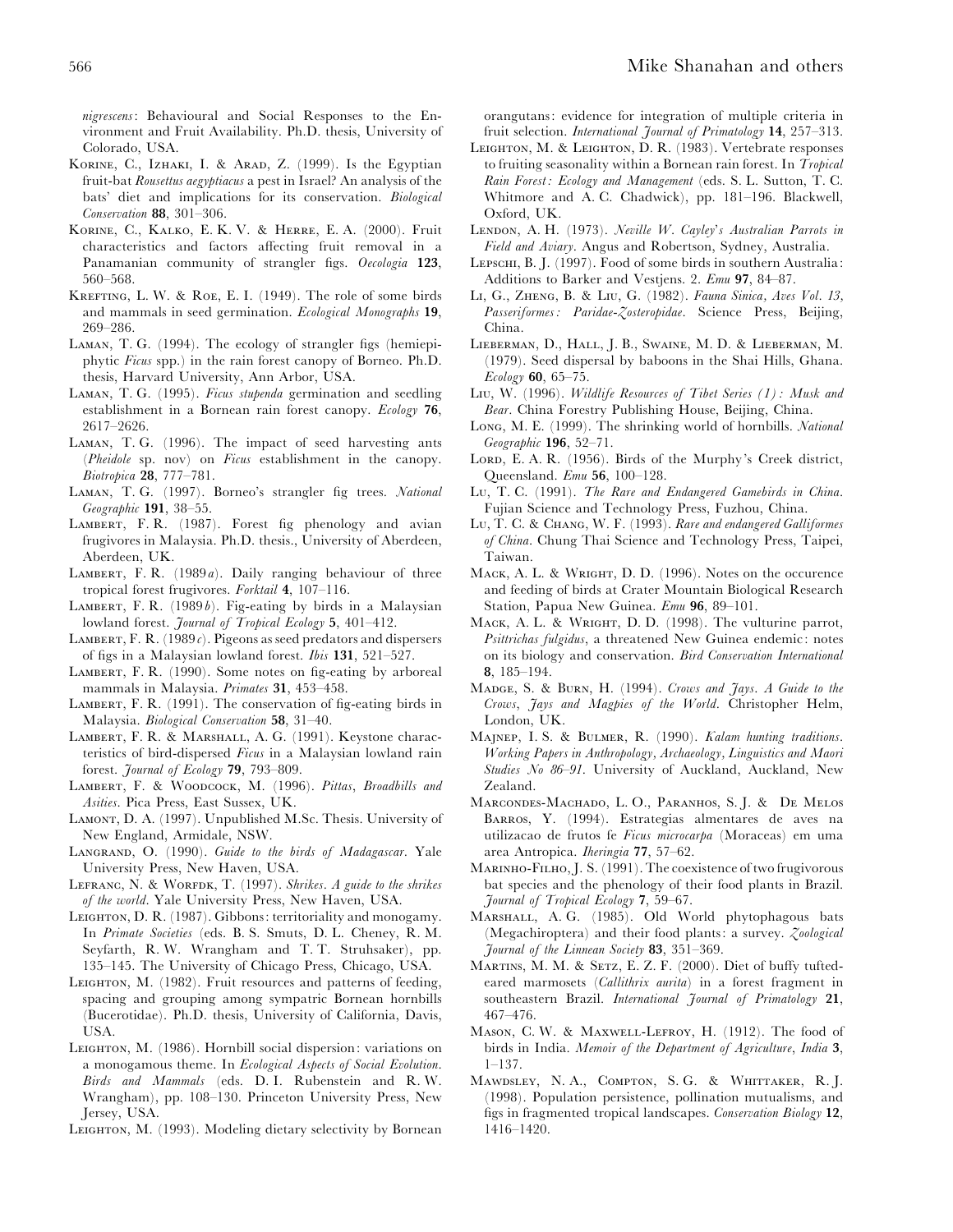*nigrescens*: Behavioural and Social Responses to the Environment and Fruit Availability. Ph.D. thesis, University of Colorado, USA.

Korine, C., Izhaki, I. & Arad, Z. (1999). Is the Egyptian fruit-bat *Rousettus aegyptiacus* a pest in Israel? An analysis of the bats' diet and implications for its conservation. *Biological Conservation* **88**, 301–306.

Korine, C., Kalko, E. K. V. & Herre, E. A. (2000). Fruit characteristics and factors affecting fruit removal in a Panamanian community of strangler figs. *Oecologia* **123**, 560–568.

Krefting, L. W. & Roe, E. I. (1949). The role of some birds and mammals in seed germination. *Ecological Monographs* **19**, 269–286.

Laman, T. G. (1994). The ecology of strangler figs (hemiepiphytic *Ficus* spp.) in the rain forest canopy of Borneo. Ph.D. thesis, Harvard University, Ann Arbor, USA.

Laman, T. G. (1995). *Ficus stupenda* germination and seedling establishment in a Bornean rain forest canopy. *Ecology* **76**, 2617–2626.

Laman, T. G. (1996). The impact of seed harvesting ants (*Pheidole* sp. nov) on *Ficus* establishment in the canopy. *Biotropica* **28**, 777–781.

Laman, T. G. (1997). Borneo's strangler fig trees. *National Geographic* **191**, 38–55.

Lambert, F. R. (1987). Forest fig phenology and avian frugivores in Malaysia. Ph.D. thesis., University of Aberdeen, Aberdeen, UK.

Lambert, F. R. (1989*a*). Daily ranging behaviour of three tropical forest frugivores. *Forktail* **4**, 107–116.

Lambert, F. R. (1989*b*). Fig-eating by birds in a Malaysian lowland forest. *Journal of Tropical Ecology* **5**, 401–412.

Lambert, F. R. (1989*c*). Pigeons as seed predators and dispersers of figs in a Malaysian lowland forest. *Ibis* **131**, 521–527.

Lambert, F. R. (1990). Some notes on fig-eating by arboreal mammals in Malaysia. *Primates* **31**, 453–458.

Lambert, F. R. (1991). The conservation of fig-eating birds in Malaysia. *Biological Conservation* **58**, 31–40.

Lambert, F. R. & Marshall, A. G. (1991). Keystone characteristics of bird-dispersed *Ficus* in a Malaysian lowland rain forest. *Journal of Ecology* **79**, 793–809.

Lambert, F. & Woodcock, M. (1996). *Pittas, Broadbills and Asities*. Pica Press, East Sussex, UK.

Lamont, D. A. (1997). Unpublished M.Sc. Thesis. University of New England, Armidale, NSW.

Langrand, O. (1990). *Guide to the birds of Madagascar*. Yale University Press, New Haven, USA.

Lefranc, N. & Worfdk, T. (1997). *Shrikes. A guide to the shrikes of the world*. Yale University Press, New Haven, USA.

Leighton, D. R. (1987). Gibbons: territoriality and monogamy. In *Primate Societies* (eds. B. S. Smuts, D. L. Cheney, R. M. Seyfarth, R. W. Wrangham and T. T. Struhsaker), pp. 135–145. The University of Chicago Press, Chicago, USA.

Leighton, M. (1982). Fruit resources and patterns of feeding, spacing and grouping among sympatric Bornean hornbills (Bucerotidae). Ph.D. thesis, University of California, Davis, USA.

Leighton, M. (1986). Hornbill social dispersion: variations on a monogamous theme. In *Ecological Aspects of Social Evolution. Birds and Mammals* (eds. D. I. Rubenstein and R. W. Wrangham), pp. 108–130. Princeton University Press, New Jersey, USA.

Leighton, M. (1993). Modeling dietary selectivity by Bornean orangutans: evidence for integration of multiple criteria in fruit selection. *International Journal of Primatology* **14**, 257–313.

Leighton, M. & Leighton, D. R. (1983). Vertebrate responses to fruiting seasonality within a Bornean rain forest. In *Tropical Rain Forest: Ecology and Management* (eds. S. L. Sutton, T. C. Whitmore and A. C. Chadwick), pp. 181–196. Blackwell, Oxford, UK.

Lendon, A. H. (1973). *Neville W. Cayley's Australian Parrots in Field and Aviary*. Angus and Robertson, Sydney, Australia.

Lepschi, B. J. (1997). Food of some birds in southern Australia: Additions to Barker and Vestjens. 2. *Emu* **97**, 84–87.

Li, G., Zheng, B. & Liu, G. (1982). *Fauna Sinica, Aves Vol. 13, Passeriformes: Paridae-Zosteropidae*. Science Press, Beijing, China.

Lieberman, D., Hall, J. B., Swaine, M. D. & Lieberman, M. (1979). Seed dispersal by baboons in the Shai Hills, Ghana. *Ecology* **60**, 65–75.

Liu, W. (1996). *Wildlife Resources of Tibet Series (1): Musk and Bear*. China Forestry Publishing House, Beijing, China.

Long, M. E. (1999). The shrinking world of hornbills. *National Geographic* **196**, 52–71.

Lord, E. A. R. (1956). Birds of the Murphy's Creek district, Queensland. *Emu* **56**, 100–128.

Lu, T. C. (1991). *The Rare and Endangered Gamebirds in China*. Fujian Science and Technology Press, Fuzhou, China.

Lu, T. C. & Chang, W. F. (1993). *Rare and endangered Galliformes of China*. Chung Thai Science and Technology Press, Taipei, Taiwan.

Mack, A. L. & Wright, D. D. (1996). Notes on the occurence and feeding of birds at Crater Mountain Biological Research Station, Papua New Guinea. *Emu* **96**, 89–101.

Mack, A. L. & Wright, D. D. (1998). The vulturine parrot, *Psittrichas fulgidus*, a threatened New Guinea endemic: notes on its biology and conservation. *Bird Conservation International* **8**, 185–194.

Madge, S. & Burn, H. (1994). *Crows and Jays. A Guide to the Crows, Jays and Magpies of the World*. Christopher Helm, London, UK.

Majnep, I. S. & Bulmer, R. (1990). *Kalam hunting traditions. Working Papers in Anthropology, Archaeology, Linguistics and Maori Studies No 86–91*. University of Auckland, Auckland, New Zealand.

Marcondes-Machado, L. O., Paranhos, S. J. & De Melos Barros, Y. (1994). Estrategias almentares de aves na utilizacao de frutos fe *Ficus microcarpa* (Moraceas) em uma area Antropica. *Iheringia* **77**, 57–62.

Marinho-Filho, J. S. (1991). The coexistence of two frugivorous bat species and the phenology of their food plants in Brazil. *Journal of Tropical Ecology* **7**, 59–67.

Marshall, A. G. (1985). Old World phytophagous bats (Megachiroptera) and their food plants: a survey. *Zoological Journal of the Linnean Society* **83**, 351–369.

Martins, M. M. & Setz, E. Z. F. (2000). Diet of buffy tufted-eared marmosets (*Callithrix aurita*) in a forest fragment in southeastern Brazil. *International Journal of Primatology* **21**, 467–476.

Mason, C. W. & Maxwell-Lefroy, H. (1912). The food of birds in India. *Memoir of the Department of Agriculture, India* **3**, 1–137.

Mawdsley, N. A., Compton, S. G. & Whittaker, R. J. (1998). Population persistence, pollination mutualisms, and figs in fragmented tropical landscapes. *Conservation Biology* **12**, 1416–1420.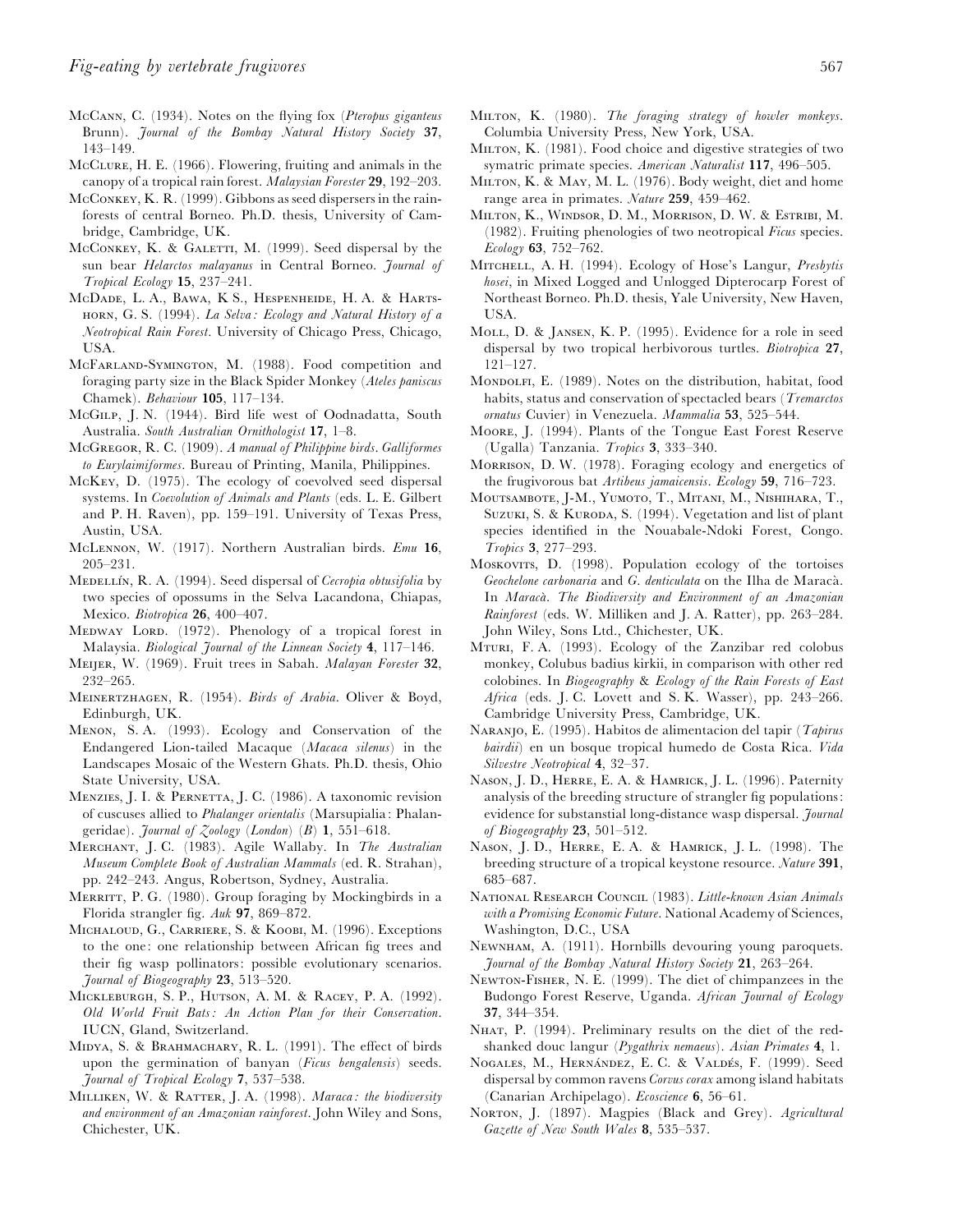McCann, C. (1934). Notes on the flying fox (*Pteropus giganteus* Brunn). *Journal of the Bombay Natural History Society* **37**, 143–149.

McClure, H. E. (1966). Flowering, fruiting and animals in the canopy of a tropical rain forest. *Malaysian Forester* **29**, 192–203.

McConkey, K. R. (1999). Gibbons as seed dispersers in the rainforests of central Borneo. Ph.D. thesis, University of Cambridge, Cambridge, UK.

McConkey, K. & Galetti, M. (1999). Seed dispersal by the sun bear *Helarctos malayanus* in Central Borneo. *Journal of Tropical Ecology* **15**, 237–241.

McDade, L. A., Bawa, K S., Hespenheide, H. A. & Hartshorn, G. S. (1994). *La Selva: Ecology and Natural History of a Neotropical Rain Forest*. University of Chicago Press, Chicago, USA.

McFarland-Symington, M. (1988). Food competition and foraging party size in the Black Spider Monkey (*Ateles paniscus* Chamek). *Behaviour* **105**, 117–134.

McGilp, J. N. (1944). Bird life west of Oodnadatta, South Australia. *South Australian Ornithologist* **17**, 1–8.

McGregor, R. C. (1909). *A manual of Philippine birds. Galliformes to Eurylaimiformes*. Bureau of Printing, Manila, Philippines.

McKey, D. (1975). The ecology of coevolved seed dispersal systems. In *Coevolution of Animals and Plants* (eds. L. E. Gilbert and P. H. Raven), pp. 159–191. University of Texas Press, Austin, USA.

McLennon, W. (1917). Northern Australian birds. *Emu* **16**, 205–231.

Medellín, R. A. (1994). Seed dispersal of *Cecropia obtusifolia* by two species of opossums in the Selva Lacandona, Chiapas, Mexico. *Biotropica* **26**, 400–407.

Medway Lord. (1972). Phenology of a tropical forest in Malaysia. *Biological Journal of the Linnean Society* **4**, 117–146.

Meijer, W. (1969). Fruit trees in Sabah. *Malayan Forester* **32**, 232–265.

Meinertzhagen, R. (1954). *Birds of Arabia*. Oliver & Boyd, Edinburgh, UK.

Menon, S. A. (1993). Ecology and Conservation of the Endangered Lion-tailed Macaque (*Macaca silenus*) in the Landscapes Mosaic of the Western Ghats. Ph.D. thesis, Ohio State University, USA.

Menzies, J. I. & Pernetta, J. C. (1986). A taxonomic revision of cuscuses allied to *Phalanger orientalis* (Marsupialia: Phalangeridae). *Journal of Zoology (London) (B)* **1**, 551–618.

Merchant, J. C. (1983). Agile Wallaby. In *The Australian Museum Complete Book of Australian Mammals* (ed. R. Strahan), pp. 242–243. Angus, Robertson, Sydney, Australia.

Merritt, P. G. (1980). Group foraging by Mockingbirds in a Florida strangler fig. *Auk* **97**, 869–872.

Michaloud, G., Carriere, S. & Koobi, M. (1996). Exceptions to the one: one relationship between African fig trees and their fig wasp pollinators: possible evolutionary scenarios. *Journal of Biogeography* **23**, 513–520.

Mickleburgh, S. P., Hutson, A. M. & Racey, P. A. (1992). *Old World Fruit Bats: An Action Plan for their Conservation*. IUCN, Gland, Switzerland.

Midya, S. & Brahmachary, R. L. (1991). The effect of birds upon the germination of banyan (*Ficus bengalensis*) seeds. *Journal of Tropical Ecology* **7**, 537–538.

Milliken, W. & Ratter, J. A. (1998). *Maraca: the biodiversity and environment of an Amazonian rainforest*. John Wiley and Sons, Chichester, UK.

Milton, K. (1980). *The foraging strategy of howler monkeys*. Columbia University Press, New York, USA.

Milton, K. (1981). Food choice and digestive strategies of two symatric primate species. *American Naturalist* **117**, 496–505.

Milton, K. & May, M. L. (1976). Body weight, diet and home range area in primates. *Nature* **259**, 459–462.

Milton, K., Windsor, D. M., Morrison, D. W. & Estribi, M. (1982). Fruiting phenologies of two neotropical *Ficus* species. *Ecology* **63**, 752–762.

Mitchell, A. H. (1994). Ecology of Hose's Langur, *Presbytis hosei*, in Mixed Logged and Unlogged Dipterocarp Forest of Northeast Borneo. Ph.D. thesis, Yale University, New Haven, USA.

Moll, D. & Jansen, K. P. (1995). Evidence for a role in seed dispersal by two tropical herbivorous turtles. *Biotropica* **27**, 121–127.

Mondolfi, E. (1989). Notes on the distribution, habitat, food habits, status and conservation of spectacled bears (*Tremarctos ornatus* Cuvier) in Venezuela. *Mammalia* **53**, 525–544.

Moore, J. (1994). Plants of the Tongue East Forest Reserve (Ugalla) Tanzania. *Tropics* **3**, 333–340.

Morrison, D. W. (1978). Foraging ecology and energetics of the frugivorous bat *Artibeus jamaicensis*. *Ecology* **59**, 716–723.

Moutsambote, J-M., Yumoto, T., Mitani, M., Nishihara, T., Suzuki, S. & Kuroda, S. (1994). Vegetation and list of plant species identified in the Nouabale-Ndoki Forest, Congo. *Tropics* **3**, 277–293.

Moskovits, D. (1998). Population ecology of the tortoises *Geochelone carbonaria* and *G. denticulata* on the Ilha de Maracà. In *Maracà. The Biodiversity and Environment of an Amazonian Rainforest* (eds. W. Milliken and J. A. Ratter), pp. 263–284. John Wiley, Sons Ltd., Chichester, UK.

Mturi, F. A. (1993). Ecology of the Zanzibar red colobus monkey, Colubus badius kirkii, in comparison with other red colobines. In *Biogeography & Ecology of the Rain Forests of East Africa* (eds. J. C. Lovett and S. K. Wasser), pp. 243–266. Cambridge University Press, Cambridge, UK.

Naranjo, E. (1995). Habitos de alimentacion del tapir (*Tapirus bairdii*) en un bosque tropical humedo de Costa Rica. *Vida Silvestre Neotropical* **4**, 32–37.

Nason, J. D., Herre, E. A. & Hamrick, J. L. (1996). Paternity analysis of the breeding structure of strangler fig populations: evidence for substanstial long-distance wasp dispersal. *Journal of Biogeography* **23**, 501–512.

Nason, J. D., Herre, E. A. & Hamrick, J. L. (1998). The breeding structure of a tropical keystone resource. *Nature* **391**, 685–687.

National Research Council (1983). *Little-known Asian Animals with a Promising Economic Future*. National Academy of Sciences, Washington, D.C., USA

Newnham, A. (1911). Hornbills devouring young paroquets. *Journal of the Bombay Natural History Society* **21**, 263–264.

Newton-Fisher, N. E. (1999). The diet of chimpanzees in the Budongo Forest Reserve, Uganda. *African Journal of Ecology* **37**, 344–354.

Nhat, P. (1994). Preliminary results on the diet of the red-shanked douc langur (*Pygathrix nemaeus*). *Asian Primates* **4**, 1.

Nogales, M., Hernández, E. C. & Valdés, F. (1999). Seed dispersal by common ravens *Corvus corax* among island habitats (Canarian Archipelago). *Ecoscience* **6**, 56–61.

Norton, J. (1897). Magpies (Black and Grey). *Agricultural Gazette of New South Wales* **8**, 535–537.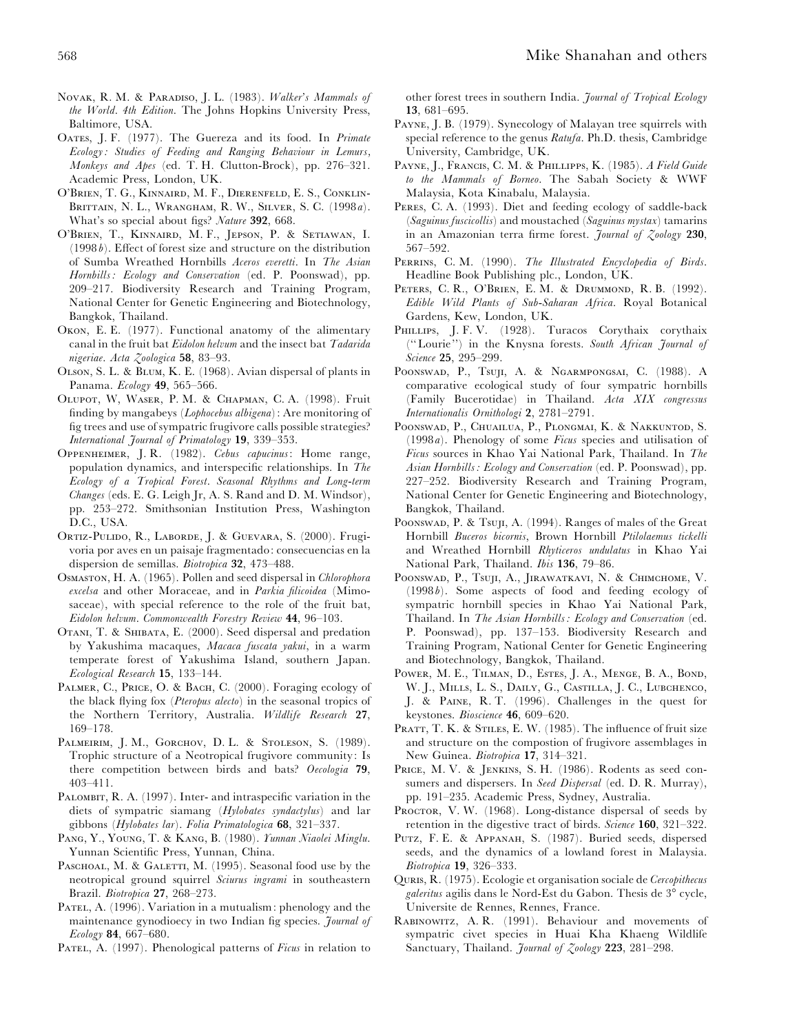Novak, R. M. & Paradiso, J. L. (1983). *Walker's Mammals of the World*. *4th Edition*. The Johns Hopkins University Press, Baltimore, USA.

Oates, J. F. (1977). The Guereza and its food. In *Primate Ecology: Studies of Feeding and Ranging Behaviour in Lemurs, Monkeys and Apes* (ed. T. H. Clutton-Brock), pp. 276–321. Academic Press, London, UK.

O'Brien, T. G., Kinnaird, M. F., Dierenfeld, E. S., Conklin-Brittain, N. L., Wrangham, R. W., Silver, S. C. (1998 *a*). What's so special about figs? *Nature* **392**, 668.

O'Brien, T., Kinnaird, M. F., Jepson, P. & Setiawan, I. (1998 *b*). Effect of forest size and structure on the distribution of Sumba Wreathed Hornbills *Aceros everetti*. In *The Asian Hornbills: Ecology and Conservation* (ed. P. Poonswad), pp. 209–217. Biodiversity Research and Training Program, National Center for Genetic Engineering and Biotechnology, Bangkok, Thailand.

Okon, E. E. (1977). Functional anatomy of the alimentary canal in the fruit bat *Eidolon helvum* and the insect bat *Tadarida nigeriae*. *Acta Zoologica* **58**, 83–93.

Olson, S. L. & Blum, K. E. (1968). Avian dispersal of plants in Panama. *Ecology* **49**, 565–566.

Olupot, W, Waser, P. M. & Chapman, C. A. (1998). Fruit finding by mangabeys (*Lophocebus albigena*): Are monitoring of fig trees and use of sympatric frugivore calls possible strategies? *International Journal of Primatology* **19**, 339–353.

Oppenheimer, J. R. (1982). *Cebus capucinus*: Home range, population dynamics, and interspecific relationships. In *The Ecology of a Tropical Forest. Seasonal Rhythms and Long-term Changes* (eds. E. G. Leigh Jr, A. S. Rand and D. M. Windsor), pp. 253–272. Smithsonian Institution Press, Washington D.C., USA.

Ortiz-Pulido, R., Laborde, J. & Guevara, S. (2000). Frugivoria por aves en un paisaje fragmentado: consecuencias en la dispersion de semillas. *Biotropica* **32**, 473–488.

Osmaston, H. A. (1965). Pollen and seed dispersal in *Chlorophora excelsa* and other Moraceae, and in *Parkia filicoidea* (Mimosaceae), with special reference to the role of the fruit bat, *Eidolon helvum*. *Commonwealth Forestry Review* **44**, 96–103.

Otani, T. & Shibata, E. (2000). Seed dispersal and predation by Yakushima macaques, *Macaca fuscata yakui*, in a warm temperate forest of Yakushima Island, southern Japan. *Ecological Research* **15**, 133–144.

Palmer, C., Price, O. & Bach, C. (2000). Foraging ecology of the black flying fox (*Pteropus alecto*) in the seasonal tropics of the Northern Territory, Australia. *Wildlife Research* **27**, 169–178.

Palmeirim, J. M., Gorchov, D. L. & Stoleson, S. (1989). Trophic structure of a Neotropical frugivore community: Is there competition between birds and bats? *Oecologia* **79**, 403–411.

Palombit, R. A. (1997). Inter- and intraspecific variation in the diets of sympatric siamang (*Hylobates syndactylus*) and lar gibbons (*Hylobates lar*). *Folia Primatologica* **68**, 321–337.

Pang, Y., Young, T. & Kang, B. (1980). *Yunnan Niaolei Minglu*. Yunnan Scientific Press, Yunnan, China.

Paschoal, M. & Galetti, M. (1995). Seasonal food use by the neotropical ground squirrel *Sciurus ingrami* in southeastern Brazil. *Biotropica* **27**, 268–273.

Patel, A. (1996). Variation in a mutualism: phenology and the maintenance gynodioecy in two Indian fig species. *Journal of Ecology* **84**, 667–680.

Patel, A. (1997). Phenological patterns of *Ficus* in relation to other forest trees in southern India. *Journal of Tropical Ecology* **13**, 681–695.

Payne, J. B. (1979). Synecology of Malayan tree squirrels with special reference to the genus *Ratufa*. Ph.D. thesis, Cambridge University, Cambridge, UK.

Payne, J., Francis, C. M. & Phillipps, K. (1985). *A Field Guide to the Mammals of Borneo*. The Sabah Society & WWF Malaysia, Kota Kinabalu, Malaysia.

Peres, C. A. (1993). Diet and feeding ecology of saddle-back (*Saguinus fuscicollis*) and moustached (*Saguinus mystax*) tamarins in an Amazonian terra firme forest. *Journal of Zoology* **230**, 567–592.

Perrins, C. M. (1990). *The Illustrated Encyclopedia of Birds*. Headline Book Publishing plc., London, UK.

Peters, C. R., O'Brien, E. M. & Drummond, R. B. (1992). *Edible Wild Plants of Sub-Saharan Africa*. Royal Botanical Gardens, Kew, London, UK.

Phillips, J. F. V. (1928). Turacos Corythaix corythaix ("Lourie") in the Knysna forests. *South African Journal of Science* **25**, 295–299.

Poonswad, P., Tsuji, A. & Ngarmpongsai, C. (1988). A comparative ecological study of four sympatric hornbills (Family Bucerotidae) in Thailand. *Acta XIX congressus Internationalis Ornithologi* **2**, 2781–2791.

Poonswad, P., Chuailua, P., Plongmai, K. & Nakkuntod, S. (1998 *a*). Phenology of some *Ficus* species and utilisation of *Ficus* sources in Khao Yai National Park, Thailand. In *The Asian Hornbills: Ecology and Conservation* (ed. P. Poonswad), pp. 227–252. Biodiversity Research and Training Program, National Center for Genetic Engineering and Biotechnology, Bangkok, Thailand.

Poonswad, P. & Tsuji, A. (1994). Ranges of males of the Great Hornbill *Buceros bicornis*, Brown Hornbill *Ptilolaemus tickelli* and Wreathed Hornbill *Rhyticeros undulatus* in Khao Yai National Park, Thailand. *Ibis* **136**, 79–86.

Poonswad, P., Tsuji, A., Jirawatkavi, N. & Chimchome, V. (1998 *b*). Some aspects of food and feeding ecology of sympatric hornbill species in Khao Yai National Park, Thailand. In *The Asian Hornbills: Ecology and Conservation* (ed. P. Poonswad), pp. 137–153. Biodiversity Research and Training Program, National Center for Genetic Engineering and Biotechnology, Bangkok, Thailand.

Power, M. E., Tilman, D., Estes, J. A., Menge, B. A., Bond, W. J., Mills, L. S., Daily, G., Castilla, J. C., Lubchenco, J. & Paine, R. T. (1996). Challenges in the quest for keystones. *Bioscience* **46**, 609–620.

Pratt, T. K. & Stiles, E. W. (1985). The influence of fruit size and structure on the compostion of frugivore assemblages in New Guinea. *Biotropica* **17**, 314–321.

Price, M. V. & Jenkins, S. H. (1986). Rodents as seed consumers and dispersers. In *Seed Dispersal* (ed. D. R. Murray), pp. 191–235. Academic Press, Sydney, Australia.

Proctor, V. W. (1968). Long-distance dispersal of seeds by retention in the digestive tract of birds. *Science* **160**, 321–322.

Putz, F. E. & Appanah, S. (1987). Buried seeds, dispersed seeds, and the dynamics of a lowland forest in Malaysia. *Biotropica* **19**, 326–333.

Quris, R. (1975). Ecologie et organisation sociale de *Cercopithecus galeritus* agilis dans le Nord-Est du Gabon. Thesis de 3° cycle, Universite de Rennes, Rennes, France.

Rabinowitz, A. R. (1991). Behaviour and movements of sympatric civet species in Huai Kha Khaeng Wildlife Sanctuary, Thailand. *Journal of Zoology* **223**, 281–298.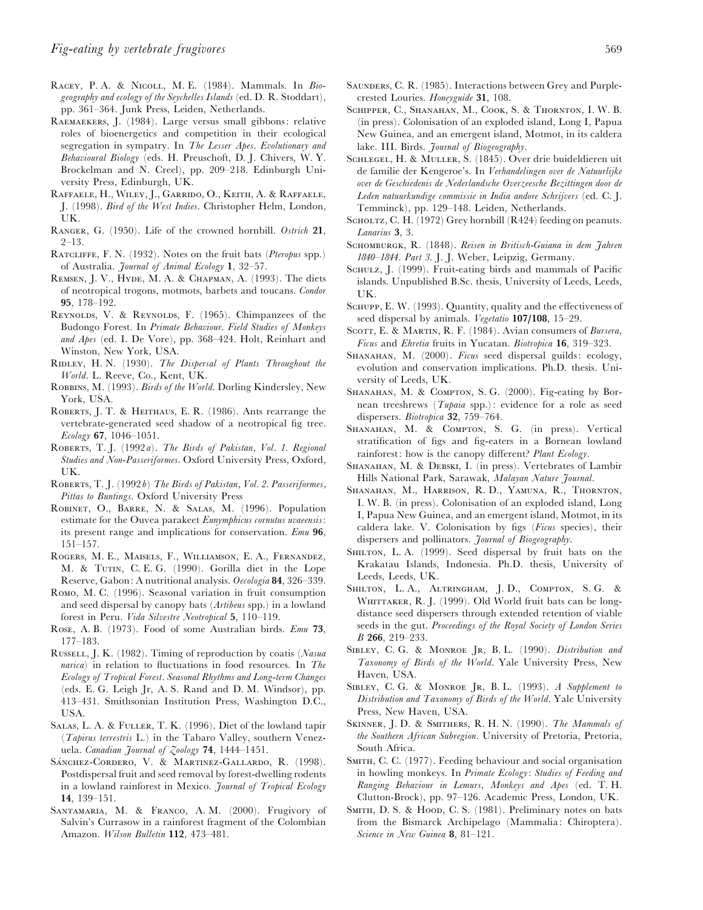Racey, P. A. & Nicoll, M. E. (1984). Mammals. In *Biogeography and ecology of the Seychelles Islands* (ed. D. R. Stoddart), pp. 361–364. Junk Press, Leiden, Netherlands.

Raemaekers, J. (1984). Large versus small gibbons: relative roles of bioenergetics and competition in their ecological segregation in sympatry. In *The Lesser Apes. Evolutionary and Behavioural Biology* (eds. H. Preuschoft, D. J. Chivers, W. Y. Brockelman and N. Creel), pp. 209–218. Edinburgh University Press, Edinburgh, UK.

Raffaele, H., Wiley, J., Garrido, O., Keith, A. & Raffaele, J. (1998). *Bird of the West Indies*. Christopher Helm, London, UK.

Ranger, G. (1950). Life of the crowned hornbill. *Ostrich* **21**, 2–13.

Ratcliffe, F. N. (1932). Notes on the fruit bats (*Pteropus* spp.) of Australia. *Journal of Animal Ecology* **1**, 32–57.

Remsen, J. V., Hyde, M. A. & Chapman, A. (1993). The diets of neotropical trogons, motmots, barbets and toucans. *Condor* **95**, 178–192.

Reynolds, V. & Reynolds, F. (1965). Chimpanzees of the Budongo Forest. In *Primate Behaviour. Field Studies of Monkeys and Apes* (ed. I. De Vore), pp. 368–424. Holt, Reinhart and Winston, New York, USA.

Ridley, H. N. (1930). *The Dispersal of Plants Throughout the World*. L. Reeve, Co., Kent, UK.

Robbins, M. (1993). *Birds of the World*. Dorling Kindersley, New York, USA.

Roberts, J. T. & Heithaus, E. R. (1986). Ants rearrange the vertebrate-generated seed shadow of a neotropical fig tree. *Ecology* **67**, 1046–1051.

Roberts, T. J. (1992*a*). *The Birds of Pakistan, Vol. 1. Regional Studies and Non-Passeriformes*. Oxford University Press, Oxford, UK.

Roberts, T. J. (1992*b*) *The Birds of Pakistan, Vol. 2. Passeriformes, Pittas to Buntings*. Oxford University Press

Robinet, O., Barre, N. & Salas, M. (1996). Population estimate for the Ouvea parakeet *Eunymphicus cornutus uvaeensis*: its present range and implications for conservation. *Emu* **96**, 151–157.

Rogers, M. E., Maisels, F., Williamson, E. A., Fernandez, M. & Tutin, C. E. G. (1990). Gorilla diet in the Lope Reserve, Gabon: A nutritional analysis. *Oecologia* **84**, 326–339.

Romo, M. C. (1996). Seasonal variation in fruit consumption and seed dispersal by canopy bats (*Artibeus* spp.) in a lowland forest in Peru. *Vida Silvestre Neotropical* **5**, 110–119.

Rose, A. B. (1973). Food of some Australian birds. *Emu* **73**, 177–183.

Russell, J. K. (1982). Timing of reproduction by coatis (*Nasua narica*) in relation to fluctuations in food resources. In *The Ecology of Tropical Forest. Seasonal Rhythms and Long-term Changes* (eds. E. G. Leigh Jr, A. S. Rand and D. M. Windsor), pp. 413–431. Smithsonian Institution Press, Washington D.C., USA.

Salas, L. A. & Fuller, T. K. (1996). Diet of the lowland tapir (*Tapirus terrestris* L.) in the Tabaro Valley, southern Venezuela. *Canadian Journal of Zoology* **74**, 1444–1451.

Sánchez-Cordero, V. & Martinez-Gallardo, R. (1998). Postdispersal fruit and seed removal by forest-dwelling rodents in a lowland rainforest in Mexico. *Journal of Tropical Ecology* **14**, 139–151.

Santamaria, M. & Franco, A. M. (2000). Frugivory of Salvin's Currasow in a rainforest fragment of the Colombian Amazon. *Wilson Bulletin* **112**, 473–481.

Saunders, C. R. (1985). Interactions between Grey and Purple-crested Louries. *Honeyguide* **31**, 108.

Schipper, C., Shanahan, M., Cook, S. & Thornton, I. W. B. (in press). Colonisation of an exploded island, Long I, Papua New Guinea, and an emergent island, Motmot, in its caldera lake. III. Birds. *Journal of Biogeography*.

Schlegel, H. & Muller, S. (1845). Over drie buideldieren uit de familie der Kengeroe's. In *Verhandelingen over de Natuurlijke over de Geschiedenis de Nederlandsche Overzeesche Bezittingen door de Leden natuurkundige commissie in India andore Schrijvers* (ed. C. J. Temminck), pp. 129–148. Leiden, Netherlands.

Scholtz, C. H. (1972) Grey hornbill (R424) feeding on peanuts. *Lanarius* **3**, 3.

Schomburgk, R. (1848). *Reisen in Britisch-Guiana in dem Jahren 1840–1844. Part 3*. J. J. Weber, Leipzig, Germany.

Schulz, J. (1999). Fruit-eating birds and mammals of Pacific islands. Unpublished B.Sc. thesis, University of Leeds, Leeds, UK.

Schupp, E. W. (1993). Quantity, quality and the effectiveness of seed dispersal by animals. *Vegetatio* **107/108**, 15–29.

Scott, E. & Martin, R. F. (1984). Avian consumers of *Bursera*, *Ficus* and *Ehretia* fruits in Yucatan. *Biotropica* **16**, 319–323.

Shanahan, M. (2000). *Ficus* seed dispersal guilds: ecology, evolution and conservation implications. Ph.D. thesis. University of Leeds, UK.

Shanahan, M. & Compton, S. G. (2000). Fig-eating by Bornean treeshrews (*Tupaia* spp.): evidence for a role as seed dispersers. *Biotropica* **32**, 759–764.

Shanahan, M. & Compton, S. G. (in press). Vertical stratification of figs and fig-eaters in a Bornean lowland rainforest: how is the canopy different? *Plant Ecology*.

Shanahan, M. & Debski, I. (in press). Vertebrates of Lambir Hills National Park, Sarawak, *Malayan Nature Journal*.

Shanahan, M., Harrison, R. D., Yamuna, R., Thornton, I. W. B. (in press). Colonisation of an exploded island, Long I, Papua New Guinea, and an emergent island, Motmot, in its caldera lake. V. Colonisation by figs (*Ficus* species), their dispersers and pollinators. *Journal of Biogeography*.

Shilton, L. A. (1999). Seed dispersal by fruit bats on the Krakatau Islands, Indonesia. Ph.D. thesis, University of Leeds, Leeds, UK.

Shilton, L. A., Altringham, J. D., Compton, S. G. & Whittaker, R. J. (1999). Old World fruit bats can be long-distance seed dispersers through extended retention of viable seeds in the gut. *Proceedings of the Royal Society of London Series B* **266**, 219–233.

Sibley, C. G. & Monroe Jr, B. L. (1990). *Distribution and Taxonomy of Birds of the World*. Yale University Press, New Haven, USA.

Sibley, C. G. & Monroe Jr, B. L. (1993). *A Supplement to Distribution and Taxonomy of Birds of the World*. Yale University Press, New Haven, USA.

Skinner, J. D. & Smithers, R. H. N. (1990). *The Mammals of the Southern African Subregion*. University of Pretoria, Pretoria, South Africa.

Smith, C. C. (1977). Feeding behaviour and social organisation in howling monkeys. In *Primate Ecology: Studies of Feeding and Ranging Behaviour in Lemurs, Monkeys and Apes* (ed. T. H. Clutton-Brock), pp. 97–126. Academic Press, London, UK.

Smith, D. S. & Hood, C. S. (1981). Preliminary notes on bats from the Bismarck Archipelago (Mammalia: Chiroptera). *Science in New Guinea* **8**, 81–121.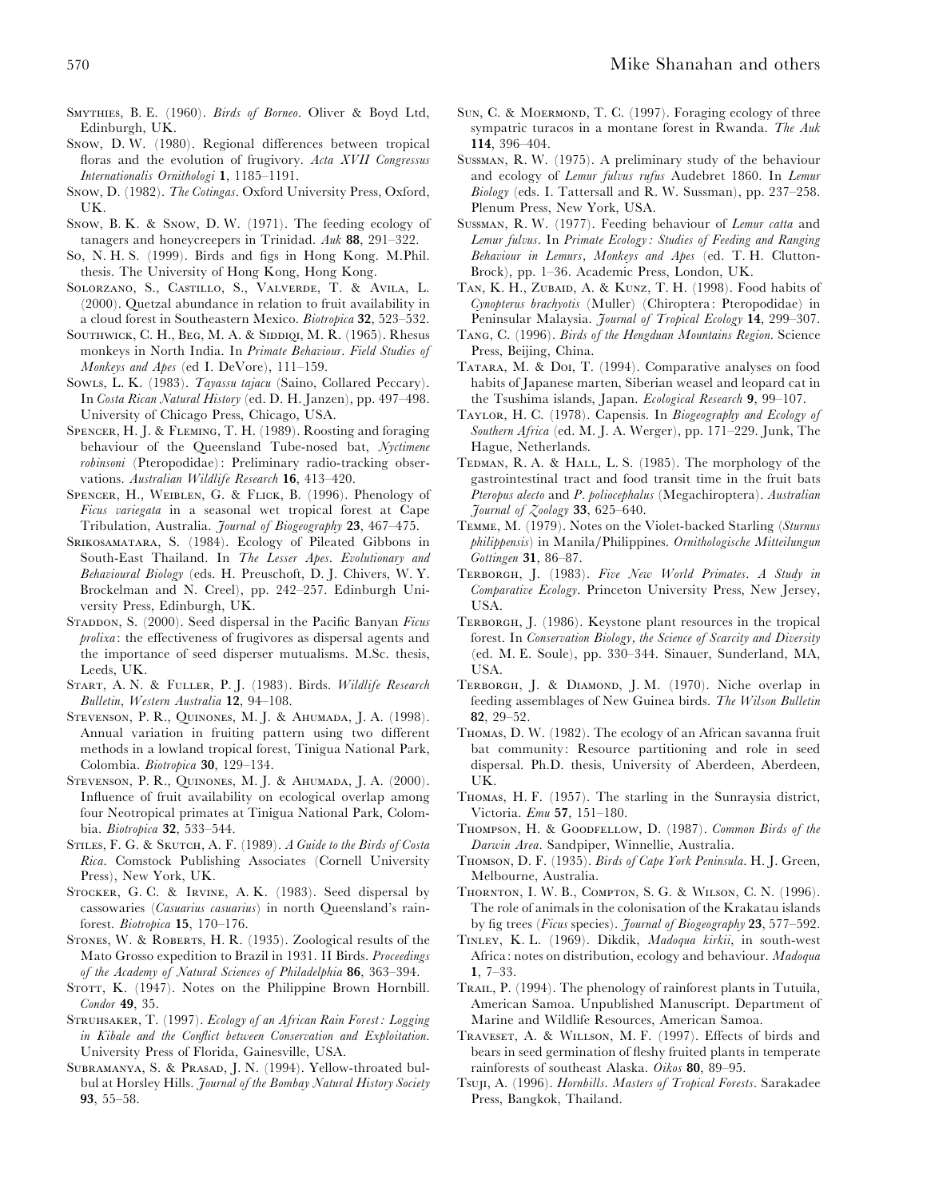Smythies, B. E. (1960). *Birds of Borneo*. Oliver & Boyd Ltd, Edinburgh, UK.

Snow, D. W. (1980). Regional differences between tropical floras and the evolution of frugivory. *Acta XVII Congressus Internationalis Ornithologi* **1**, 1185–1191.

Snow, D. (1982). *The Cotingas*. Oxford University Press, Oxford, UK.

Snow, B. K. & Snow, D. W. (1971). The feeding ecology of tanagers and honeycreepers in Trinidad. *Auk* **88**, 291–322.

So, N. H. S. (1999). Birds and figs in Hong Kong. M.Phil. thesis. The University of Hong Kong, Hong Kong.

Solorzano, S., Castillo, S., Valverde, T. & Avila, L. (2000). Quetzal abundance in relation to fruit availability in a cloud forest in Southeastern Mexico. *Biotropica* **32**, 523–532.

Southwick, C. H., Beg, M. A. & Siddiqi, M. R. (1965). Rhesus monkeys in North India. In *Primate Behavior. Field Studies of Monkeys and Apes* (ed I. DeVore), 111–159.

Sowls, L. K. (1983). *Tayassu tajacu* (Saino, Collared Peccary). In *Costa Rican Natural History* (ed. D. H. Janzen), pp. 497–498. University of Chicago Press, Chicago, USA.

Spencer, H. J. & Fleming, T. H. (1989). Roosting and foraging behaviour of the Queensland Tube-nosed bat, *Nyctimene robinsoni* (Pteropodidae): Preliminary radio-tracking observations. *Australian Wildlife Research* **16**, 413–420.

Spencer, H., Weiblen, G. & Flick, B. (1996). Phenology of *Ficus variegata* in a seasonal wet tropical forest at Cape Tribulation, Australia. *Journal of Biogeography* **23**, 467–475.

Srikosamatara, S. (1984). Ecology of Pileated Gibbons in South-East Thailand. In *The Lesser Apes. Evolutionary and Behavioural Biology* (eds. H. Preuschoft, D. J. Chivers, W. Y. Brockelman and N. Creel), pp. 242–257. Edinburgh University Press, Edinburgh, UK.

Staddon, S. (2000). Seed dispersal in the Pacific Banyan *Ficus prolixa*: the effectiveness of frugivores as dispersal agents and the importance of seed disperser mutualisms. M.Sc. thesis, Leeds, UK.

Start, A. N. & Fuller, P. J. (1983). Birds. *Wildlife Research Bulletin, Western Australia* **12**, 94–108.

Stevenson, P. R., Quinones, M. J. & Ahumada, J. A. (1998). Annual variation in fruiting pattern using two different methods in a lowland tropical forest, Tinigua National Park, Colombia. *Biotropica* **30**, 129–134.

Stevenson, P. R., Quinones, M. J. & Ahumada, J. A. (2000). Influence of fruit availability on ecological overlap among four Neotropical primates at Tinigua National Park, Colombia. *Biotropica* **32**, 533–544.

Stiles, F. G. & Skutch, A. F. (1989). *A Guide to the Birds of Costa Rica*. Comstock Publishing Associates (Cornell University Press), New York, UK.

Stocker, G. C. & Irvine, A. K. (1983). Seed dispersal by cassowaries (*Casuarius casuarius*) in north Queensland's rainforest. *Biotropica* **15**, 170–176.

Stones, W. & Roberts, H. R. (1935). Zoological results of the Mato Grosso expedition to Brazil in 1931. II Birds. *Proceedings of the Academy of Natural Sciences of Philadelphia* **86**, 363–394.

Stott, K. (1947). Notes on the Philippine Brown Hornbill. *Condor* **49**, 35.

Struhsaker, T. (1997). *Ecology of an African Rain Forest: Logging in Kibale and the Conflict between Conservation and Exploitation*. University Press of Florida, Gainesville, USA.

Subramanya, S. & Prasad, J. N. (1994). Yellow-throated bulbul at Horsley Hills. *Journal of the Bombay Natural History Society* **93**, 55–58.

Sun, C. & Moermond, T. C. (1997). Foraging ecology of three sympatric turacos in a montane forest in Rwanda. *The Auk* **114**, 396–404.

Sussman, R. W. (1975). A preliminary study of the behaviour and ecology of *Lemur fulvus rufus* Audebret 1860. In *Lemur Biology* (eds. I. Tattersall and R. W. Sussman), pp. 237–258. Plenum Press, New York, USA.

Sussman, R. W. (1977). Feeding behaviour of *Lemur catta* and *Lemur fulvus*. In *Primate Ecology: Studies of Feeding and Ranging Behaviour in Lemurs, Monkeys and Apes* (ed. T. H. Clutton-Brock), pp. 1–36. Academic Press, London, UK.

Tan, K. H., Zubaid, A. & Kunz, T. H. (1998). Food habits of *Cynopterus brachyotis* (Muller) (Chiroptera: Pteropodidae) in Peninsular Malaysia. *Journal of Tropical Ecology* **14**, 299–307.

Tang, C. (1996). *Birds of the Hengduan Mountains Region*. Science Press, Beijing, China.

Tatara, M. & Doi, T. (1994). Comparative analyses on food habits of Japanese marten, Siberian weasel and leopard cat in the Tsushima islands, Japan. *Ecological Research* **9**, 99–107.

Taylor, H. C. (1978). Capensis. In *Biogeography and Ecology of Southern Africa* (ed. M. J. A. Werger), pp. 171–229. Junk, The Hague, Netherlands.

Tedman, R. A. & Hall, L. S. (1985). The morphology of the gastrointestinal tract and food transit time in the fruit bats *Pteropus alecto* and *P. poliocephalus* (Megachiroptera). *Australian Journal of Zoology* **33**, 625–640.

Temme, M. (1979). Notes on the Violet-backed Starling (*Sturnus philippensis*) in Manila/Philippines. *Ornithologische Mitteilungun Gottingen* **31**, 86–87.

Terborgh, J. (1983). *Five New World Primates. A Study in Comparative Ecology*. Princeton University Press, New Jersey, USA.

Terborgh, J. (1986). Keystone plant resources in the tropical forest. In *Conservation Biology, the Science of Scarcity and Diversity* (ed. M. E. Soule), pp. 330–344. Sinauer, Sunderland, MA, USA.

Terborgh, J. & Diamond, J. M. (1970). Niche overlap in feeding assemblages of New Guinea birds. *The Wilson Bulletin* **82**, 29–52.

Thomas, D. W. (1982). The ecology of an African savanna fruit bat community: Resource partitioning and role in seed dispersal. Ph.D. thesis, University of Aberdeen, Aberdeen, UK.

Thomas, H. F. (1957). The starling in the Sunraysia district, Victoria. *Emu* **57**, 151–180.

Thompson, H. & Goodfellow, D. (1987). *Common Birds of the Darwin Area*. Sandpiper, Winnellie, Australia.

Thomson, D. F. (1935). *Birds of Cape York Peninsula*. H. J. Green, Melbourne, Australia.

Thornton, I. W. B., Compton, S. G. & Wilson, C. N. (1996). The role of animals in the colonisation of the Krakatau islands by fig trees (*Ficus* species). *Journal of Biogeography* **23**, 577–592.

Tinley, K. L. (1969). Dikdik, *Madoqua kirkii*, in south-west Africa: notes on distribution, ecology and behaviour. *Madoqua* **1**, 7–33.

Trail, P. (1994). The phenology of rainforest plants in Tutuila, American Samoa. Unpublished Manuscript. Department of Marine and Wildlife Resources, American Samoa.

Traveset, A. & Willson, M. F. (1997). Effects of birds and bears in seed germination of fleshy fruited plants in temperate rainforests of southeast Alaska. *Oikos* **80**, 89–95.

Tsuji, A. (1996). *Hornbills. Masters of Tropical Forests*. Sarakadee Press, Bangkok, Thailand.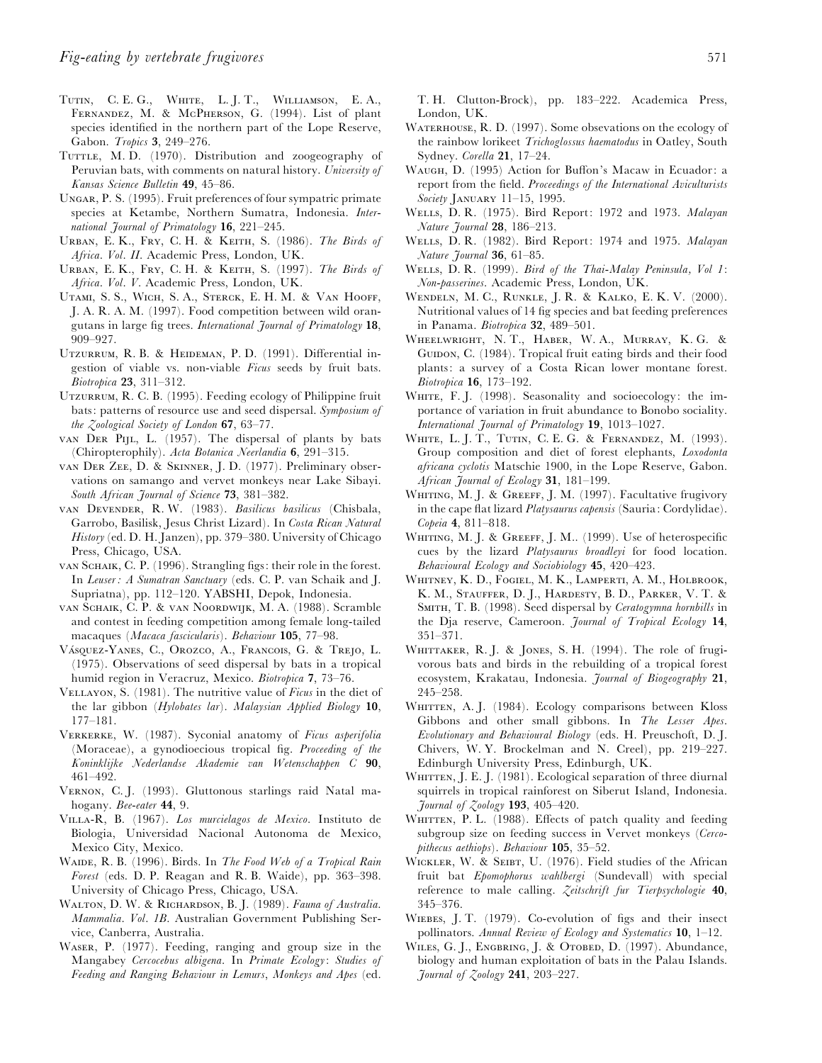Tutin, C. E. G., White, L. J. T., Williamson, E. A., Fernandez, M. & McPherson, G. (1994). List of plant species identified in the northern part of the Lope Reserve, Gabon. *Tropics* **3**, 249–276.

Tuttle, M. D. (1970). Distribution and zoogeography of Peruvian bats, with comments on natural history. *University of Kansas Science Bulletin* **49**, 45–86.

Ungar, P. S. (1995). Fruit preferences of four sympatric primate species at Ketambe, Northern Sumatra, Indonesia. *International Journal of Primatology* **16**, 221–245.

Urban, E. K., Fry, C. H. & Keith, S. (1986). *The Birds of Africa. Vol. II.* Academic Press, London, UK.

Urban, E. K., Fry, C. H. & Keith, S. (1997). *The Birds of Africa. Vol. V.* Academic Press, London, UK.

Utami, S. S., Wich, S. A., Sterck, E. H. M. & Van Hooff, J. A. R. A. M. (1997). Food competition between wild orangutans in large fig trees. *International Journal of Primatology* **18**, 909–927.

Utzurrum, R. B. & Heideman, P. D. (1991). Differential ingestion of viable vs. non-viable *Ficus* seeds by fruit bats. *Biotropica* **23**, 311–312.

Utzurrum, R. C. B. (1995). Feeding ecology of Philippine fruit bats: patterns of resource use and seed dispersal. *Symposium of the Zoological Society of London* **67**, 63–77.

van Der Pijl, L. (1957). The dispersal of plants by bats (Chiropterophily). *Acta Botanica Neerlandia* **6**, 291–315.

van Der Zee, D. & Skinner, J. D. (1977). Preliminary observations on samango and vervet monkeys near Lake Sibayi. *South African Journal of Science* **73**, 381–382.

van Devender, R. W. (1983). *Basilicus basilicus* (Chisbala, Garrobo, Basilisk, Jesus Christ Lizard). In *Costa Rican Natural History* (ed. D. H. Janzen), pp. 379–380. University of Chicago Press, Chicago, USA.

van Schaik, C. P. (1996). Strangling figs: their role in the forest. In *Leuser: A Sumatran Sanctuary* (eds. C. P. van Schaik and J. Supriatna), pp. 112–120. YABSHI, Depok, Indonesia.

van Schaik, C. P. & van Noordwijk, M. A. (1988). Scramble and contest in feeding competition among female long-tailed macaques (*Macaca fascicularis*). *Behaviour* **105**, 77–98.

Vásquez-Yanes, C., Orozco, A., Francois, G. & Trejo, L. (1975). Observations of seed dispersal by bats in a tropical humid region in Veracruz, Mexico. *Biotropica* **7**, 73–76.

Vellayon, S. (1981). The nutritive value of *Ficus* in the diet of the lar gibbon (*Hylobates lar*). *Malaysian Applied Biology* **10**, 177–181.

Verkerke, W. (1987). Syconial anatomy of *Ficus asperifolia* (Moraceae), a gynodioecious tropical fig. *Proceeding of the Koninklijke Nederlandse Akademie van Wetenschappen C* **90**, 461–492.

Vernon, C. J. (1993). Gluttonous starlings raid Natal mahogany. *Bee-eater* **44**, 9.

Villa-R, B. (1967). *Los murcielagos de Mexico*. Instituto de Biologia, Universidad Nacional Autonoma de Mexico, Mexico City, Mexico.

Waide, R. B. (1996). Birds. In *The Food Web of a Tropical Rain Forest* (eds. D. P. Reagan and R. B. Waide), pp. 363–398. University of Chicago Press, Chicago, USA.

Walton, D. W. & Richardson, B. J. (1989). *Fauna of Australia. Mammalia. Vol. 1B.* Australian Government Publishing Service, Canberra, Australia.

Waser, P. (1977). Feeding, ranging and group size in the Mangabey *Cercocebus albigena*. In *Primate Ecology: Studies of Feeding and Ranging Behaviour in Lemurs, Monkeys and Apes* (ed. T. H. Clutton-Brock), pp. 183–222. Academica Press, London, UK.

Waterhouse, R. D. (1997). Some obsevations on the ecology of the rainbow lorikeet *Trichoglossus haematodus* in Oatley, South Sydney. *Corella* **21**, 17–24.

Waugh, D. (1995) Action for Buffon's Macaw in Ecuador: a report from the field. *Proceedings of the International Aviculturists Society* January 11–15, 1995.

Wells, D. R. (1975). Bird Report: 1972 and 1973. *Malayan Nature Journal* **28**, 186–213.

Wells, D. R. (1982). Bird Report: 1974 and 1975. *Malayan Nature Journal* **36**, 61–85.

Wells, D. R. (1999). *Bird of the Thai-Malay Peninsula, Vol 1: Non-passerines*. Academic Press, London, UK.

Wendeln, M. C., Runkle, J. R. & Kalko, E. K. V. (2000). Nutritional values of 14 fig species and bat feeding preferences in Panama. *Biotropica* **32**, 489–501.

Wheelwright, N. T., Haber, W. A., Murray, K. G. & Guidon, C. (1984). Tropical fruit eating birds and their food plants: a survey of a Costa Rican lower montane forest. *Biotropica* **16**, 173–192.

White, F. J. (1998). Seasonality and socioecology: the importance of variation in fruit abundance to Bonobo sociality. *International Journal of Primatology* **19**, 1013–1027.

White, L. J. T., Tutin, C. E. G. & Fernandez, M. (1993). Group composition and diet of forest elephants, *Loxodonta africana cyclotis* Matschie 1900, in the Lope Reserve, Gabon. *African Journal of Ecology* **31**, 181–199.

Whiting, M. J. & Greeff, J. M. (1997). Facultative frugivory in the cape flat lizard *Platysaurus capensis* (Sauria: Cordylidae). *Copeia* **4**, 811–818.

Whiting, M. J. & Greeff, J. M.. (1999). Use of heterospecific cues by the lizard *Platysaurus broadleyi* for food location. *Behavioural Ecology and Sociobiology* **45**, 420–423.

Whitney, K. D., Fogiel, M. K., Lamperti, A. M., Holbrook, K. M., Stauffer, D. J., Hardesty, B. D., Parker, V. T. & Smith, T. B. (1998). Seed dispersal by *Ceratogymna hornbills* in the Dja reserve, Cameroon. *Journal of Tropical Ecology* **14**, 351–371.

Whittaker, R. J. & Jones, S. H. (1994). The role of frugivorous bats and birds in the rebuilding of a tropical forest ecosystem, Krakatau, Indonesia. *Journal of Biogeography* **21**, 245–258.

Whitten, A. J. (1984). Ecology comparisons between Kloss Gibbons and other small gibbons. In *The Lesser Apes. Evolutionary and Behavioural Biology* (eds. H. Preuschoft, D. J. Chivers, W. Y. Brockelman and N. Creel), pp. 219–227. Edinburgh University Press, Edinburgh, UK.

Whitten, J. E. J. (1981). Ecological separation of three diurnal squirrels in tropical rainforest on Siberut Island, Indonesia. *Journal of Zoology* **193**, 405–420.

Whitten, P. L. (1988). Effects of patch quality and feeding subgroup size on feeding success in Vervet monkeys (*Cercopithecus aethiops*). *Behaviour* **105**, 35–52.

Wickler, W. & Seibt, U. (1976). Field studies of the African fruit bat *Epomophorus wahlbergi* (Sundevall) with special reference to male calling. *Zeitschrift fur Tierpsychologie* **40**, 345–376.

Wiebes, J. T. (1979). Co-evolution of figs and their insect pollinators. *Annual Review of Ecology and Systematics* **10**, 1–12.

Wiles, G. J., Engbring, J. & Otobed, D. (1997). Abundance, biology and human exploitation of bats in the Palau Islands. *Journal of Zoology* **241**, 203–227.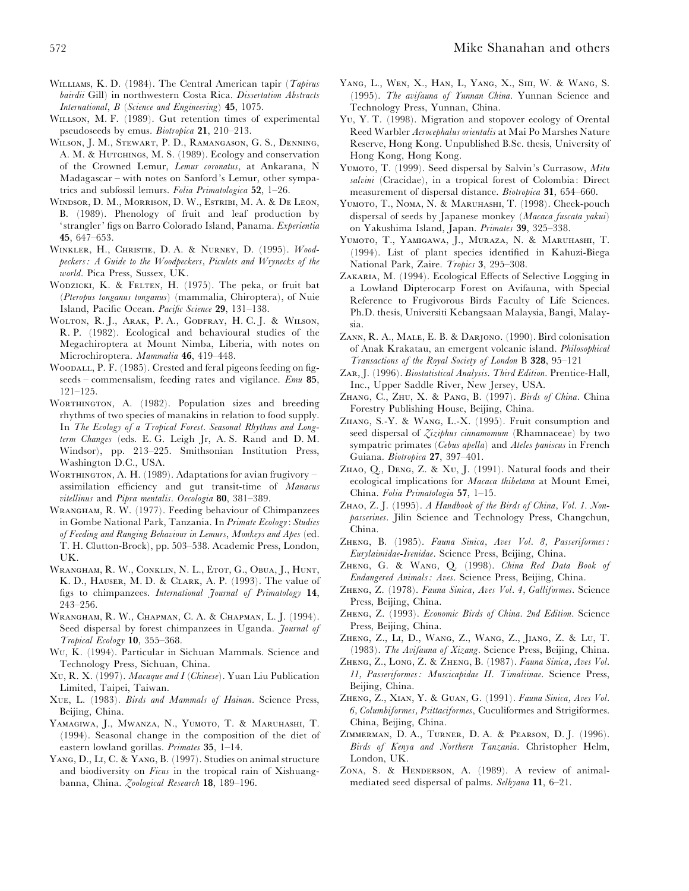Williams, K. D. (1984). The Central American tapir (*Tapirus bairdii* Gill) in northwestern Costa Rica. *Dissertation Abstracts International, B (Science and Engineering)* **45**, 1075.

Willson, M. F. (1989). Gut retention times of experimental pseudoseeds by emus. *Biotropica* **21**, 210–213.

Wilson, J. M., Stewart, P. D., Ramangason, G. S., Denning, A. M. & Hutchings, M. S. (1989). Ecology and conservation of the Crowned Lemur, *Lemur coronatus*, at Ankarana, N Madagascar – with notes on Sanford's Lemur, other sympatrics and subfossil lemurs. *Folia Primatologica* **52**, 1–26.

Windsor, D. M., Morrison, D. W., Estribi, M. A. & De Leon, B. (1989). Phenology of fruit and leaf production by 'strangler' figs on Barro Colorado Island, Panama. *Experientia* **45**, 647–653.

Winkler, H., Christie, D. A. & Nurney, D. (1995). *Woodpeckers: A Guide to the Woodpeckers, Piculets and Wrynecks of the world*. Pica Press, Sussex, UK.

Wodzicki, K. & Felten, H. (1975). The peka, or fruit bat (*Pteropus tonganus tonganus*) (mammalia, Chiroptera), of Nuie Island, Pacific Ocean. *Pacific Science* **29**, 131–138.

Wolton, R. J., Arak, P. A., Godfray, H. C. J. & Wilson, R. P. (1982). Ecological and behavioural studies of the Megachiroptera at Mount Nimba, Liberia, with notes on Microchiroptera. *Mammalia* **46**, 419–448.

Woodall, P. F. (1985). Crested and feral pigeons feeding on fig-seeds – commensalism, feeding rates and vigilance. *Emu* **85**, 121–125.

Worthington, A. (1982). Population sizes and breeding rhythms of two species of manakins in relation to food supply. In *The Ecology of a Tropical Forest. Seasonal Rhythms and Long-term Changes* (eds. E. G. Leigh Jr, A. S. Rand and D. M. Windsor), pp. 213–225. Smithsonian Institution Press, Washington D.C., USA.

Worthington, A. H. (1989). Adaptations for avian frugivory – assimilation efficiency and gut transit-time of *Manacus vitellinus* and *Pipra mentalis*. *Oecologia* **80**, 381–389.

Wrangham, R. W. (1977). Feeding behaviour of Chimpanzees in Gombe National Park, Tanzania. In *Primate Ecology: Studies of Feeding and Ranging Behaviour in Lemurs, Monkeys and Apes* (ed. T. H. Clutton-Brock), pp. 503–538. Academic Press, London, UK.

Wrangham, R. W., Conklin, N. L., Etot, G., Obua, J., Hunt, K. D., Hauser, M. D. & Clark, A. P. (1993). The value of figs to chimpanzees. *International Journal of Primatology* **14**, 243–256.

Wrangham, R. W., Chapman, C. A. & Chapman, L. J. (1994). Seed dispersal by forest chimpanzees in Uganda. *Journal of Tropical Ecology* **10**, 355–368.

Wu, K. (1994). Particular in Sichuan Mammals. Science and Technology Press, Sichuan, China.

Xu, R. X. (1997). *Macaque and I (Chinese)*. Yuan Liu Publication Limited, Taipei, Taiwan.

Xue, L. (1983). *Birds and Mammals of Hainan*. Science Press, Beijing, China.

Yamagiwa, J., Mwanza, N., Yumoto, T. & Maruhashi, T. (1994). Seasonal change in the composition of the diet of eastern lowland gorillas. *Primates* **35**, 1–14.

Yang, D., Li, C. & Yang, B. (1997). Studies on animal structure and biodiversity on *Ficus* in the tropical rain of Xishuangbanna, China. *Zoological Research* **18**, 189–196.

Yang, L., Wen, X., Han, L, Yang, X., Shi, W. & Wang, S. (1995). *The avifauna of Yunnan China*. Yunnan Science and Technology Press, Yunnan, China.

Yu, Y. T. (1998). Migration and stopover ecology of Orental Reed Warbler *Acrocephalus orientalis* at Mai Po Marshes Nature Reserve, Hong Kong. Unpublished B.Sc. thesis, University of Hong Kong, Hong Kong.

Yumoto, T. (1999). Seed dispersal by Salvin's Currasow, *Mitu salvini* (Cracidae), in a tropical forest of Colombia: Direct measurement of dispersal distance. *Biotropica* **31**, 654–660.

Yumoto, T., Noma, N. & Maruhashi, T. (1998). Cheek-pouch dispersal of seeds by Japanese monkey (*Macaca fuscata yakui*) on Yakushima Island, Japan. *Primates* **39**, 325–338.

Yumoto, T., Yamigawa, J., Muraza, N. & Maruhashi, T. (1994). List of plant species identified in Kahuzi-Biega National Park, Zaire. *Tropics* **3**, 295–308.

Zakaria, M. (1994). Ecological Effects of Selective Logging in a Lowland Dipterocarp Forest on Avifauna, with Special Reference to Frugivorous Birds Faculty of Life Sciences. Ph.D. thesis, Universiti Kebangsaan Malaysia, Bangi, Malaysia.

Zann, R. A., Male, E. B. & Darjono. (1990). Bird colonisation of Anak Krakatau, an emergent volcanic island. *Philosophical Transactions of the Royal Society of London* B **328**, 95–121

Zar, J. (1996). *Biostatistical Analysis. Third Edition*. Prentice-Hall, Inc., Upper Saddle River, New Jersey, USA.

Zhang, C., Zhu, X. & Pang, B. (1997). *Birds of China*. China Forestry Publishing House, Beijing, China.

Zhang, S.-Y. & Wang, L.-X. (1995). Fruit consumption and seed dispersal of *Ziziphus cinnamomum* (Rhamnaceae) by two sympatric primates (*Cebus apella*) and *Ateles paniscus* in French Guiana. *Biotropica* **27**, 397–401.

Zhao, Q., Deng, Z. & Xu, J. (1991). Natural foods and their ecological implications for *Macaca thibetana* at Mount Emei, China. *Folia Primatologia* **57**, 1–15.

Zhao, Z. J. (1995). *A Handbook of the Birds of China, Vol. 1. Non-passerines*. Jilin Science and Technology Press, Changchun, China.

Zheng, B. (1985). *Fauna Sinica, Aves Vol. 8, Passeriformes: Eurylaimidae-Irenidae*. Science Press, Beijing, China.

Zheng, G. & Wang, Q. (1998). *China Red Data Book of Endangered Animals: Aves*. Science Press, Beijing, China.

Zheng, Z. (1978). *Fauna Sinica, Aves Vol. 4, Galliformes*. Science Press, Beijing, China.

Zheng, Z. (1993). *Economic Birds of China. 2nd Edition*. Science Press, Beijing, China.

Zheng, Z., Li, D., Wang, Z., Wang, Z., Jiang, Z. & Lu, T. (1983). *The Avifauna of Xizang*. Science Press, Beijing, China.

Zheng, Z., Long, Z. & Zheng, B. (1987). *Fauna Sinica, Aves Vol. 11, Passeriformes: Muscicapidae II. Timaliinae*. Science Press, Beijing, China.

Zheng, Z., Xian, Y. & Guan, G. (1991). *Fauna Sinica, Aves Vol. 6, Columbiformes, Psittaciformes*, Cuculiformes and Strigiformes. China, Beijing, China.

Zimmerman, D. A., Turner, D. A. & Pearson, D. J. (1996). *Birds of Kenya and Northern Tanzania*. Christopher Helm, London, UK.

Zona, S. & Henderson, A. (1989). A review of animal-mediated seed dispersal of palms. *Selbyana* **11**, 6–21.